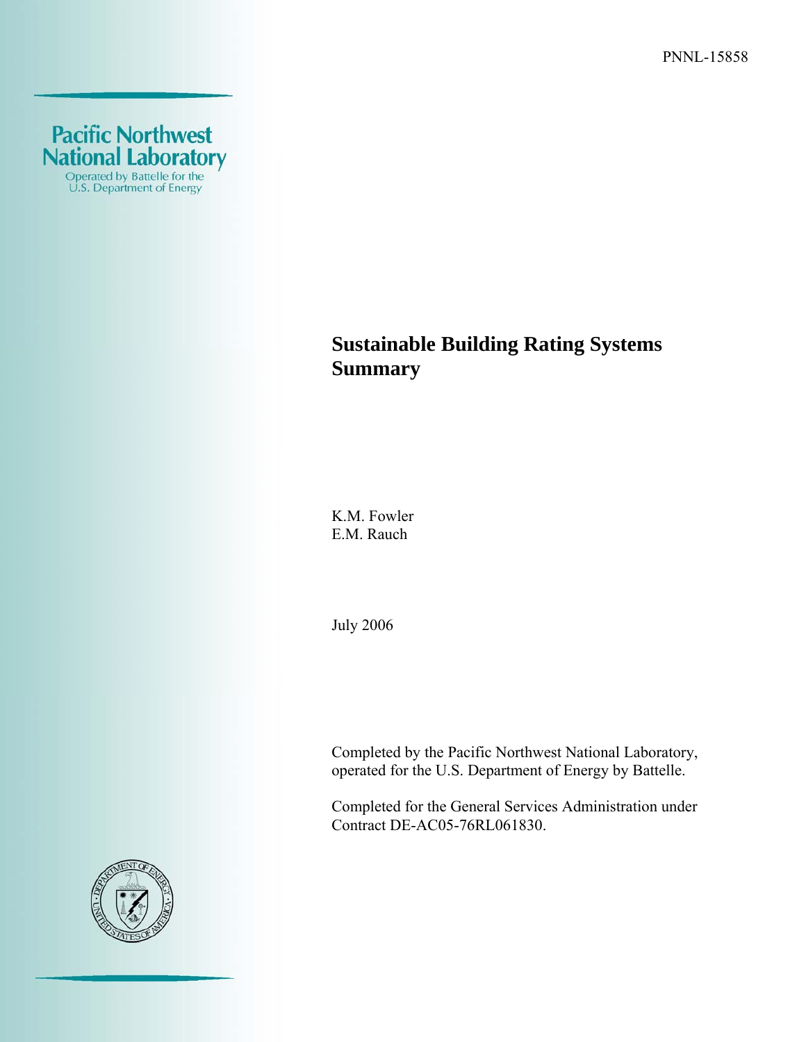PNNL-15858

Pacific Northwest National Laboratory

Operated by Battelle for the U.S. Department of Energy

# Sustainable Building Rating Systems Summary

K.M. Fowler
E.M. Rauch

July 2006

Completed by the Pacific Northwest National Laboratory, operated for the U.S. Department of Energy by Battelle.

Completed for the General Services Administration under Contract DE-AC05-76RL061830.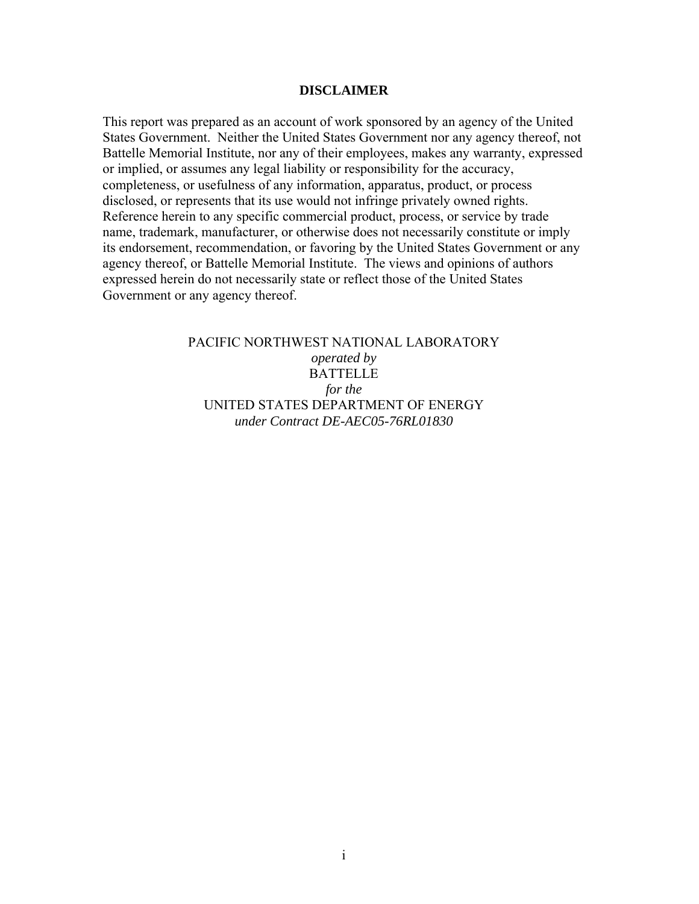## DISCLAIMER

This report was prepared as an account of work sponsored by an agency of the United States Government. Neither the United States Government nor any agency thereof, not Battelle Memorial Institute, nor any of their employees, makes any warranty, expressed or implied, or assumes any legal liability or responsibility for the accuracy, completeness, or usefulness of any information, apparatus, product, or process disclosed, or represents that its use would not infringe privately owned rights. Reference herein to any specific commercial product, process, or service by trade name, trademark, manufacturer, or otherwise does not necessarily constitute or imply its endorsement, recommendation, or favoring by the United States Government or any agency thereof, or Battelle Memorial Institute. The views and opinions of authors expressed herein do not necessarily state or reflect those of the United States Government or any agency thereof.

PACIFIC NORTHWEST NATIONAL LABORATORY
*operated by*
BATTELLE
*for the*
UNITED STATES DEPARTMENT OF ENERGY
*under Contract DE-AEC05-76RL01830*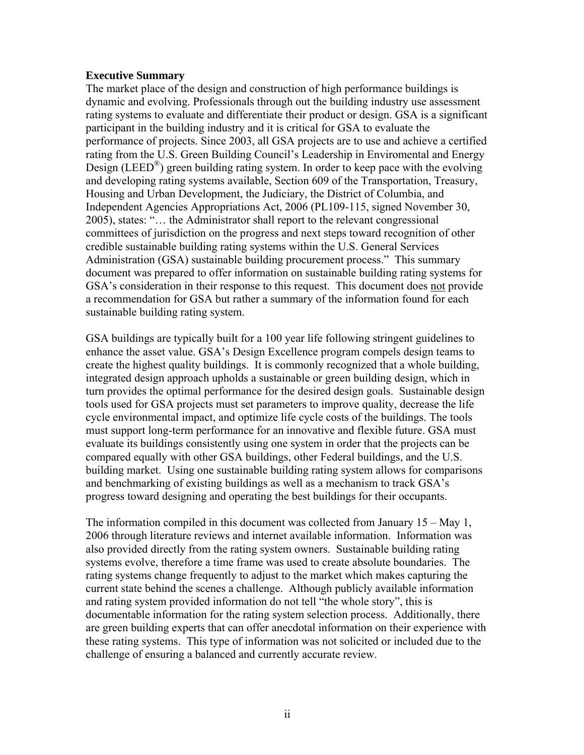**Executive Summary**

The market place of the design and construction of high performance buildings is dynamic and evolving. Professionals through out the building industry use assessment rating systems to evaluate and differentiate their product or design. GSA is a significant participant in the building industry and it is critical for GSA to evaluate the performance of projects. Since 2003, all GSA projects are to use and achieve a certified rating from the U.S. Green Building Council's Leadership in Enviromental and Energy Design (LEED®) green building rating system. In order to keep pace with the evolving and developing rating systems available, Section 609 of the Transportation, Treasury, Housing and Urban Development, the Judiciary, the District of Columbia, and Independent Agencies Appropriations Act, 2006 (PL109-115, signed November 30, 2005), states: "… the Administrator shall report to the relevant congressional committees of jurisdiction on the progress and next steps toward recognition of other credible sustainable building rating systems within the U.S. General Services Administration (GSA) sustainable building procurement process." This summary document was prepared to offer information on sustainable building rating systems for GSA's consideration in their response to this request. This document does <u>not</u> provide a recommendation for GSA but rather a summary of the information found for each sustainable building rating system.

GSA buildings are typically built for a 100 year life following stringent guidelines to enhance the asset value. GSA's Design Excellence program compels design teams to create the highest quality buildings. It is commonly recognized that a whole building, integrated design approach upholds a sustainable or green building design, which in turn provides the optimal performance for the desired design goals. Sustainable design tools used for GSA projects must set parameters to improve quality, decrease the life cycle environmental impact, and optimize life cycle costs of the buildings. The tools must support long-term performance for an innovative and flexible future. GSA must evaluate its buildings consistently using one system in order that the projects can be compared equally with other GSA buildings, other Federal buildings, and the U.S. building market. Using one sustainable building rating system allows for comparisons and benchmarking of existing buildings as well as a mechanism to track GSA's progress toward designing and operating the best buildings for their occupants.

The information compiled in this document was collected from January 15 – May 1, 2006 through literature reviews and internet available information. Information was also provided directly from the rating system owners. Sustainable building rating systems evolve, therefore a time frame was used to create absolute boundaries. The rating systems change frequently to adjust to the market which makes capturing the current state behind the scenes a challenge. Although publicly available information and rating system provided information do not tell "the whole story", this is documentable information for the rating system selection process. Additionally, there are green building experts that can offer anecdotal information on their experience with these rating systems. This type of information was not solicited or included due to the challenge of ensuring a balanced and currently accurate review.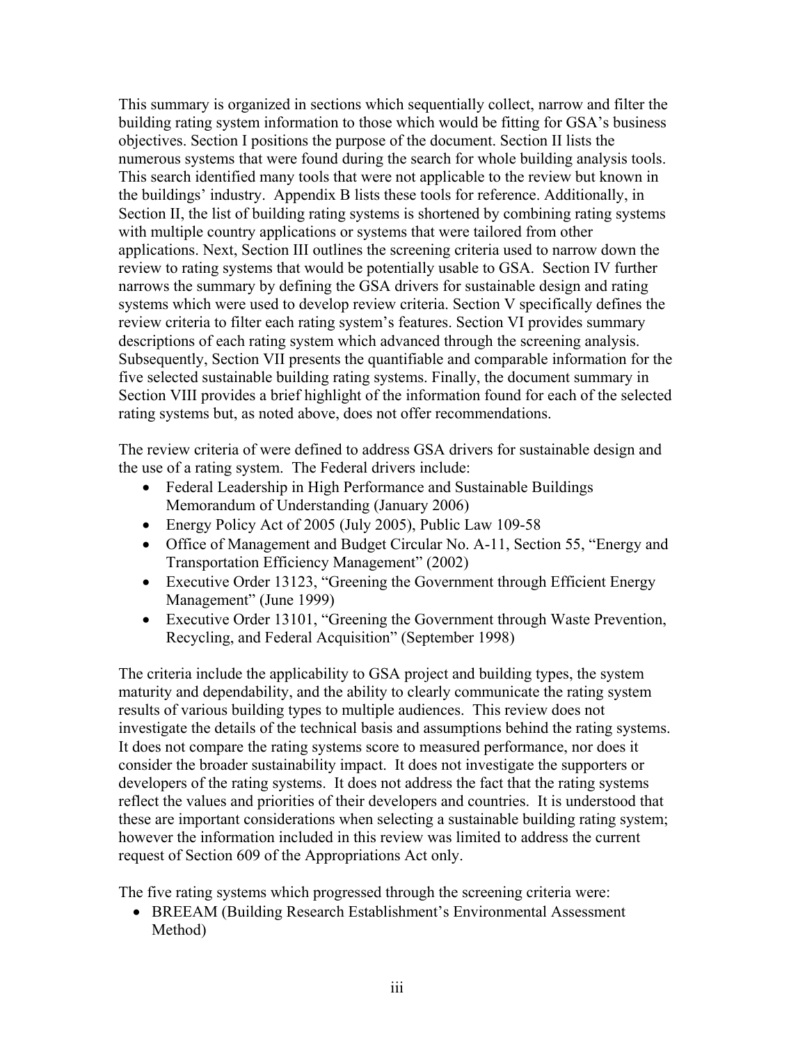This summary is organized in sections which sequentially collect, narrow and filter the building rating system information to those which would be fitting for GSA's business objectives. Section I positions the purpose of the document. Section II lists the numerous systems that were found during the search for whole building analysis tools. This search identified many tools that were not applicable to the review but known in the buildings' industry. Appendix B lists these tools for reference. Additionally, in Section II, the list of building rating systems is shortened by combining rating systems with multiple country applications or systems that were tailored from other applications. Next, Section III outlines the screening criteria used to narrow down the review to rating systems that would be potentially usable to GSA. Section IV further narrows the summary by defining the GSA drivers for sustainable design and rating systems which were used to develop review criteria. Section V specifically defines the review criteria to filter each rating system's features. Section VI provides summary descriptions of each rating system which advanced through the screening analysis. Subsequently, Section VII presents the quantifiable and comparable information for the five selected sustainable building rating systems. Finally, the document summary in Section VIII provides a brief highlight of the information found for each of the selected rating systems but, as noted above, does not offer recommendations.

The review criteria of were defined to address GSA drivers for sustainable design and the use of a rating system. The Federal drivers include:

- Federal Leadership in High Performance and Sustainable Buildings Memorandum of Understanding (January 2006)
- Energy Policy Act of 2005 (July 2005), Public Law 109-58
- Office of Management and Budget Circular No. A-11, Section 55, "Energy and Transportation Efficiency Management" (2002)
- Executive Order 13123, "Greening the Government through Efficient Energy Management" (June 1999)
- Executive Order 13101, "Greening the Government through Waste Prevention, Recycling, and Federal Acquisition" (September 1998)

The criteria include the applicability to GSA project and building types, the system maturity and dependability, and the ability to clearly communicate the rating system results of various building types to multiple audiences. This review does not investigate the details of the technical basis and assumptions behind the rating systems. It does not compare the rating systems score to measured performance, nor does it consider the broader sustainability impact. It does not investigate the supporters or developers of the rating systems. It does not address the fact that the rating systems reflect the values and priorities of their developers and countries. It is understood that these are important considerations when selecting a sustainable building rating system; however the information included in this review was limited to address the current request of Section 609 of the Appropriations Act only.

The five rating systems which progressed through the screening criteria were:

- BREEAM (Building Research Establishment's Environmental Assessment Method)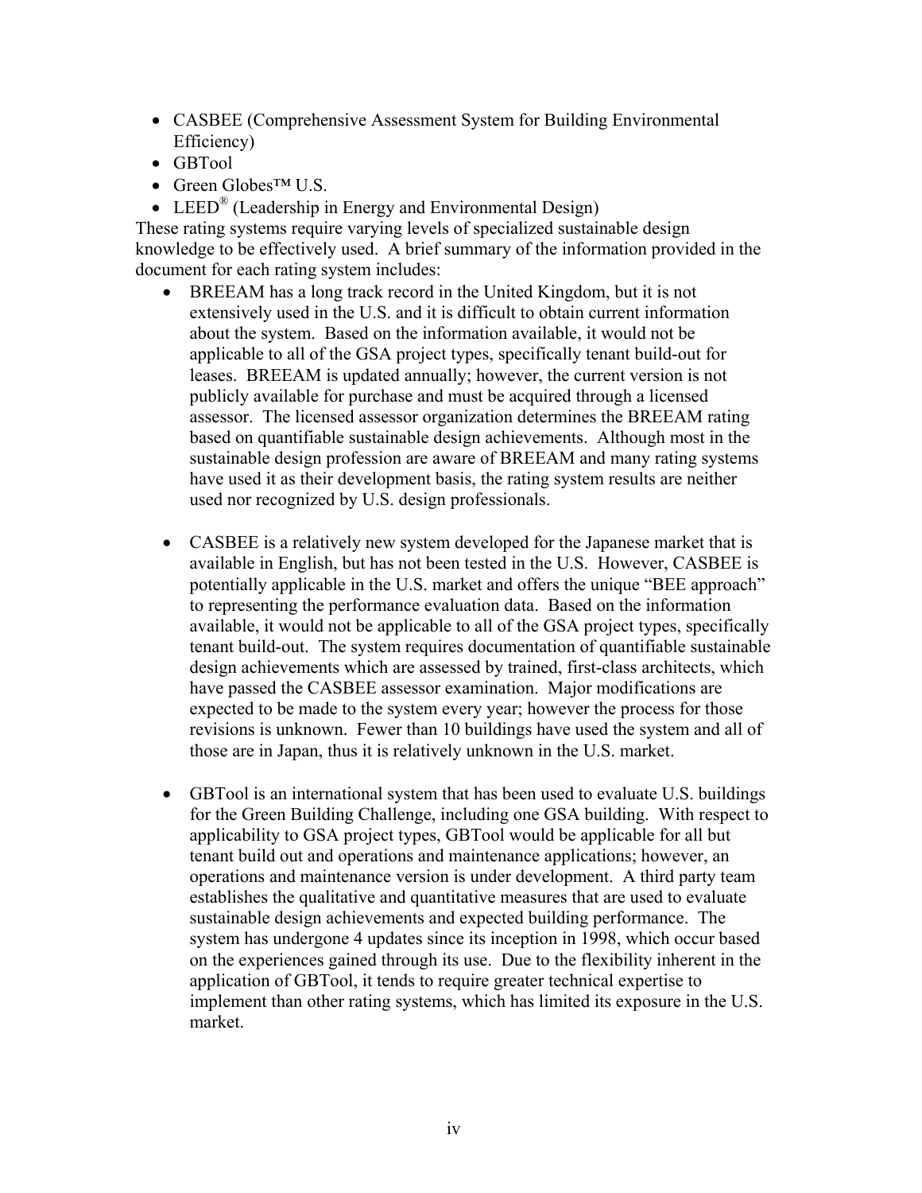- CASBEE (Comprehensive Assessment System for Building Environmental Efficiency)
- GBTool
- Green Globes™ U.S.
- LEED® (Leadership in Energy and Environmental Design)

These rating systems require varying levels of specialized sustainable design knowledge to be effectively used. A brief summary of the information provided in the document for each rating system includes:

- BREEAM has a long track record in the United Kingdom, but it is not extensively used in the U.S. and it is difficult to obtain current information about the system. Based on the information available, it would not be applicable to all of the GSA project types, specifically tenant build-out for leases. BREEAM is updated annually; however, the current version is not publicly available for purchase and must be acquired through a licensed assessor. The licensed assessor organization determines the BREEAM rating based on quantifiable sustainable design achievements. Although most in the sustainable design profession are aware of BREEAM and many rating systems have used it as their development basis, the rating system results are neither used nor recognized by U.S. design professionals.

- CASBEE is a relatively new system developed for the Japanese market that is available in English, but has not been tested in the U.S. However, CASBEE is potentially applicable in the U.S. market and offers the unique "BEE approach" to representing the performance evaluation data. Based on the information available, it would not be applicable to all of the GSA project types, specifically tenant build-out. The system requires documentation of quantifiable sustainable design achievements which are assessed by trained, first-class architects, which have passed the CASBEE assessor examination. Major modifications are expected to be made to the system every year; however the process for those revisions is unknown. Fewer than 10 buildings have used the system and all of those are in Japan, thus it is relatively unknown in the U.S. market.

- GBTool is an international system that has been used to evaluate U.S. buildings for the Green Building Challenge, including one GSA building. With respect to applicability to GSA project types, GBTool would be applicable for all but tenant build out and operations and maintenance applications; however, an operations and maintenance version is under development. A third party team establishes the qualitative and quantitative measures that are used to evaluate sustainable design achievements and expected building performance. The system has undergone 4 updates since its inception in 1998, which occur based on the experiences gained through its use. Due to the flexibility inherent in the application of GBTool, it tends to require greater technical expertise to implement than other rating systems, which has limited its exposure in the U.S. market.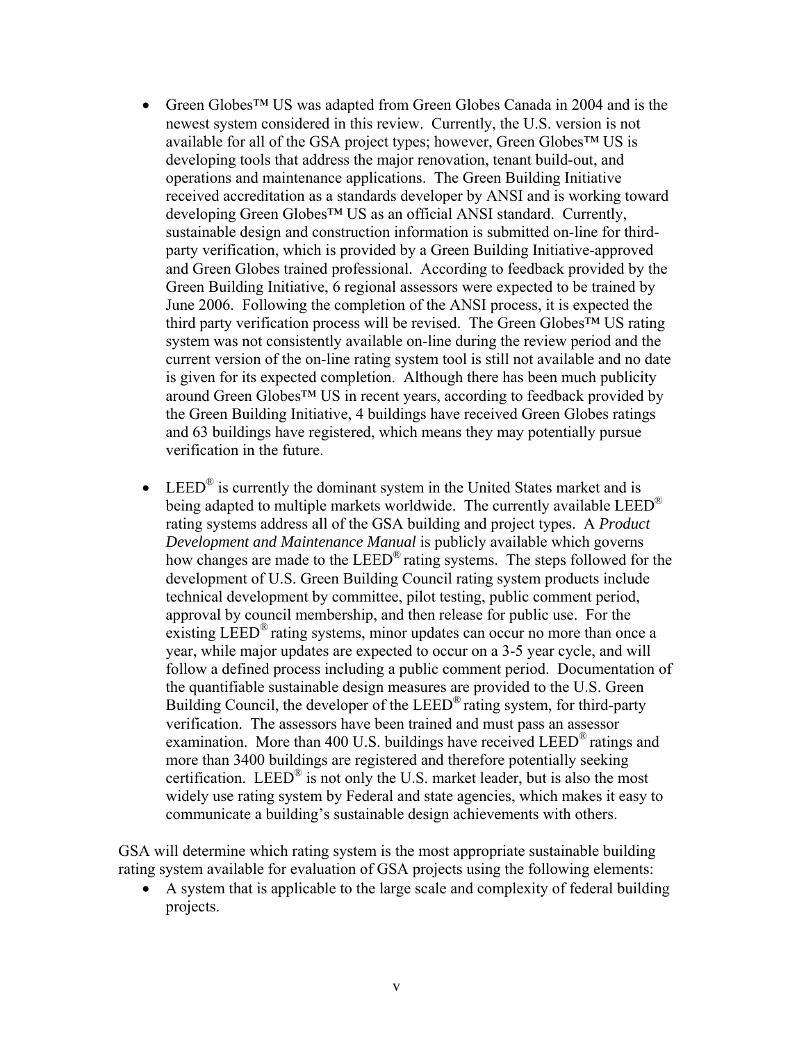- Green Globes™ US was adapted from Green Globes Canada in 2004 and is the newest system considered in this review. Currently, the U.S. version is not available for all of the GSA project types; however, Green Globes™ US is developing tools that address the major renovation, tenant build-out, and operations and maintenance applications. The Green Building Initiative received accreditation as a standards developer by ANSI and is working toward developing Green Globes™ US as an official ANSI standard. Currently, sustainable design and construction information is submitted on-line for third-party verification, which is provided by a Green Building Initiative-approved and Green Globes trained professional. According to feedback provided by the Green Building Initiative, 6 regional assessors were expected to be trained by June 2006. Following the completion of the ANSI process, it is expected the third party verification process will be revised. The Green Globes™ US rating system was not consistently available on-line during the review period and the current version of the on-line rating system tool is still not available and no date is given for its expected completion. Although there has been much publicity around Green Globes™ US in recent years, according to feedback provided by the Green Building Initiative, 4 buildings have received Green Globes ratings and 63 buildings have registered, which means they may potentially pursue verification in the future.

- LEED® is currently the dominant system in the United States market and is being adapted to multiple markets worldwide. The currently available LEED® rating systems address all of the GSA building and project types. A *Product Development and Maintenance Manual* is publicly available which governs how changes are made to the LEED® rating systems. The steps followed for the development of U.S. Green Building Council rating system products include technical development by committee, pilot testing, public comment period, approval by council membership, and then release for public use. For the existing LEED® rating systems, minor updates can occur no more than once a year, while major updates are expected to occur on a 3-5 year cycle, and will follow a defined process including a public comment period. Documentation of the quantifiable sustainable design measures are provided to the U.S. Green Building Council, the developer of the LEED® rating system, for third-party verification. The assessors have been trained and must pass an assessor examination. More than 400 U.S. buildings have received LEED® ratings and more than 3400 buildings are registered and therefore potentially seeking certification. LEED® is not only the U.S. market leader, but is also the most widely use rating system by Federal and state agencies, which makes it easy to communicate a building's sustainable design achievements with others.

GSA will determine which rating system is the most appropriate sustainable building rating system available for evaluation of GSA projects using the following elements:

- A system that is applicable to the large scale and complexity of federal building projects.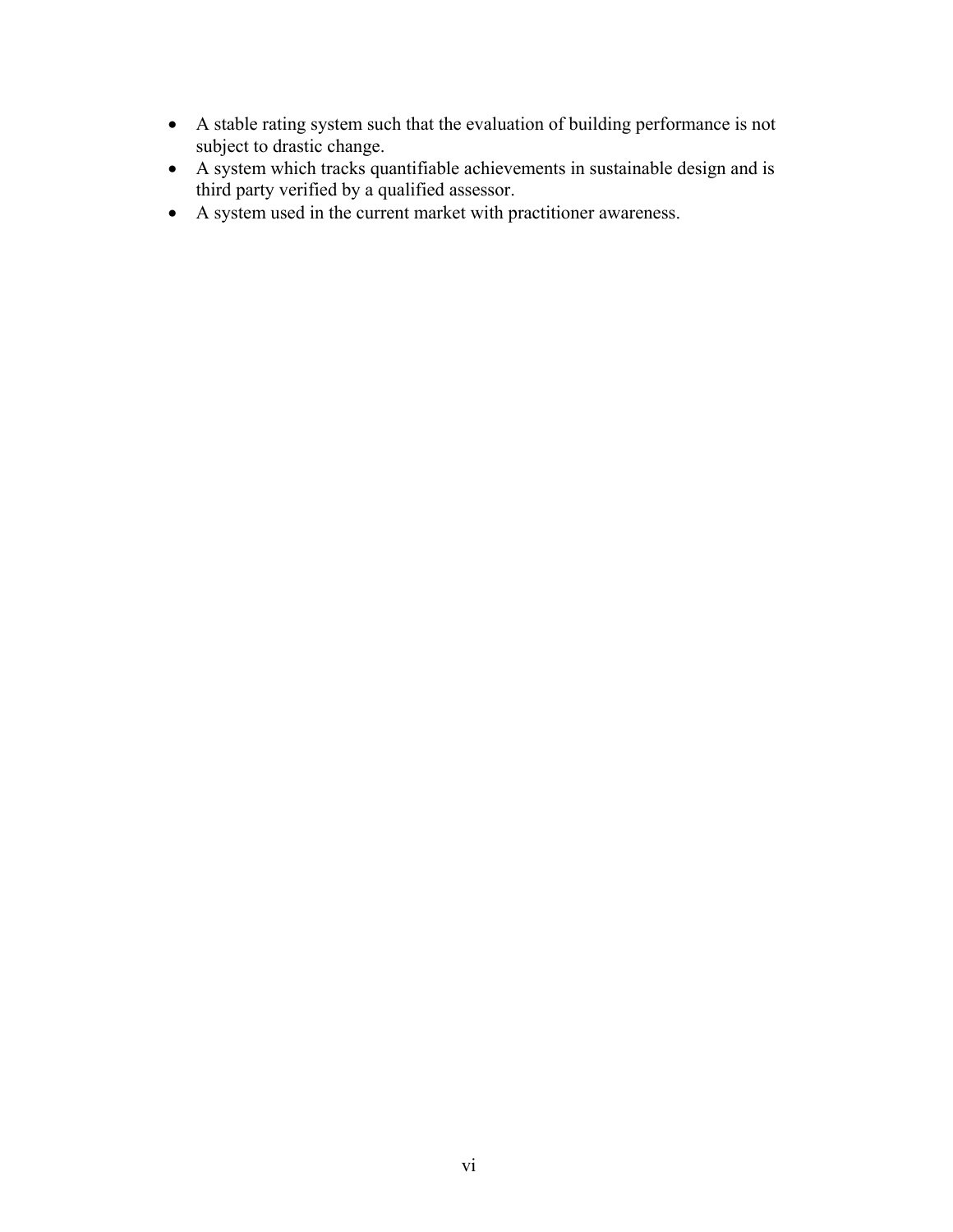- A stable rating system such that the evaluation of building performance is not subject to drastic change.
- A system which tracks quantifiable achievements in sustainable design and is third party verified by a qualified assessor.
- A system used in the current market with practitioner awareness.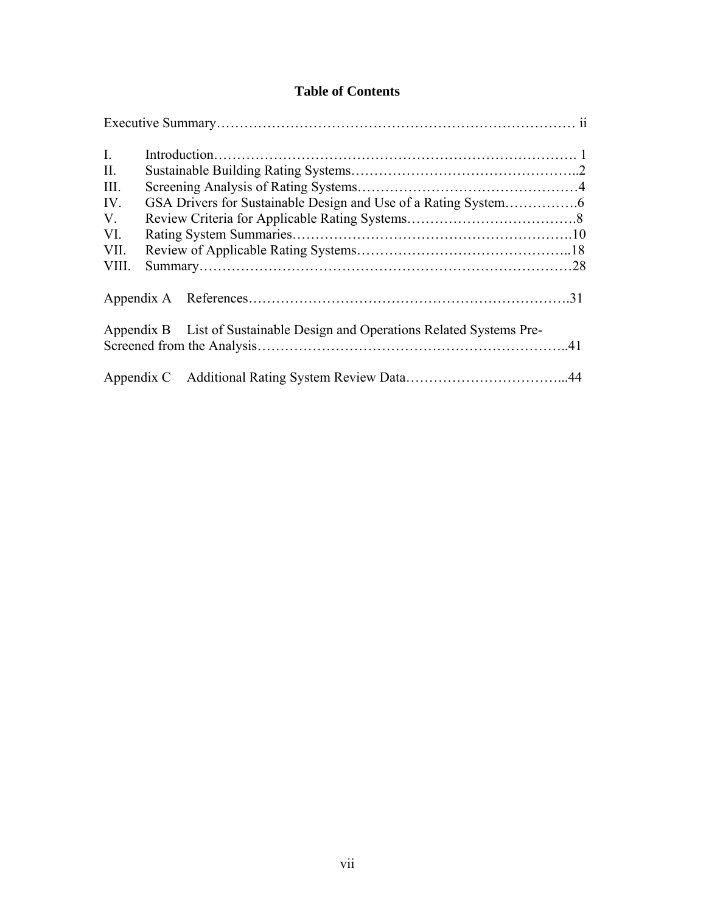# Table of Contents

Executive Summary…………………………………………………………………… ii

I. Introduction……………………………………………………………………. 1
II. Sustainable Building Rating Systems…………………………………………..2
III. Screening Analysis of Rating Systems…………………………………………4
IV. GSA Drivers for Sustainable Design and Use of a Rating System…………….6
V. Review Criteria for Applicable Rating Systems……………………………….8
VI. Rating System Summaries…………………………………………………….10
VII. Review of Applicable Rating Systems………………………………………..18
VIII. Summary……………………………………………………………………28

Appendix A References………………………………………………………….31

Appendix B List of Sustainable Design and Operations Related Systems Pre-Screened from the Analysis……………………………………………………..41

Appendix C Additional Rating System Review Data……………………………...44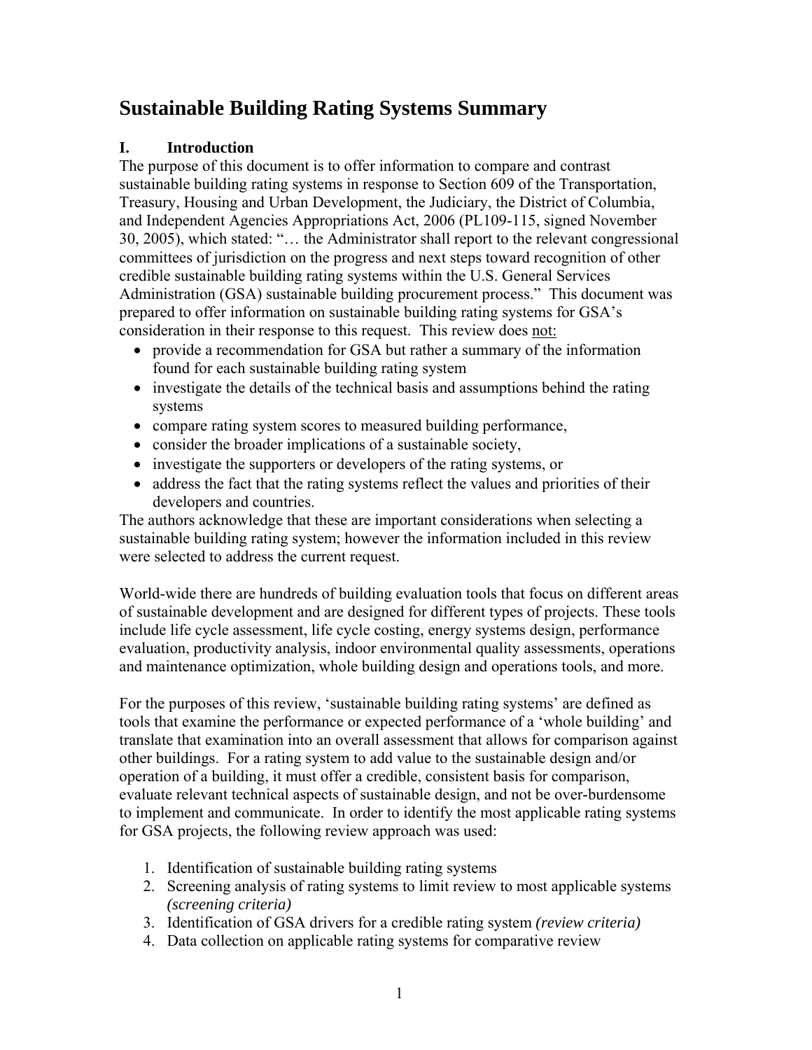# Sustainable Building Rating Systems Summary

## I. Introduction

The purpose of this document is to offer information to compare and contrast sustainable building rating systems in response to Section 609 of the Transportation, Treasury, Housing and Urban Development, the Judiciary, the District of Columbia, and Independent Agencies Appropriations Act, 2006 (PL109-115, signed November 30, 2005), which stated: "… the Administrator shall report to the relevant congressional committees of jurisdiction on the progress and next steps toward recognition of other credible sustainable building rating systems within the U.S. General Services Administration (GSA) sustainable building procurement process." This document was prepared to offer information on sustainable building rating systems for GSA's consideration in their response to this request. This review does not:

- provide a recommendation for GSA but rather a summary of the information found for each sustainable building rating system
- investigate the details of the technical basis and assumptions behind the rating systems
- compare rating system scores to measured building performance,
- consider the broader implications of a sustainable society,
- investigate the supporters or developers of the rating systems, or
- address the fact that the rating systems reflect the values and priorities of their developers and countries.

The authors acknowledge that these are important considerations when selecting a sustainable building rating system; however the information included in this review were selected to address the current request.

World-wide there are hundreds of building evaluation tools that focus on different areas of sustainable development and are designed for different types of projects. These tools include life cycle assessment, life cycle costing, energy systems design, performance evaluation, productivity analysis, indoor environmental quality assessments, operations and maintenance optimization, whole building design and operations tools, and more.

For the purposes of this review, 'sustainable building rating systems' are defined as tools that examine the performance or expected performance of a 'whole building' and translate that examination into an overall assessment that allows for comparison against other buildings. For a rating system to add value to the sustainable design and/or operation of a building, it must offer a credible, consistent basis for comparison, evaluate relevant technical aspects of sustainable design, and not be over-burdensome to implement and communicate. In order to identify the most applicable rating systems for GSA projects, the following review approach was used:

1. Identification of sustainable building rating systems
2. Screening analysis of rating systems to limit review to most applicable systems *(screening criteria)*
3. Identification of GSA drivers for a credible rating system *(review criteria)*
4. Data collection on applicable rating systems for comparative review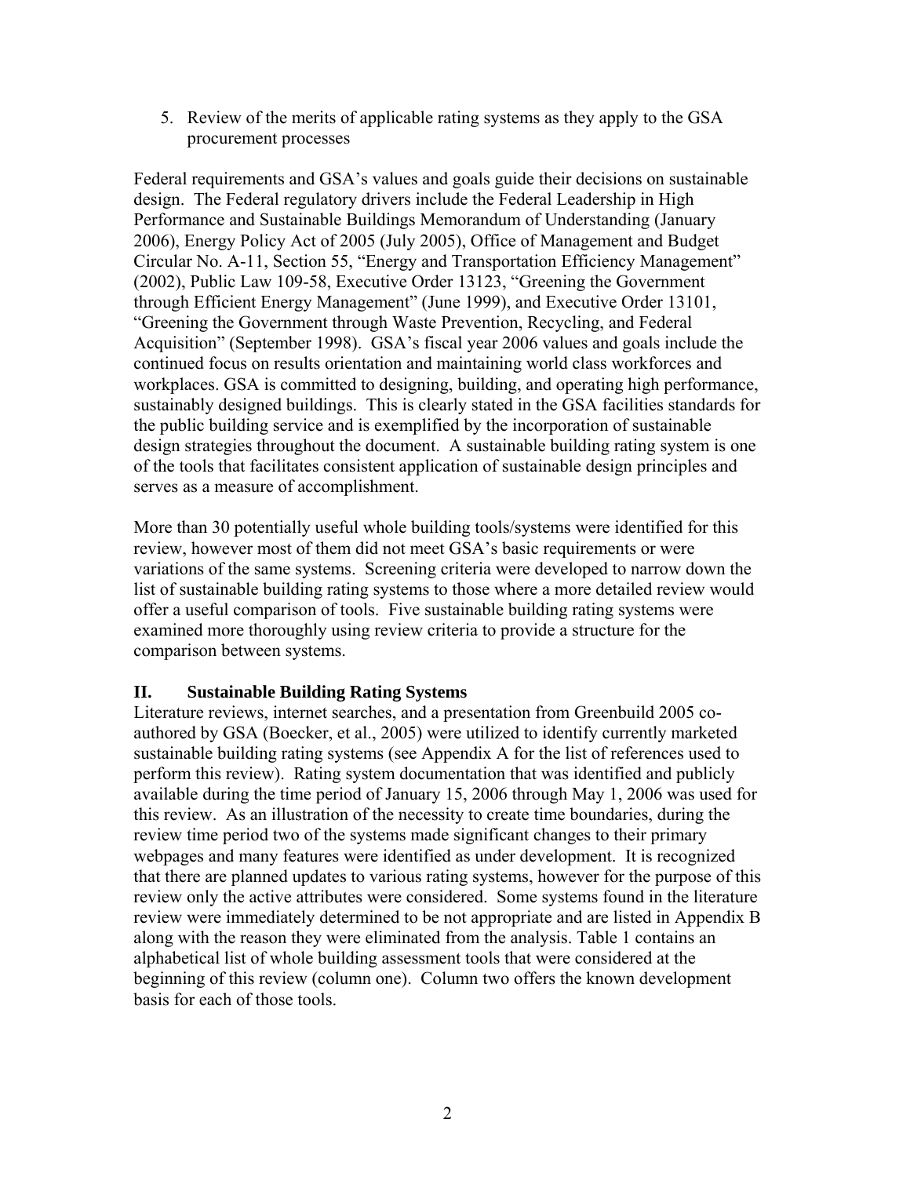5. Review of the merits of applicable rating systems as they apply to the GSA procurement processes

Federal requirements and GSA's values and goals guide their decisions on sustainable design. The Federal regulatory drivers include the Federal Leadership in High Performance and Sustainable Buildings Memorandum of Understanding (January 2006), Energy Policy Act of 2005 (July 2005), Office of Management and Budget Circular No. A-11, Section 55, "Energy and Transportation Efficiency Management" (2002), Public Law 109-58, Executive Order 13123, "Greening the Government through Efficient Energy Management" (June 1999), and Executive Order 13101, "Greening the Government through Waste Prevention, Recycling, and Federal Acquisition" (September 1998). GSA's fiscal year 2006 values and goals include the continued focus on results orientation and maintaining world class workforces and workplaces. GSA is committed to designing, building, and operating high performance, sustainably designed buildings. This is clearly stated in the GSA facilities standards for the public building service and is exemplified by the incorporation of sustainable design strategies throughout the document. A sustainable building rating system is one of the tools that facilitates consistent application of sustainable design principles and serves as a measure of accomplishment.

More than 30 potentially useful whole building tools/systems were identified for this review, however most of them did not meet GSA's basic requirements or were variations of the same systems. Screening criteria were developed to narrow down the list of sustainable building rating systems to those where a more detailed review would offer a useful comparison of tools. Five sustainable building rating systems were examined more thoroughly using review criteria to provide a structure for the comparison between systems.

## II. Sustainable Building Rating Systems

Literature reviews, internet searches, and a presentation from Greenbuild 2005 co-authored by GSA (Boecker, et al., 2005) were utilized to identify currently marketed sustainable building rating systems (see Appendix A for the list of references used to perform this review). Rating system documentation that was identified and publicly available during the time period of January 15, 2006 through May 1, 2006 was used for this review. As an illustration of the necessity to create time boundaries, during the review time period two of the systems made significant changes to their primary webpages and many features were identified as under development. It is recognized that there are planned updates to various rating systems, however for the purpose of this review only the active attributes were considered. Some systems found in the literature review were immediately determined to be not appropriate and are listed in Appendix B along with the reason they were eliminated from the analysis. Table 1 contains an alphabetical list of whole building assessment tools that were considered at the beginning of this review (column one). Column two offers the known development basis for each of those tools.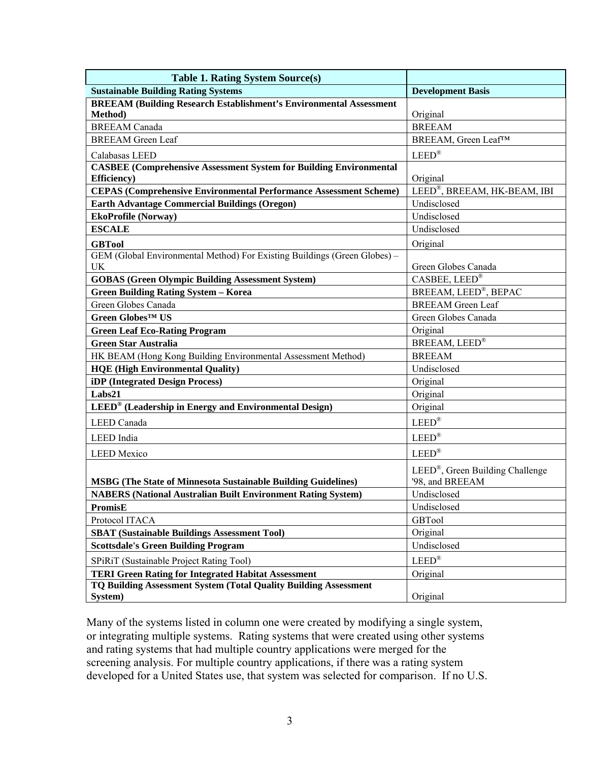| **Table 1. Rating System Source(s)** | |
|---|---|
| **Sustainable Building Rating Systems** | **Development Basis** |
| **BREEAM (Building Research Establishment's Environmental Assessment Method)** | Original |
| BREEAM Canada | BREEAM |
| BREEAM Green Leaf | BREEAM, Green Leaf™ |
| Calabasas LEED | LEED® |
| **CASBEE (Comprehensive Assessment System for Building Environmental Efficiency)** | Original |
| **CEPAS (Comprehensive Environmental Performance Assessment Scheme)** | LEED®, BREEAM, HK-BEAM, IBI |
| **Earth Advantage Commercial Buildings (Oregon)** | Undisclosed |
| **EkoProfile (Norway)** | Undisclosed |
| **ESCALE** | Undisclosed |
| **GBTool** | Original |
| GEM (Global Environmental Method) For Existing Buildings (Green Globes) – UK | Green Globes Canada |
| **GOBAS (Green Olympic Building Assessment System)** | CASBEE, LEED® |
| **Green Building Rating System – Korea** | BREEAM, LEED®, BEPAC |
| Green Globes Canada | BREEAM Green Leaf |
| **Green Globes™ US** | Green Globes Canada |
| **Green Leaf Eco-Rating Program** | Original |
| **Green Star Australia** | BREEAM, LEED® |
| HK BEAM (Hong Kong Building Environmental Assessment Method) | BREEAM |
| **HQE (High Environmental Quality)** | Undisclosed |
| **iDP (Integrated Design Process)** | Original |
| **Labs21** | Original |
| **LEED® (Leadership in Energy and Environmental Design)** | Original |
| LEED Canada | LEED® |
| LEED India | LEED® |
| LEED Mexico | LEED® |
| **MSBG (The State of Minnesota Sustainable Building Guidelines)** | LEED®, Green Building Challenge '98, and BREEAM |
| **NABERS (National Australian Built Environment Rating System)** | Undisclosed |
| **PromisE** | Undisclosed |
| Protocol ITACA | GBTool |
| **SBAT (Sustainable Buildings Assessment Tool)** | Original |
| **Scottsdale's Green Building Program** | Undisclosed |
| SPiRiT (Sustainable Project Rating Tool) | LEED® |
| **TERI Green Rating for Integrated Habitat Assessment** | Original |
| **TQ Building Assessment System (Total Quality Building Assessment System)** | Original |

Many of the systems listed in column one were created by modifying a single system, or integrating multiple systems. Rating systems that were created using other systems and rating systems that had multiple country applications were merged for the screening analysis. For multiple country applications, if there was a rating system developed for a United States use, that system was selected for comparison. If no U.S.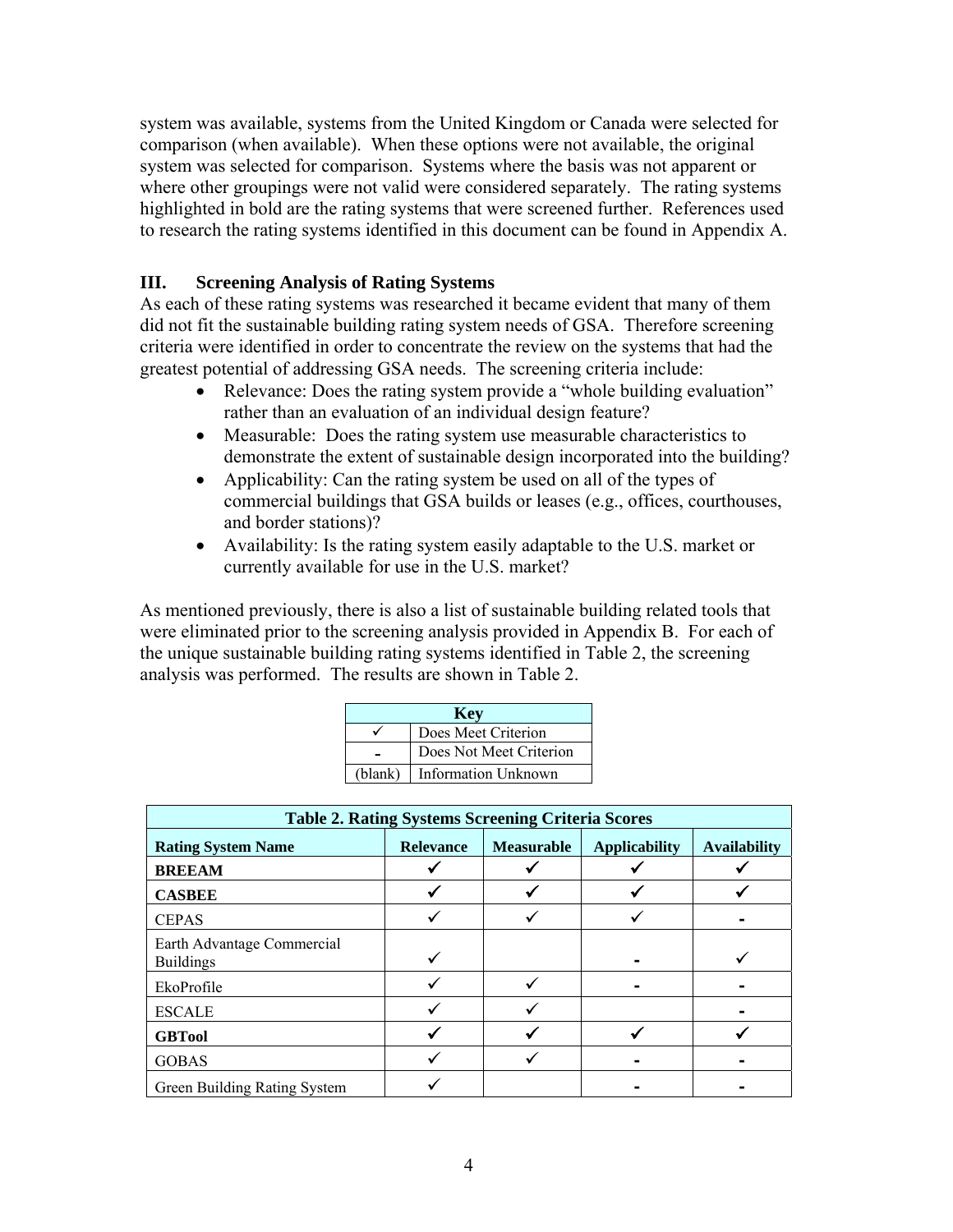system was available, systems from the United Kingdom or Canada were selected for comparison (when available). When these options were not available, the original system was selected for comparison. Systems where the basis was not apparent or where other groupings were not valid were considered separately. The rating systems highlighted in bold are the rating systems that were screened further. References used to research the rating systems identified in this document can be found in Appendix A.

## III. Screening Analysis of Rating Systems

As each of these rating systems was researched it became evident that many of them did not fit the sustainable building rating system needs of GSA. Therefore screening criteria were identified in order to concentrate the review on the systems that had the greatest potential of addressing GSA needs. The screening criteria include:

- Relevance: Does the rating system provide a "whole building evaluation" rather than an evaluation of an individual design feature?
- Measurable: Does the rating system use measurable characteristics to demonstrate the extent of sustainable design incorporated into the building?
- Applicability: Can the rating system be used on all of the types of commercial buildings that GSA builds or leases (e.g., offices, courthouses, and border stations)?
- Availability: Is the rating system easily adaptable to the U.S. market or currently available for use in the U.S. market?

As mentioned previously, there is also a list of sustainable building related tools that were eliminated prior to the screening analysis provided in Appendix B. For each of the unique sustainable building rating systems identified in Table 2, the screening analysis was performed. The results are shown in Table 2.

| Key | |
|---|---|
| ✓ | Does Meet Criterion |
| - | Does Not Meet Criterion |
| (blank) | Information Unknown |

**Table 2. Rating Systems Screening Criteria Scores**

| Rating System Name | Relevance | Measurable | Applicability | Availability |
|---|---|---|---|---|
| **BREEAM** | ✓ | ✓ | ✓ | ✓ |
| **CASBEE** | ✓ | ✓ | ✓ | ✓ |
| CEPAS | ✓ | ✓ | ✓ | - |
| Earth Advantage Commercial Buildings | ✓ | | - | ✓ |
| EkoProfile | ✓ | ✓ | - | - |
| ESCALE | ✓ | ✓ | | - |
| **GBTool** | ✓ | ✓ | ✓ | ✓ |
| GOBAS | ✓ | ✓ | - | - |
| Green Building Rating System | ✓ | | - | - |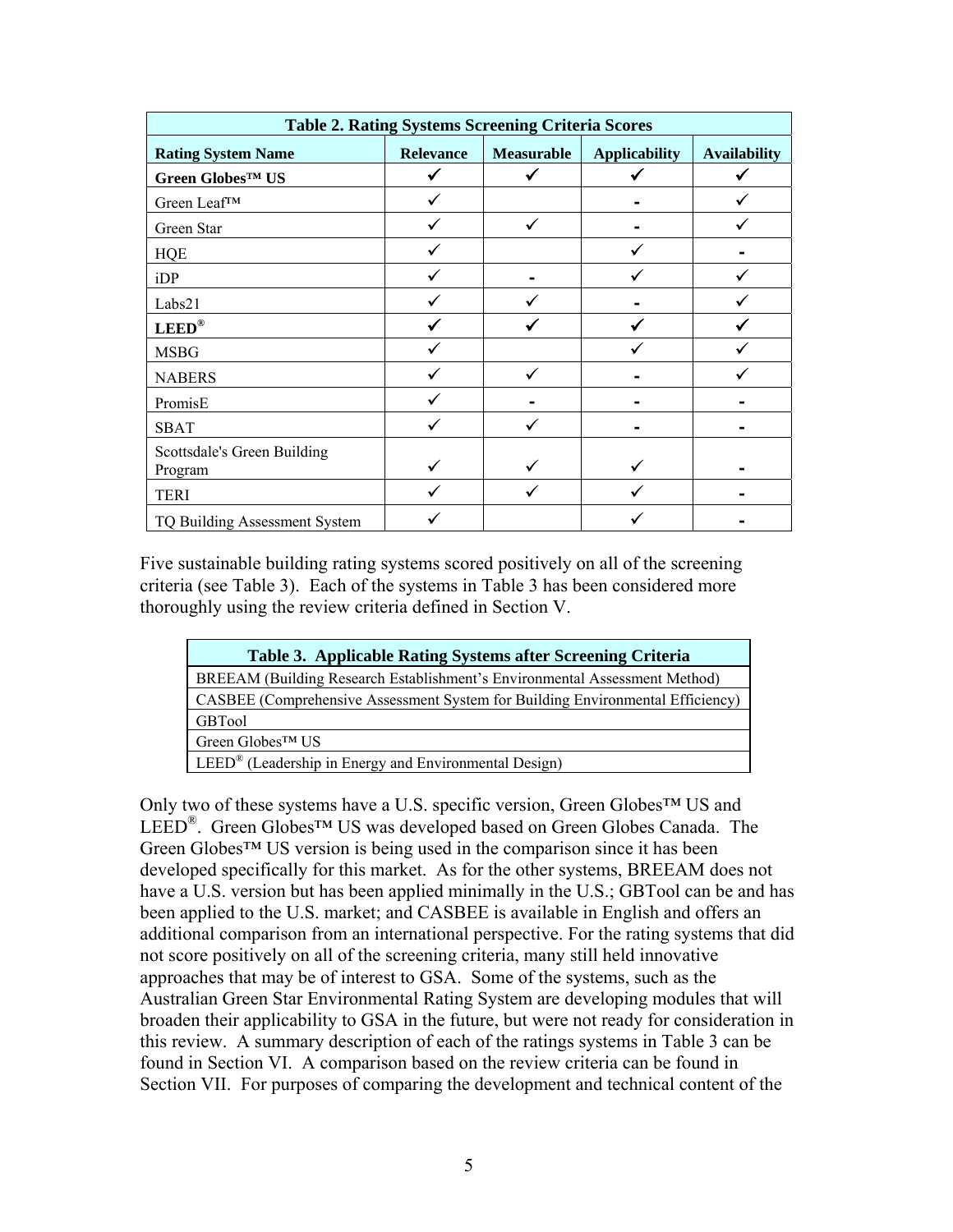| Table 2. Rating Systems Screening Criteria Scores | | | | |
|---|---|---|---|---|
| **Rating System Name** | **Relevance** | **Measurable** | **Applicability** | **Availability** |
| **Green Globes™ US** | ✓ | ✓ | ✓ | ✓ |
| Green Leaf™ | ✓ | | - | ✓ |
| Green Star | ✓ | ✓ | - | ✓ |
| HQE | ✓ | | ✓ | - |
| iDP | ✓ | - | ✓ | ✓ |
| Labs21 | ✓ | ✓ | - | ✓ |
| **LEED®** | ✓ | ✓ | ✓ | ✓ |
| MSBG | ✓ | | ✓ | ✓ |
| NABERS | ✓ | ✓ | - | ✓ |
| PromisE | ✓ | - | - | - |
| SBAT | ✓ | ✓ | - | - |
| Scottsdale's Green Building Program | ✓ | ✓ | ✓ | - |
| TERI | ✓ | ✓ | ✓ | - |
| TQ Building Assessment System | ✓ | | ✓ | - |

Five sustainable building rating systems scored positively on all of the screening criteria (see Table 3). Each of the systems in Table 3 has been considered more thoroughly using the review criteria defined in Section V.

| Table 3. Applicable Rating Systems after Screening Criteria |
|---|
| BREEAM (Building Research Establishment's Environmental Assessment Method) |
| CASBEE (Comprehensive Assessment System for Building Environmental Efficiency) |
| GBTool |
| Green Globes™ US |
| LEED® (Leadership in Energy and Environmental Design) |

Only two of these systems have a U.S. specific version, Green Globes™ US and LEED®. Green Globes™ US was developed based on Green Globes Canada. The Green Globes™ US version is being used in the comparison since it has been developed specifically for this market. As for the other systems, BREEAM does not have a U.S. version but has been applied minimally in the U.S.; GBTool can be and has been applied to the U.S. market; and CASBEE is available in English and offers an additional comparison from an international perspective. For the rating systems that did not score positively on all of the screening criteria, many still held innovative approaches that may be of interest to GSA. Some of the systems, such as the Australian Green Star Environmental Rating System are developing modules that will broaden their applicability to GSA in the future, but were not ready for consideration in this review. A summary description of each of the ratings systems in Table 3 can be found in Section VI. A comparison based on the review criteria can be found in Section VII. For purposes of comparing the development and technical content of the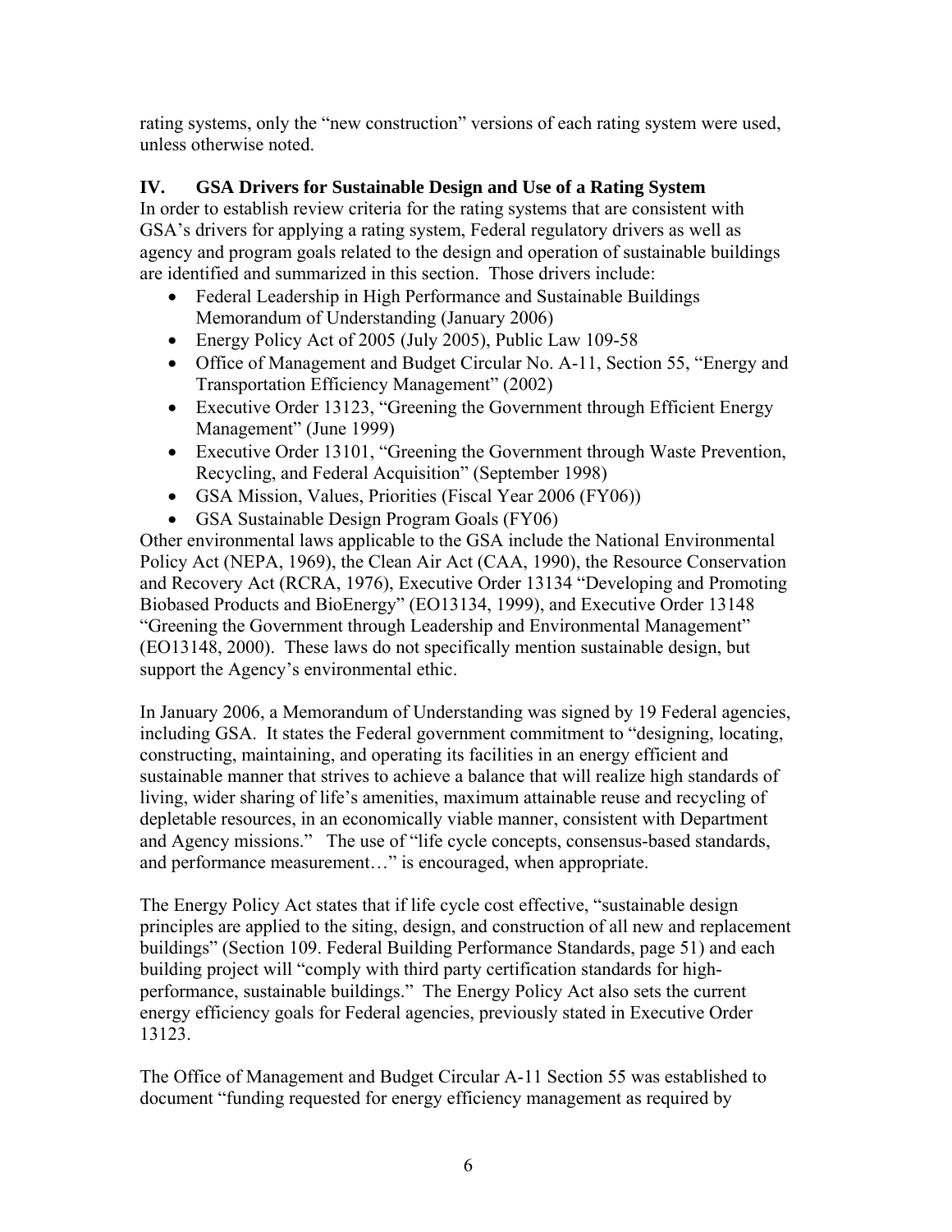rating systems, only the "new construction" versions of each rating system were used, unless otherwise noted.

## IV. GSA Drivers for Sustainable Design and Use of a Rating System

In order to establish review criteria for the rating systems that are consistent with GSA's drivers for applying a rating system, Federal regulatory drivers as well as agency and program goals related to the design and operation of sustainable buildings are identified and summarized in this section. Those drivers include:

- Federal Leadership in High Performance and Sustainable Buildings Memorandum of Understanding (January 2006)
- Energy Policy Act of 2005 (July 2005), Public Law 109-58
- Office of Management and Budget Circular No. A-11, Section 55, "Energy and Transportation Efficiency Management" (2002)
- Executive Order 13123, "Greening the Government through Efficient Energy Management" (June 1999)
- Executive Order 13101, "Greening the Government through Waste Prevention, Recycling, and Federal Acquisition" (September 1998)
- GSA Mission, Values, Priorities (Fiscal Year 2006 (FY06))
- GSA Sustainable Design Program Goals (FY06)

Other environmental laws applicable to the GSA include the National Environmental Policy Act (NEPA, 1969), the Clean Air Act (CAA, 1990), the Resource Conservation and Recovery Act (RCRA, 1976), Executive Order 13134 "Developing and Promoting Biobased Products and BioEnergy" (EO13134, 1999), and Executive Order 13148 "Greening the Government through Leadership and Environmental Management" (EO13148, 2000). These laws do not specifically mention sustainable design, but support the Agency's environmental ethic.

In January 2006, a Memorandum of Understanding was signed by 19 Federal agencies, including GSA. It states the Federal government commitment to "designing, locating, constructing, maintaining, and operating its facilities in an energy efficient and sustainable manner that strives to achieve a balance that will realize high standards of living, wider sharing of life's amenities, maximum attainable reuse and recycling of depletable resources, in an economically viable manner, consistent with Department and Agency missions." The use of "life cycle concepts, consensus-based standards, and performance measurement…" is encouraged, when appropriate.

The Energy Policy Act states that if life cycle cost effective, "sustainable design principles are applied to the siting, design, and construction of all new and replacement buildings" (Section 109. Federal Building Performance Standards, page 51) and each building project will "comply with third party certification standards for high-performance, sustainable buildings." The Energy Policy Act also sets the current energy efficiency goals for Federal agencies, previously stated in Executive Order 13123.

The Office of Management and Budget Circular A-11 Section 55 was established to document "funding requested for energy efficiency management as required by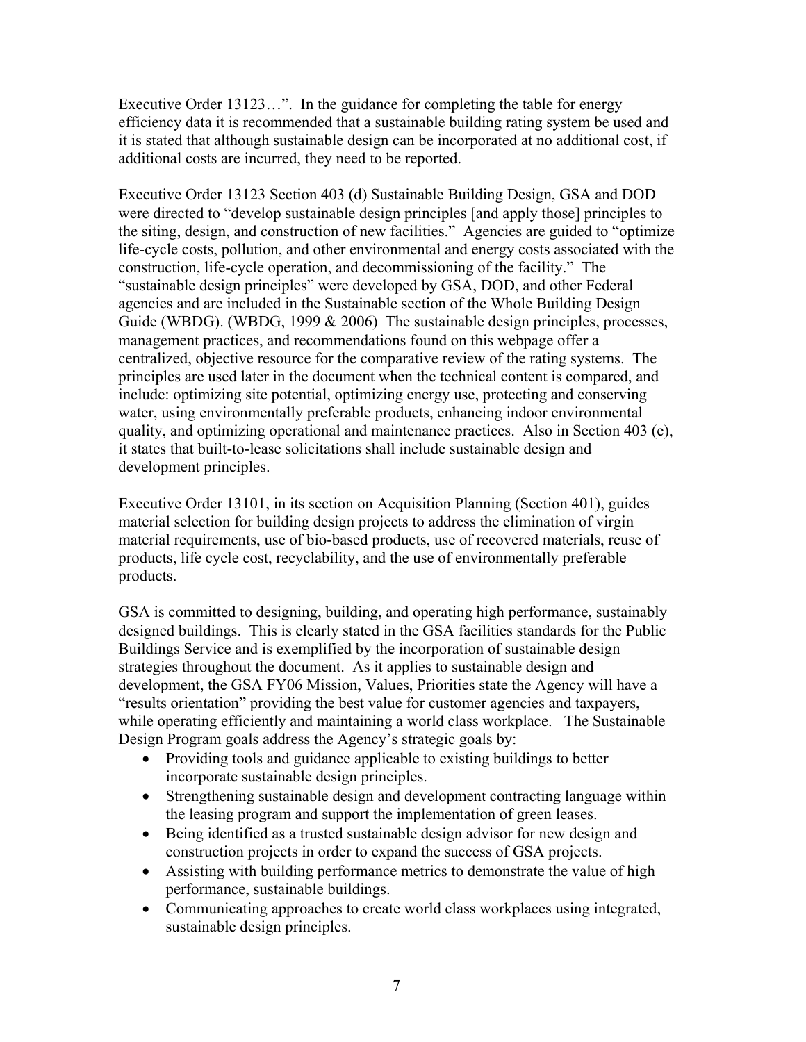Executive Order 13123…". In the guidance for completing the table for energy efficiency data it is recommended that a sustainable building rating system be used and it is stated that although sustainable design can be incorporated at no additional cost, if additional costs are incurred, they need to be reported.

Executive Order 13123 Section 403 (d) Sustainable Building Design, GSA and DOD were directed to "develop sustainable design principles [and apply those] principles to the siting, design, and construction of new facilities." Agencies are guided to "optimize life-cycle costs, pollution, and other environmental and energy costs associated with the construction, life-cycle operation, and decommissioning of the facility." The "sustainable design principles" were developed by GSA, DOD, and other Federal agencies and are included in the Sustainable section of the Whole Building Design Guide (WBDG). (WBDG, 1999 & 2006) The sustainable design principles, processes, management practices, and recommendations found on this webpage offer a centralized, objective resource for the comparative review of the rating systems. The principles are used later in the document when the technical content is compared, and include: optimizing site potential, optimizing energy use, protecting and conserving water, using environmentally preferable products, enhancing indoor environmental quality, and optimizing operational and maintenance practices. Also in Section 403 (e), it states that built-to-lease solicitations shall include sustainable design and development principles.

Executive Order 13101, in its section on Acquisition Planning (Section 401), guides material selection for building design projects to address the elimination of virgin material requirements, use of bio-based products, use of recovered materials, reuse of products, life cycle cost, recyclability, and the use of environmentally preferable products.

GSA is committed to designing, building, and operating high performance, sustainably designed buildings. This is clearly stated in the GSA facilities standards for the Public Buildings Service and is exemplified by the incorporation of sustainable design strategies throughout the document. As it applies to sustainable design and development, the GSA FY06 Mission, Values, Priorities state the Agency will have a "results orientation" providing the best value for customer agencies and taxpayers, while operating efficiently and maintaining a world class workplace. The Sustainable Design Program goals address the Agency's strategic goals by:

- Providing tools and guidance applicable to existing buildings to better incorporate sustainable design principles.
- Strengthening sustainable design and development contracting language within the leasing program and support the implementation of green leases.
- Being identified as a trusted sustainable design advisor for new design and construction projects in order to expand the success of GSA projects.
- Assisting with building performance metrics to demonstrate the value of high performance, sustainable buildings.
- Communicating approaches to create world class workplaces using integrated, sustainable design principles.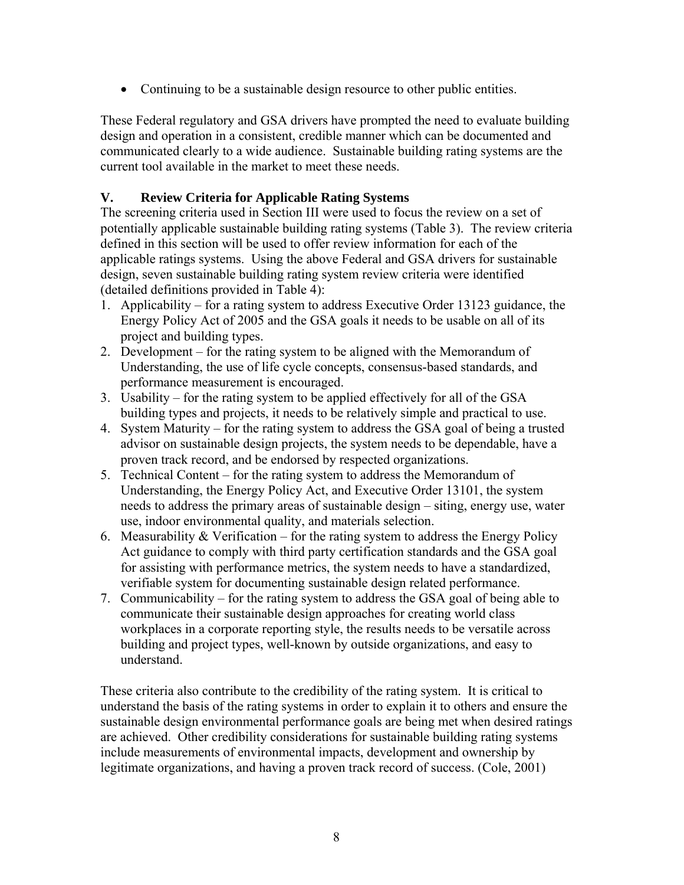- Continuing to be a sustainable design resource to other public entities.

These Federal regulatory and GSA drivers have prompted the need to evaluate building design and operation in a consistent, credible manner which can be documented and communicated clearly to a wide audience. Sustainable building rating systems are the current tool available in the market to meet these needs.

## V. Review Criteria for Applicable Rating Systems

The screening criteria used in Section III were used to focus the review on a set of potentially applicable sustainable building rating systems (Table 3). The review criteria defined in this section will be used to offer review information for each of the applicable ratings systems. Using the above Federal and GSA drivers for sustainable design, seven sustainable building rating system review criteria were identified (detailed definitions provided in Table 4):

1. Applicability – for a rating system to address Executive Order 13123 guidance, the Energy Policy Act of 2005 and the GSA goals it needs to be usable on all of its project and building types.
2. Development – for the rating system to be aligned with the Memorandum of Understanding, the use of life cycle concepts, consensus-based standards, and performance measurement is encouraged.
3. Usability – for the rating system to be applied effectively for all of the GSA building types and projects, it needs to be relatively simple and practical to use.
4. System Maturity – for the rating system to address the GSA goal of being a trusted advisor on sustainable design projects, the system needs to be dependable, have a proven track record, and be endorsed by respected organizations.
5. Technical Content – for the rating system to address the Memorandum of Understanding, the Energy Policy Act, and Executive Order 13101, the system needs to address the primary areas of sustainable design – siting, energy use, water use, indoor environmental quality, and materials selection.
6. Measurability & Verification – for the rating system to address the Energy Policy Act guidance to comply with third party certification standards and the GSA goal for assisting with performance metrics, the system needs to have a standardized, verifiable system for documenting sustainable design related performance.
7. Communicability – for the rating system to address the GSA goal of being able to communicate their sustainable design approaches for creating world class workplaces in a corporate reporting style, the results needs to be versatile across building and project types, well-known by outside organizations, and easy to understand.

These criteria also contribute to the credibility of the rating system. It is critical to understand the basis of the rating systems in order to explain it to others and ensure the sustainable design environmental performance goals are being met when desired ratings are achieved. Other credibility considerations for sustainable building rating systems include measurements of environmental impacts, development and ownership by legitimate organizations, and having a proven track record of success. (Cole, 2001)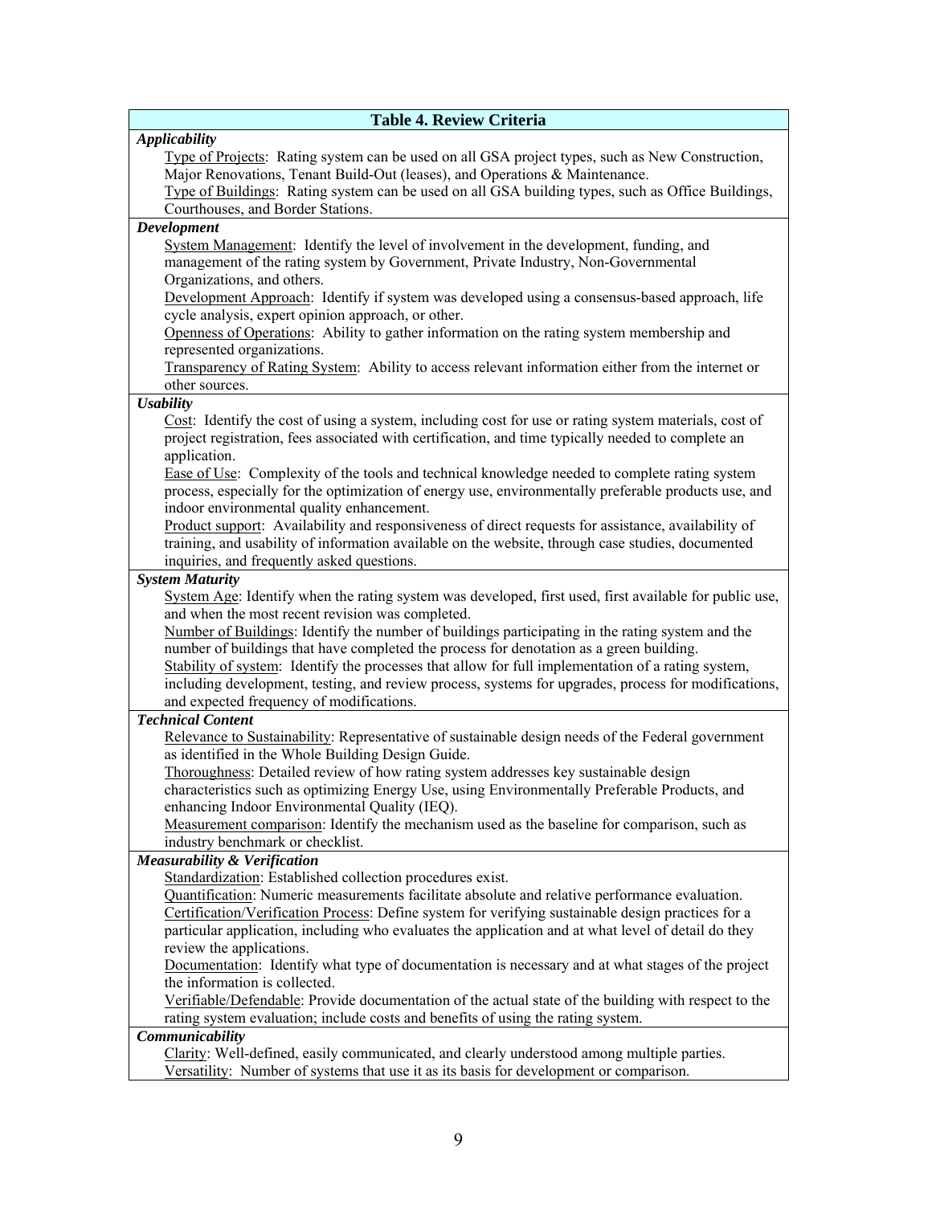| Table 4. Review Criteria |
|---|
| ***Applicability*** |
| Type of Projects: Rating system can be used on all GSA project types, such as New Construction, Major Renovations, Tenant Build-Out (leases), and Operations & Maintenance.<br>Type of Buildings: Rating system can be used on all GSA building types, such as Office Buildings, Courthouses, and Border Stations. |
| ***Development*** |
| System Management: Identify the level of involvement in the development, funding, and management of the rating system by Government, Private Industry, Non-Governmental Organizations, and others.<br>Development Approach: Identify if system was developed using a consensus-based approach, life cycle analysis, expert opinion approach, or other.<br>Openness of Operations: Ability to gather information on the rating system membership and represented organizations.<br>Transparency of Rating System: Ability to access relevant information either from the internet or other sources. |
| ***Usability*** |
| Cost: Identify the cost of using a system, including cost for use or rating system materials, cost of project registration, fees associated with certification, and time typically needed to complete an application.<br>Ease of Use: Complexity of the tools and technical knowledge needed to complete rating system process, especially for the optimization of energy use, environmentally preferable products use, and indoor environmental quality enhancement.<br>Product support: Availability and responsiveness of direct requests for assistance, availability of training, and usability of information available on the website, through case studies, documented inquiries, and frequently asked questions. |
| ***System Maturity*** |
| System Age: Identify when the rating system was developed, first used, first available for public use, and when the most recent revision was completed.<br>Number of Buildings: Identify the number of buildings participating in the rating system and the number of buildings that have completed the process for denotation as a green building.<br>Stability of system: Identify the processes that allow for full implementation of a rating system, including development, testing, and review process, systems for upgrades, process for modifications, and expected frequency of modifications. |
| ***Technical Content*** |
| Relevance to Sustainability: Representative of sustainable design needs of the Federal government as identified in the Whole Building Design Guide.<br>Thoroughness: Detailed review of how rating system addresses key sustainable design characteristics such as optimizing Energy Use, using Environmentally Preferable Products, and enhancing Indoor Environmental Quality (IEQ).<br>Measurement comparison: Identify the mechanism used as the baseline for comparison, such as industry benchmark or checklist. |
| ***Measurability & Verification*** |
| Standardization: Established collection procedures exist.<br>Quantification: Numeric measurements facilitate absolute and relative performance evaluation.<br>Certification/Verification Process: Define system for verifying sustainable design practices for a particular application, including who evaluates the application and at what level of detail do they review the applications.<br>Documentation: Identify what type of documentation is necessary and at what stages of the project the information is collected.<br>Verifiable/Defendable: Provide documentation of the actual state of the building with respect to the rating system evaluation; include costs and benefits of using the rating system. |
| ***Communicability*** |
| Clarity: Well-defined, easily communicated, and clearly understood among multiple parties.<br>Versatility: Number of systems that use it as its basis for development or comparison. |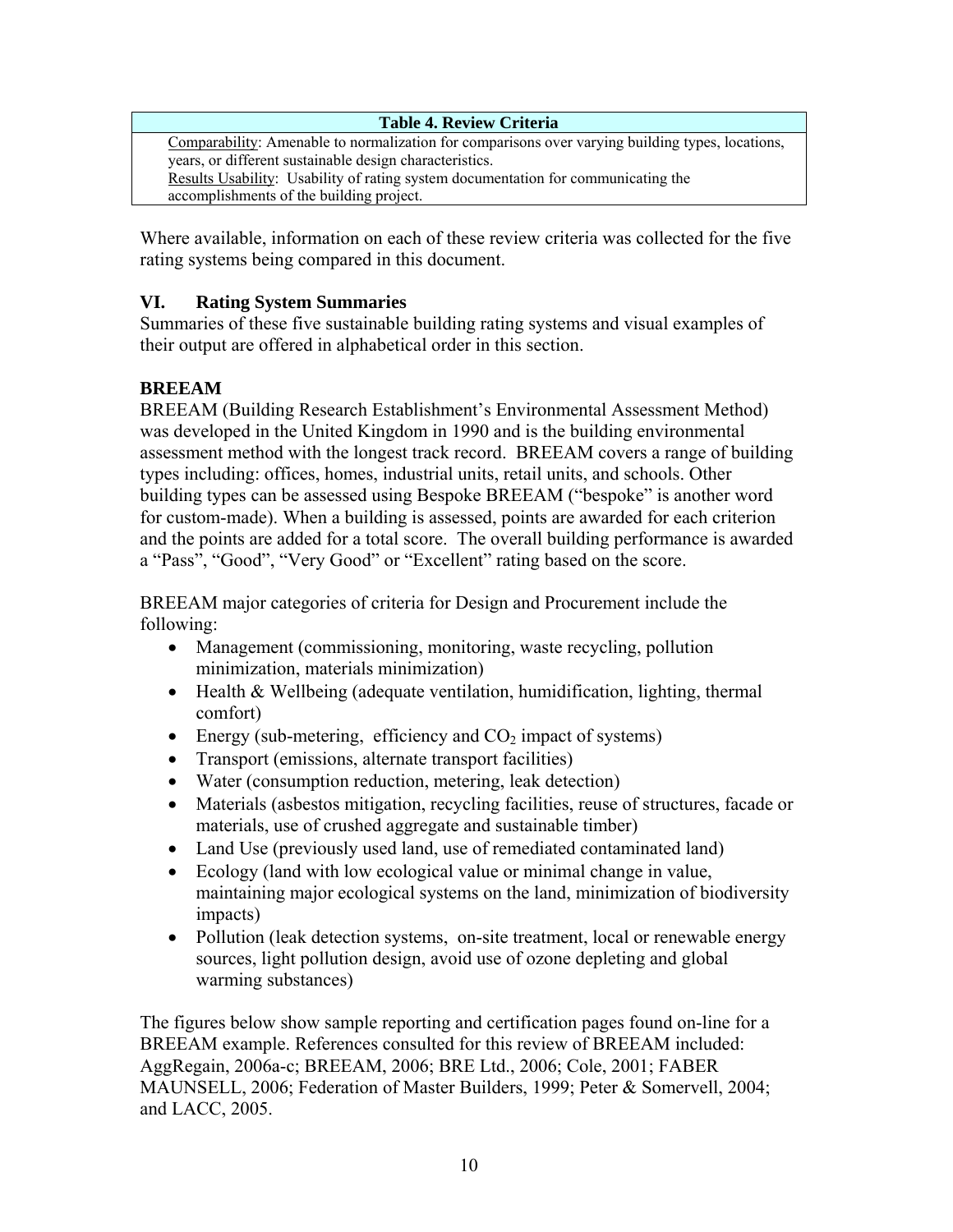| Table 4. Review Criteria |
|---|
| Comparability: Amenable to normalization for comparisons over varying building types, locations, years, or different sustainable design characteristics. |
| Results Usability: Usability of rating system documentation for communicating the accomplishments of the building project. |

Where available, information on each of these review criteria was collected for the five rating systems being compared in this document.

## VI. Rating System Summaries

Summaries of these five sustainable building rating systems and visual examples of their output are offered in alphabetical order in this section.

### BREEAM

BREEAM (Building Research Establishment's Environmental Assessment Method) was developed in the United Kingdom in 1990 and is the building environmental assessment method with the longest track record. BREEAM covers a range of building types including: offices, homes, industrial units, retail units, and schools. Other building types can be assessed using Bespoke BREEAM ("bespoke" is another word for custom-made). When a building is assessed, points are awarded for each criterion and the points are added for a total score. The overall building performance is awarded a "Pass", "Good", "Very Good" or "Excellent" rating based on the score.

BREEAM major categories of criteria for Design and Procurement include the following:

- Management (commissioning, monitoring, waste recycling, pollution minimization, materials minimization)
- Health & Wellbeing (adequate ventilation, humidification, lighting, thermal comfort)
- Energy (sub-metering, efficiency and $CO_2$ impact of systems)
- Transport (emissions, alternate transport facilities)
- Water (consumption reduction, metering, leak detection)
- Materials (asbestos mitigation, recycling facilities, reuse of structures, facade or materials, use of crushed aggregate and sustainable timber)
- Land Use (previously used land, use of remediated contaminated land)
- Ecology (land with low ecological value or minimal change in value, maintaining major ecological systems on the land, minimization of biodiversity impacts)
- Pollution (leak detection systems, on-site treatment, local or renewable energy sources, light pollution design, avoid use of ozone depleting and global warming substances)

The figures below show sample reporting and certification pages found on-line for a BREEAM example. References consulted for this review of BREEAM included: AggRegain, 2006a-c; BREEAM, 2006; BRE Ltd., 2006; Cole, 2001; FABER MAUNSELL, 2006; Federation of Master Builders, 1999; Peter & Somervell, 2004; and LACC, 2005.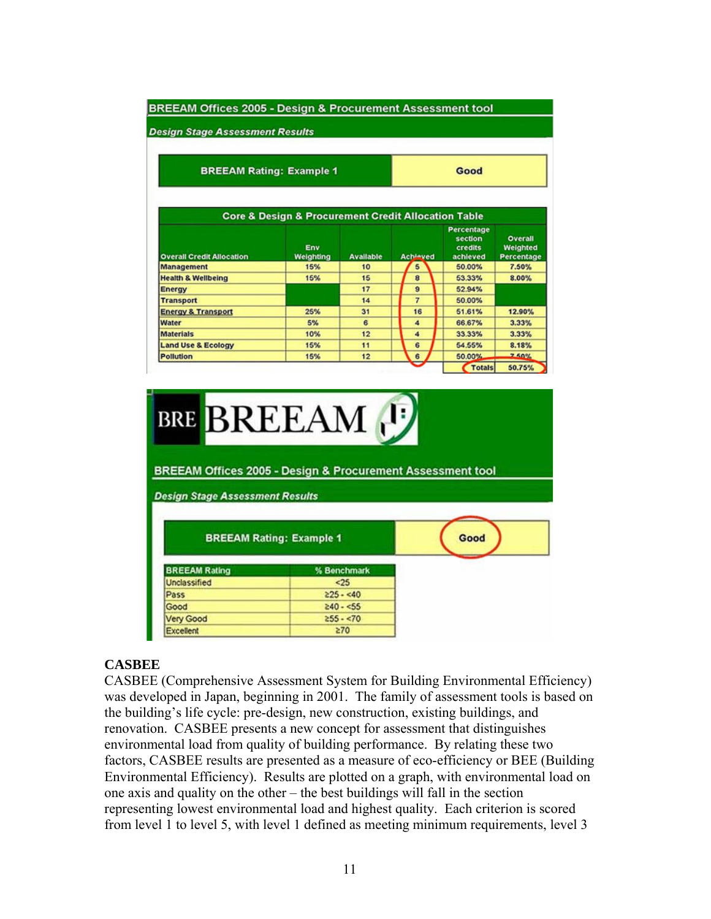**BREEAM Offices 2005 - Design & Procurement Assessment tool**

*Design Stage Assessment Results*

| BREEAM Rating: Example 1 | Good |
|---|---|

**Core & Design & Procurement Credit Allocation Table**

| Overall Credit Allocation | Env Weighting | Available | Achieved | Percentage section credits achieved | Overall Weighted Percentage |
|---|---|---|---|---|---|
| Management | 15% | 10 | 5 | 50.00% | 7.50% |
| Health & Wellbeing | 15% | 15 | 8 | 53.33% | 8.00% |
| Energy | | 17 | 9 | 52.94% | |
| Transport | | 14 | 7 | 50.00% | |
| Energy & Transport | 25% | 31 | 16 | 51.61% | 12.90% |
| Water | 5% | 6 | 4 | 66.67% | 3.33% |
| Materials | 10% | 12 | 4 | 33.33% | 3.33% |
| Land Use & Ecology | 15% | 11 | 6 | 54.55% | 8.18% |
| Pollution | 15% | 12 | 6 | 50.00% | 7.50% |
| | | | | Totals | 50.75% |

BRE BREEAM

**BREEAM Offices 2005 - Design & Procurement Assessment tool**

*Design Stage Assessment Results*

| BREEAM Rating: Example 1 | Good |
|---|---|

| BREEAM Rating | % Benchmark |
|---|---|
| Unclassified | <25 |
| Pass | ≥25 - <40 |
| Good | ≥40 - <55 |
| Very Good | ≥55 - <70 |
| Excellent | ≥70 |

**CASBEE**

CASBEE (Comprehensive Assessment System for Building Environmental Efficiency) was developed in Japan, beginning in 2001. The family of assessment tools is based on the building's life cycle: pre-design, new construction, existing buildings, and renovation. CASBEE presents a new concept for assessment that distinguishes environmental load from quality of building performance. By relating these two factors, CASBEE results are presented as a measure of eco-efficiency or BEE (Building Environmental Efficiency). Results are plotted on a graph, with environmental load on one axis and quality on the other – the best buildings will fall in the section representing lowest environmental load and highest quality. Each criterion is scored from level 1 to level 5, with level 1 defined as meeting minimum requirements, level 3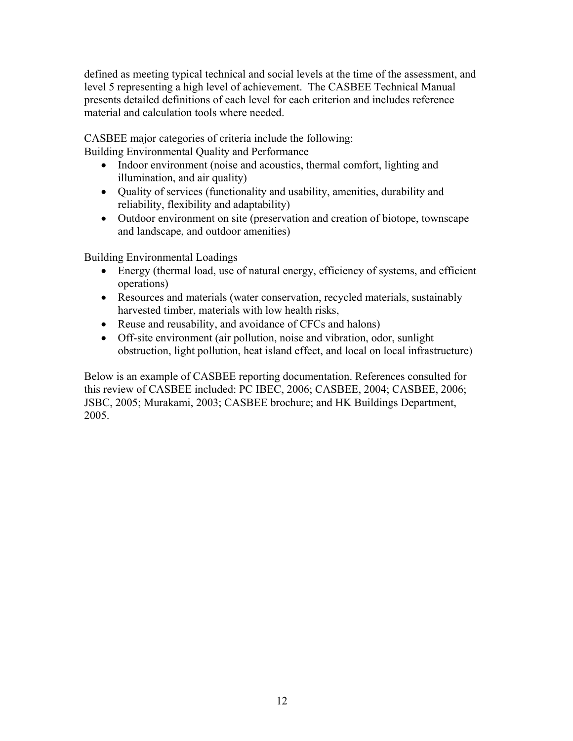defined as meeting typical technical and social levels at the time of the assessment, and level 5 representing a high level of achievement. The CASBEE Technical Manual presents detailed definitions of each level for each criterion and includes reference material and calculation tools where needed.

CASBEE major categories of criteria include the following:
Building Environmental Quality and Performance

- Indoor environment (noise and acoustics, thermal comfort, lighting and illumination, and air quality)
- Quality of services (functionality and usability, amenities, durability and reliability, flexibility and adaptability)
- Outdoor environment on site (preservation and creation of biotope, townscape and landscape, and outdoor amenities)

Building Environmental Loadings

- Energy (thermal load, use of natural energy, efficiency of systems, and efficient operations)
- Resources and materials (water conservation, recycled materials, sustainably harvested timber, materials with low health risks,
- Reuse and reusability, and avoidance of CFCs and halons)
- Off-site environment (air pollution, noise and vibration, odor, sunlight obstruction, light pollution, heat island effect, and local on local infrastructure)

Below is an example of CASBEE reporting documentation. References consulted for this review of CASBEE included: PC IBEC, 2006; CASBEE, 2004; CASBEE, 2006; JSBC, 2005; Murakami, 2003; CASBEE brochure; and HK Buildings Department, 2005.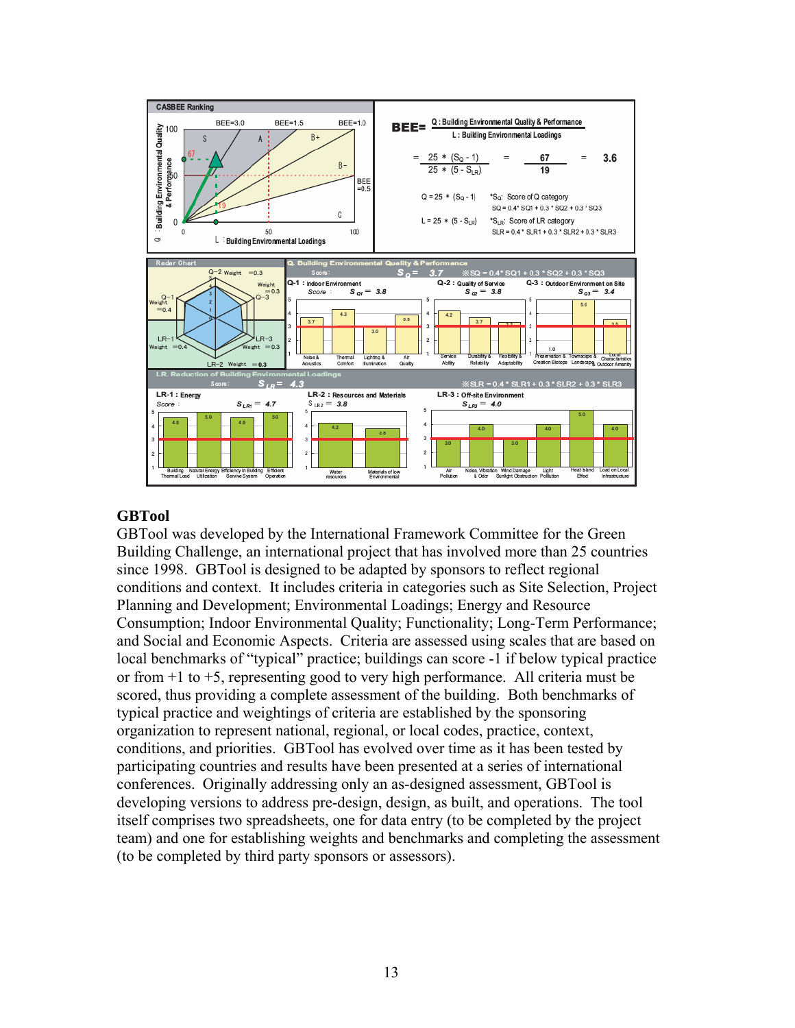## GBTool

GBTool was developed by the International Framework Committee for the Green Building Challenge, an international project that has involved more than 25 countries since 1998. GBTool is designed to be adapted by sponsors to reflect regional conditions and context. It includes criteria in categories such as Site Selection, Project Planning and Development; Environmental Loadings; Energy and Resource Consumption; Indoor Environmental Quality; Functionality; Long-Term Performance; and Social and Economic Aspects. Criteria are assessed using scales that are based on local benchmarks of "typical" practice; buildings can score -1 if below typical practice or from +1 to +5, representing good to very high performance. All criteria must be scored, thus providing a complete assessment of the building. Both benchmarks of typical practice and weightings of criteria are established by the sponsoring organization to represent national, regional, or local codes, practice, context, conditions, and priorities. GBTool has evolved over time as it has been tested by participating countries and results have been presented at a series of international conferences. Originally addressing only an as-designed assessment, GBTool is developing versions to address pre-design, design, as built, and operations. The tool itself comprises two spreadsheets, one for data entry (to be completed by the project team) and one for establishing weights and benchmarks and completing the assessment (to be completed by third party sponsors or assessors).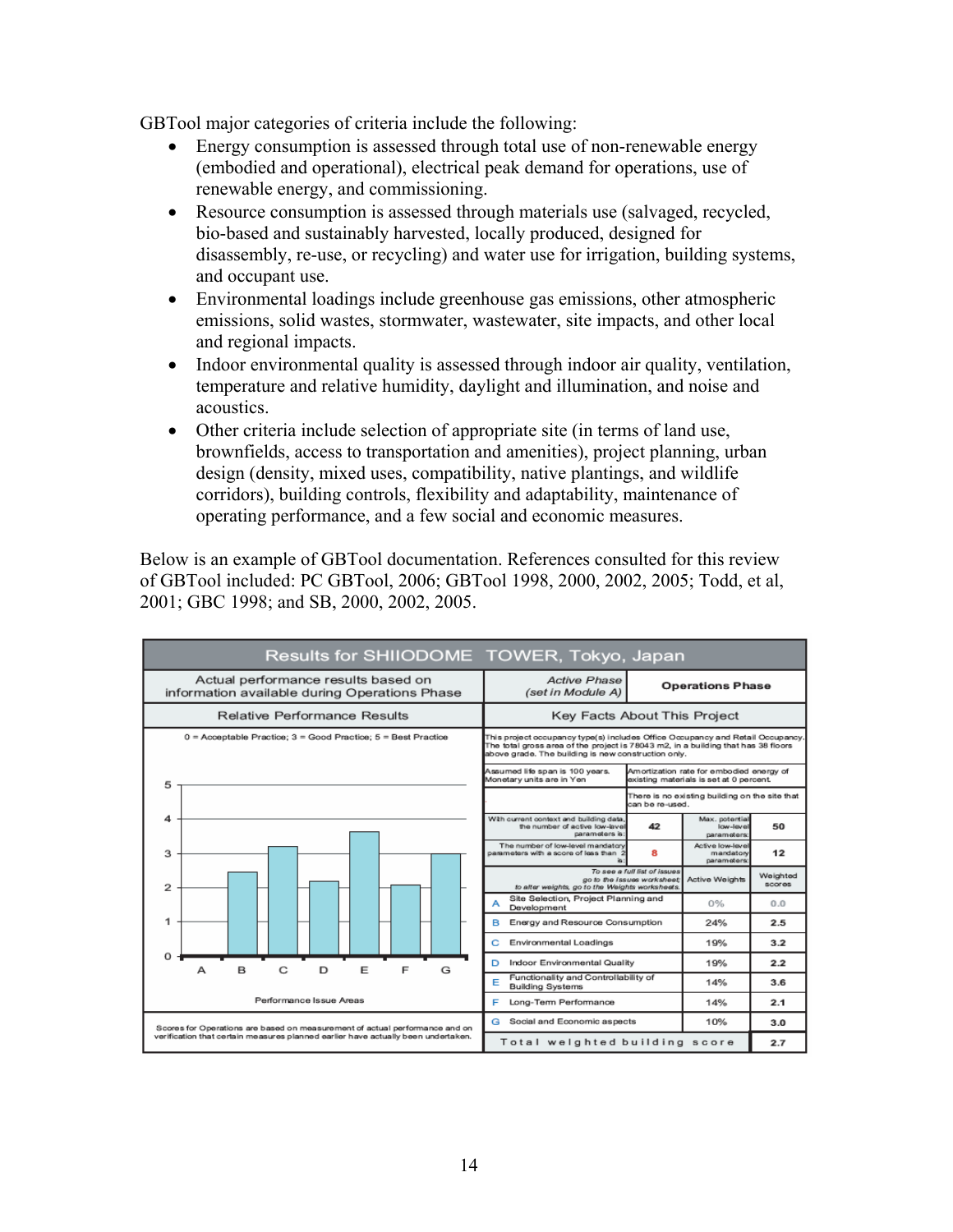GBTool major categories of criteria include the following:

- Energy consumption is assessed through total use of non-renewable energy (embodied and operational), electrical peak demand for operations, use of renewable energy, and commissioning.
- Resource consumption is assessed through materials use (salvaged, recycled, bio-based and sustainably harvested, locally produced, designed for disassembly, re-use, or recycling) and water use for irrigation, building systems, and occupant use.
- Environmental loadings include greenhouse gas emissions, other atmospheric emissions, solid wastes, stormwater, wastewater, site impacts, and other local and regional impacts.
- Indoor environmental quality is assessed through indoor air quality, ventilation, temperature and relative humidity, daylight and illumination, and noise and acoustics.
- Other criteria include selection of appropriate site (in terms of land use, brownfields, access to transportation and amenities), project planning, urban design (density, mixed uses, compatibility, native plantings, and wildlife corridors), building controls, flexibility and adaptability, maintenance of operating performance, and a few social and economic measures.

Below is an example of GBTool documentation. References consulted for this review of GBTool included: PC GBTool, 2006; GBTool 1998, 2000, 2002, 2005; Todd, et al, 2001; GBC 1998; and SB, 2000, 2002, 2005.

**Results for SHIIODOME TOWER, Tokyo, Japan**

Actual performance results based on information available during Operations Phase

*Active Phase (set in Module A)*: **Operations Phase**

**Relative Performance Results**

0 = Acceptable Practice; 3 = Good Practice; 5 = Best Practice

| Performance Issue Areas | A | B | C | D | E | F | G |
|---|---|---|---|---|---|---|---|
| Score | 0.0 | 2.5 | 3.2 | 2.2 | 3.6 | 2.1 | 3.0 |

Scores for Operations are based on measurement of actual performance and on verification that certain measures planned earlier have actually been undertaken.

**Key Facts About This Project**

This project occupancy type(s) includes Office Occupancy and Retail Occupancy. The total gross area of the project is 78043 m2, in a building that has 38 floors above grade. The building is new construction only.

Assumed life span is 100 years. Monetary units are in Yen

Amortization rate for embodied energy of existing materials is set at 0 percent.

There is no existing building on the site that can be re-used.

| With current context and building data, the number of active low-level parameters is: | 42 | Max. potential low-level parameters: | 50 |
|---|---|---|---|
| The number of low-level mandatory parameters with a score of less than 2 is: | 8 | Active low-level mandatory parameters: | 12 |

| *To see a full list of issues go to the Issues worksheet; to alter weights, go to the Weights worksheets.* | Active Weights | Weighted scores |
|---|---|---|
| A Site Selection, Project Planning and Development | 0% | 0.0 |
| B Energy and Resource Consumption | 24% | 2.5 |
| C Environmental Loadings | 19% | 3.2 |
| D Indoor Environmental Quality | 19% | 2.2 |
| E Functionality and Controllability of Building Systems | 14% | 3.6 |
| F Long-Term Performance | 14% | 2.1 |
| G Social and Economic aspects | 10% | 3.0 |
| **Total weighted building score** | | **2.7** |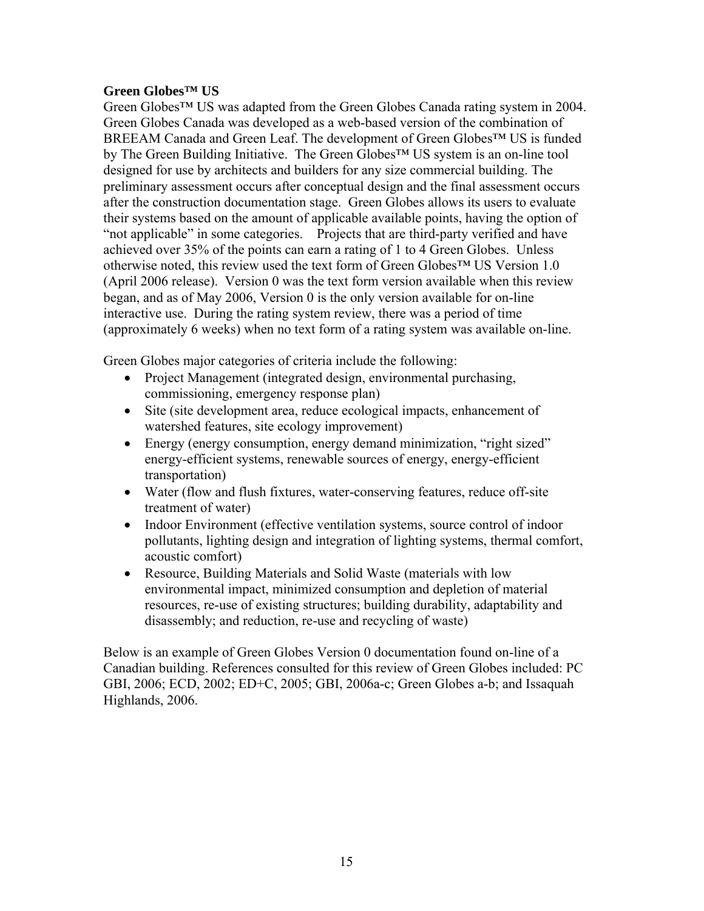**Green Globes™ US**

Green Globes™ US was adapted from the Green Globes Canada rating system in 2004. Green Globes Canada was developed as a web-based version of the combination of BREEAM Canada and Green Leaf. The development of Green Globes™ US is funded by The Green Building Initiative. The Green Globes™ US system is an on-line tool designed for use by architects and builders for any size commercial building. The preliminary assessment occurs after conceptual design and the final assessment occurs after the construction documentation stage. Green Globes allows its users to evaluate their systems based on the amount of applicable available points, having the option of "not applicable" in some categories. Projects that are third-party verified and have achieved over 35% of the points can earn a rating of 1 to 4 Green Globes. Unless otherwise noted, this review used the text form of Green Globes™ US Version 1.0 (April 2006 release). Version 0 was the text form version available when this review began, and as of May 2006, Version 0 is the only version available for on-line interactive use. During the rating system review, there was a period of time (approximately 6 weeks) when no text form of a rating system was available on-line.

Green Globes major categories of criteria include the following:

- Project Management (integrated design, environmental purchasing, commissioning, emergency response plan)
- Site (site development area, reduce ecological impacts, enhancement of watershed features, site ecology improvement)
- Energy (energy consumption, energy demand minimization, "right sized" energy-efficient systems, renewable sources of energy, energy-efficient transportation)
- Water (flow and flush fixtures, water-conserving features, reduce off-site treatment of water)
- Indoor Environment (effective ventilation systems, source control of indoor pollutants, lighting design and integration of lighting systems, thermal comfort, acoustic comfort)
- Resource, Building Materials and Solid Waste (materials with low environmental impact, minimized consumption and depletion of material resources, re-use of existing structures; building durability, adaptability and disassembly; and reduction, re-use and recycling of waste)

Below is an example of Green Globes Version 0 documentation found on-line of a Canadian building. References consulted for this review of Green Globes included: PC GBI, 2006; ECD, 2002; ED+C, 2005; GBI, 2006a-c; Green Globes a-b; and Issaquah Highlands, 2006.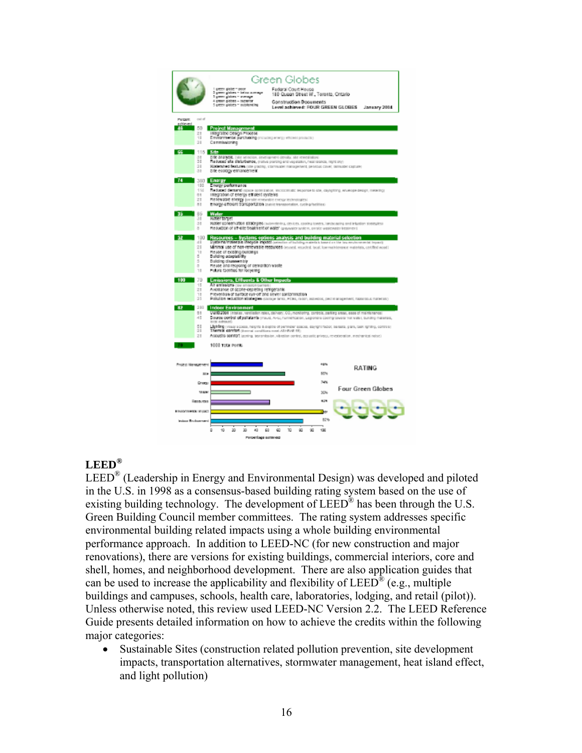## LEED®

LEED® (Leadership in Energy and Environmental Design) was developed and piloted in the U.S. in 1998 as a consensus-based building rating system based on the use of existing building technology. The development of LEED® has been through the U.S. Green Building Council member committees. The rating system addresses specific environmental building related impacts using a whole building environmental performance approach. In addition to LEED-NC (for new construction and major renovations), there are versions for existing buildings, commercial interiors, core and shell, homes, and neighborhood development. There are also application guides that can be used to increase the applicability and flexibility of LEED® (e.g., multiple buildings and campuses, schools, health care, laboratories, lodging, and retail (pilot)). Unless otherwise noted, this review used LEED-NC Version 2.2. The LEED Reference Guide presents detailed information on how to achieve the credits within the following major categories:

- Sustainable Sites (construction related pollution prevention, site development impacts, transportation alternatives, stormwater management, heat island effect, and light pollution)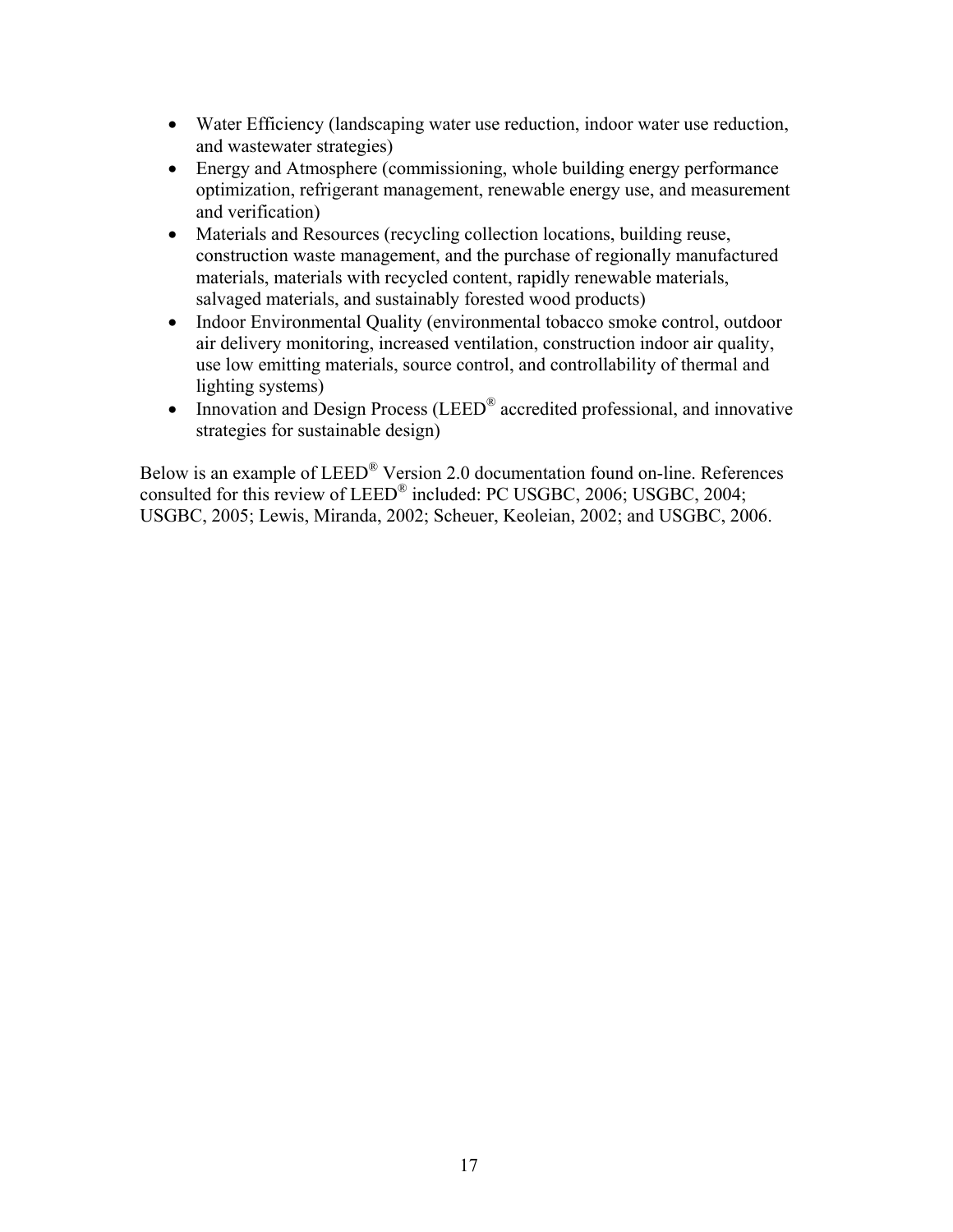- Water Efficiency (landscaping water use reduction, indoor water use reduction, and wastewater strategies)
- Energy and Atmosphere (commissioning, whole building energy performance optimization, refrigerant management, renewable energy use, and measurement and verification)
- Materials and Resources (recycling collection locations, building reuse, construction waste management, and the purchase of regionally manufactured materials, materials with recycled content, rapidly renewable materials, salvaged materials, and sustainably forested wood products)
- Indoor Environmental Quality (environmental tobacco smoke control, outdoor air delivery monitoring, increased ventilation, construction indoor air quality, use low emitting materials, source control, and controllability of thermal and lighting systems)
- Innovation and Design Process (LEED® accredited professional, and innovative strategies for sustainable design)

Below is an example of LEED® Version 2.0 documentation found on-line. References consulted for this review of LEED® included: PC USGBC, 2006; USGBC, 2004; USGBC, 2005; Lewis, Miranda, 2002; Scheuer, Keoleian, 2002; and USGBC, 2006.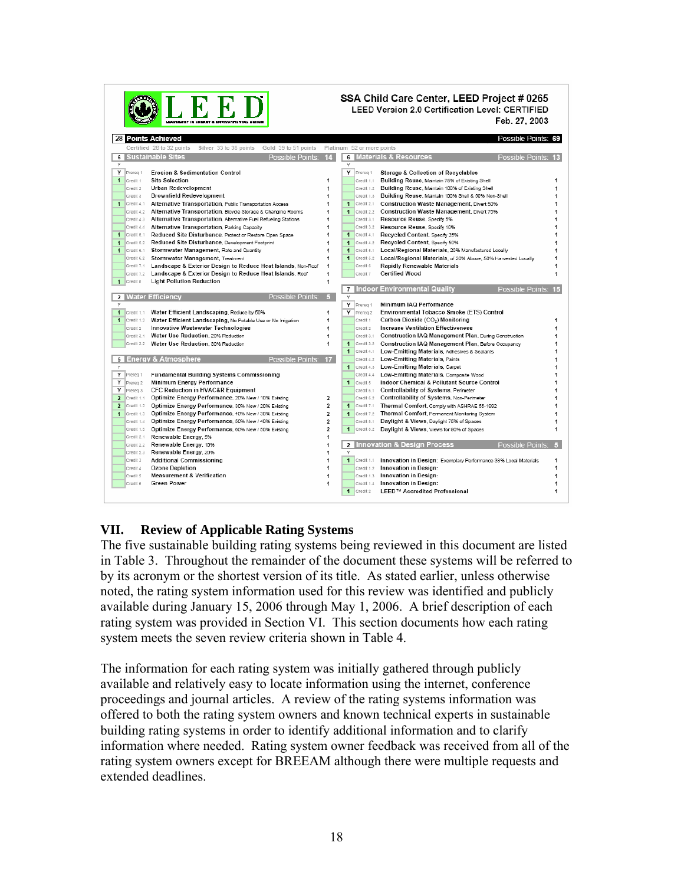**SSA Child Care Center, LEED Project # 0265**
**LEED Version 2.0 Certification Level: CERTIFIED**
**Feb. 27, 2003**

**28 Points Achieved** — Possible Points: 69

Certified 26 to 32 points | Silver 33 to 38 points | Gold 39 to 51 points | Platinum 52 or more points

**6 Sustainable Sites** — Possible Points: 14

| Y | Credit | Description | Points |
|---|---|---|---|
| Y | Prereq 1 | Erosion & Sedimentation Control | |
| 1 | Credit 1 | Site Selection | 1 |
| | Credit 2 | Urban Redevelopment | 1 |
| | Credit 3 | Brownfield Redevelopment | 1 |
| 1 | Credit 4.1 | Alternative Transportation, Public Transportation Access | 1 |
| | Credit 4.2 | Alternative Transportation, Bicycle Storage & Changing Rooms | 1 |
| | Credit 4.3 | Alternative Transportation, Alternative Fuel Refueling Stations | 1 |
| | Credit 4.4 | Alternative Transportation, Parking Capacity | 1 |
| 1 | Credit 5.1 | Reduced Site Disturbance, Protect or Restore Open Space | 1 |
| 1 | Credit 5.2 | Reduced Site Disturbance, Development Footprint | 1 |
| 1 | Credit 6.1 | Stormwater Management, Rate and Quantity | 1 |
| | Credit 6.2 | Stormwater Management, Treatment | 1 |
| | Credit 7.1 | Landscape & Exterior Design to Reduce Heat Islands, Non-Roof | 1 |
| | Credit 7.2 | Landscape & Exterior Design to Reduce Heat Islands, Roof | 1 |
| 1 | Credit 8 | Light Pollution Reduction | 1 |

**2 Water Efficiency** — Possible Points: 5

| Y | Credit | Description | Points |
|---|---|---|---|
| 1 | Credit 1.1 | Water Efficient Landscaping, Reduce by 50% | 1 |
| 1 | Credit 1.2 | Water Efficient Landscaping, No Potable Use or No Irrigation | 1 |
| | Credit 2 | Innovative Wastewater Technologies | 1 |
| | Credit 3.1 | Water Use Reduction, 20% Reduction | 1 |
| | Credit 3.2 | Water Use Reduction, 30% Reduction | 1 |

**5 Energy & Atmosphere** — Possible Points: 17

| Y | Credit | Description | Points |
|---|---|---|---|
| Y | Prereq 1 | Fundamental Building Systems Commissioning | |
| Y | Prereq 2 | Minimum Energy Performance | |
| Y | Prereq 3 | CFC Reduction in HVAC&R Equipment | |
| 2 | Credit 1.1 | Optimize Energy Performance, 20% New / 10% Existing | 2 |
| 2 | Credit 1.2 | Optimize Energy Performance, 30% New / 20% Existing | 2 |
| 1 | Credit 1.3 | Optimize Energy Performance, 40% New / 30% Existing | 2 |
| | Credit 1.4 | Optimize Energy Performance, 50% New / 40% Existing | 2 |
| | Credit 1.5 | Optimize Energy Performance, 60% New / 50% Existing | 2 |
| | Credit 2.1 | Renewable Energy, 5% | 1 |
| | Credit 2.2 | Renewable Energy, 10% | 1 |
| | Credit 2.3 | Renewable Energy, 20% | 1 |
| | Credit 3 | Additional Commissioning | 1 |
| | Credit 4 | Ozone Depletion | 1 |
| | Credit 5 | Measurement & Verification | 1 |
| | Credit 6 | Green Power | 1 |

**6 Materials & Resources** — Possible Points: 13

| Y | Credit | Description | Points |
|---|---|---|---|
| Y | Prereq 1 | Storage & Collection of Recyclables | |
| | Credit 1.1 | Building Reuse, Maintain 75% of Existing Shell | 1 |
| | Credit 1.2 | Building Reuse, Maintain 100% of Existing Shell | 1 |
| | Credit 1.3 | Building Reuse, Maintain 100% Shell & 50% Non-Shell | 1 |
| 1 | Credit 2.1 | Construction Waste Management, Divert 50% | 1 |
| 1 | Credit 2.2 | Construction Waste Management, Divert 75% | 1 |
| | Credit 3.1 | Resource Reuse, Specify 5% | 1 |
| | Credit 3.2 | Resource Reuse, Specify 10% | 1 |
| 1 | Credit 4.1 | Recycled Content, Specify 25% | 1 |
| 1 | Credit 4.2 | Recycled Content, Specify 50% | 1 |
| 1 | Credit 5.1 | Local/Regional Materials, 20% Manufactured Locally | 1 |
| 1 | Credit 5.2 | Local/Regional Materials, of 20% Above, 50% Harvested Locally | 1 |
| | Credit 6 | Rapidly Renewable Materials | 1 |
| | Credit 7 | Certified Wood | 1 |

**7 Indoor Environmental Quality** — Possible Points: 15

| Y | Credit | Description | Points |
|---|---|---|---|
| Y | Prereq 1 | Minimum IAQ Performance | |
| Y | Prereq 2 | Environmental Tobacco Smoke (ETS) Control | |
| | Credit 1 | Carbon Dioxide ($CO_2$) Monitoring | 1 |
| | Credit 2 | Increase Ventilation Effectiveness | 1 |
| | Credit 3.1 | Construction IAQ Management Plan, During Construction | 1 |
| 1 | Credit 3.2 | Construction IAQ Management Plan, Before Occupancy | 1 |
| 1 | Credit 4.1 | Low-Emitting Materials, Adhesives & Sealants | 1 |
| | Credit 4.2 | Low-Emitting Materials, Paints | 1 |
| 1 | Credit 4.3 | Low-Emitting Materials, Carpet | 1 |
| | Credit 4.4 | Low-Emitting Materials, Composite Wood | 1 |
| 1 | Credit 5 | Indoor Chemical & Pollutant Source Control | 1 |
| | Credit 6.1 | Controllability of Systems, Perimeter | 1 |
| | Credit 6.2 | Controllability of Systems, Non-Perimeter | 1 |
| 1 | Credit 7.1 | Thermal Comfort, Comply with ASHRAE 55-1992 | 1 |
| 1 | Credit 7.2 | Thermal Comfort, Permanent Monitoring System | 1 |
| | Credit 8.1 | Daylight & Views, Daylight 75% of Spaces | 1 |
| 1 | Credit 8.2 | Daylight & Views, Views for 90% of Spaces | 1 |

**2 Innovation & Design Process** — Possible Points: 5

| Y | Credit | Description | Points |
|---|---|---|---|
| 1 | Credit 1.1 | Innovation in Design: Exemplary Performance 38% Local Materials | 1 |
| | Credit 1.2 | Innovation in Design: | 1 |
| | Credit 1.3 | Innovation in Design: | 1 |
| | Credit 1.4 | Innovation in Design: | 1 |
| 1 | Credit 2 | LEED™ Accredited Professional | 1 |

## VII. Review of Applicable Rating Systems

The five sustainable building rating systems being reviewed in this document are listed in Table 3. Throughout the remainder of the document these systems will be referred to by its acronym or the shortest version of its title. As stated earlier, unless otherwise noted, the rating system information used for this review was identified and publicly available during January 15, 2006 through May 1, 2006. A brief description of each rating system was provided in Section VI. This section documents how each rating system meets the seven review criteria shown in Table 4.

The information for each rating system was initially gathered through publicly available and relatively easy to locate information using the internet, conference proceedings and journal articles. A review of the rating systems information was offered to both the rating system owners and known technical experts in sustainable building rating systems in order to identify additional information and to clarify information where needed. Rating system owner feedback was received from all of the rating system owners except for BREEAM although there were multiple requests and extended deadlines.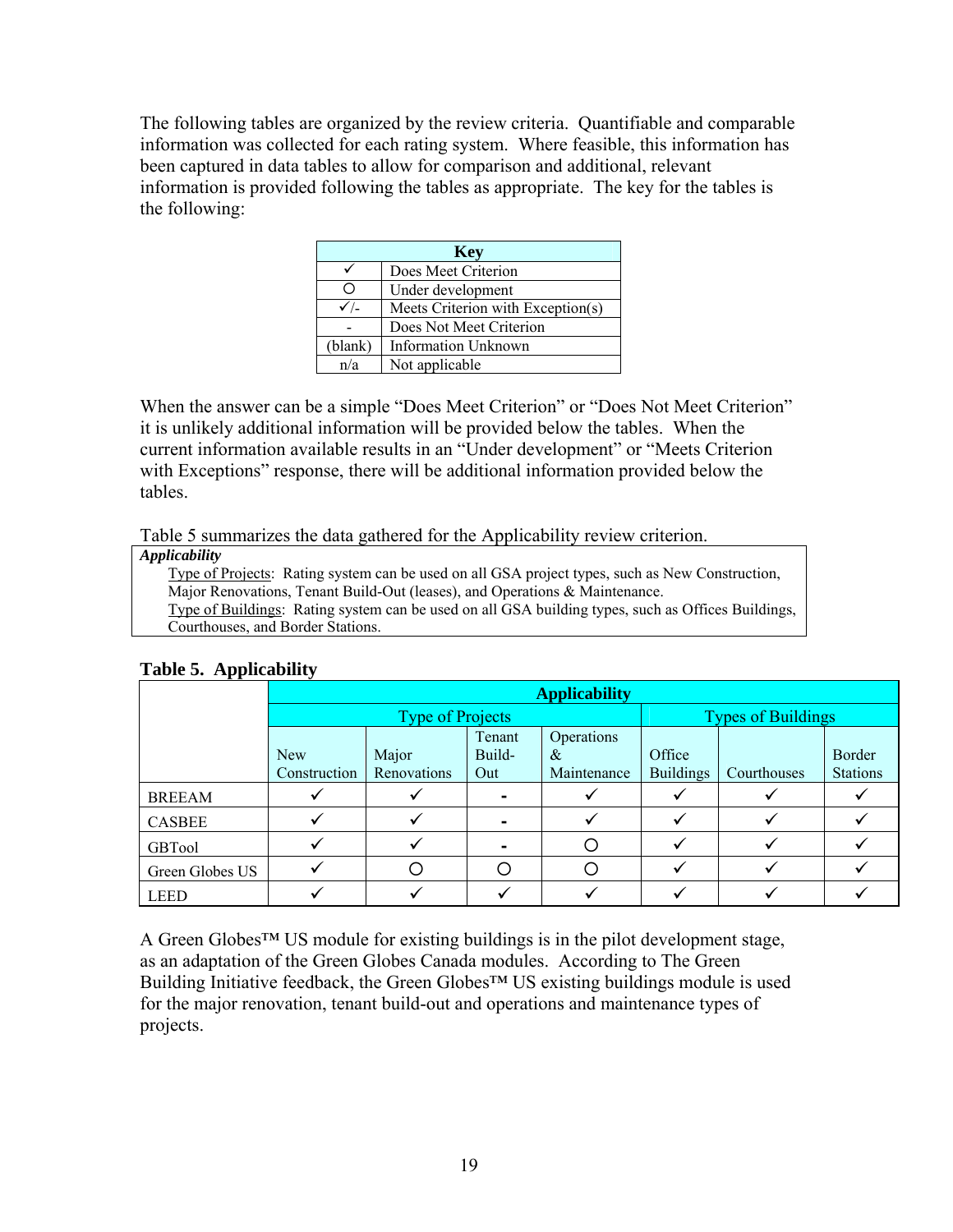The following tables are organized by the review criteria. Quantifiable and comparable information was collected for each rating system. Where feasible, this information has been captured in data tables to allow for comparison and additional, relevant information is provided following the tables as appropriate. The key for the tables is the following:

| Key | |
|---|---|
| ✓ | Does Meet Criterion |
| ○ | Under development |
| ✓/- | Meets Criterion with Exception(s) |
| - | Does Not Meet Criterion |
| (blank) | Information Unknown |
| n/a | Not applicable |

When the answer can be a simple "Does Meet Criterion" or "Does Not Meet Criterion" it is unlikely additional information will be provided below the tables. When the current information available results in an "Under development" or "Meets Criterion with Exceptions" response, there will be additional information provided below the tables.

Table 5 summarizes the data gathered for the Applicability review criterion.

> ***Applicability***
>
> Type of Projects: Rating system can be used on all GSA project types, such as New Construction, Major Renovations, Tenant Build-Out (leases), and Operations & Maintenance.
>
> Type of Buildings: Rating system can be used on all GSA building types, such as Offices Buildings, Courthouses, and Border Stations.

**Table 5. Applicability**

| | Applicability | | | | | | |
|---|---|---|---|---|---|---|---|
| | Type of Projects | | | | Types of Buildings | | |
| | New Construction | Major Renovations | Tenant Build-Out | Operations & Maintenance | Office Buildings | Courthouses | Border Stations |
| BREEAM | ✓ | ✓ | - | ✓ | ✓ | ✓ | ✓ |
| CASBEE | ✓ | ✓ | - | ✓ | ✓ | ✓ | ✓ |
| GBTool | ✓ | ✓ | - | ○ | ✓ | ✓ | ✓ |
| Green Globes US | ✓ | ○ | ○ | ○ | ✓ | ✓ | ✓ |
| LEED | ✓ | ✓ | ✓ | ✓ | ✓ | ✓ | ✓ |

A Green Globes™ US module for existing buildings is in the pilot development stage, as an adaptation of the Green Globes Canada modules. According to The Green Building Initiative feedback, the Green Globes™ US existing buildings module is used for the major renovation, tenant build-out and operations and maintenance types of projects.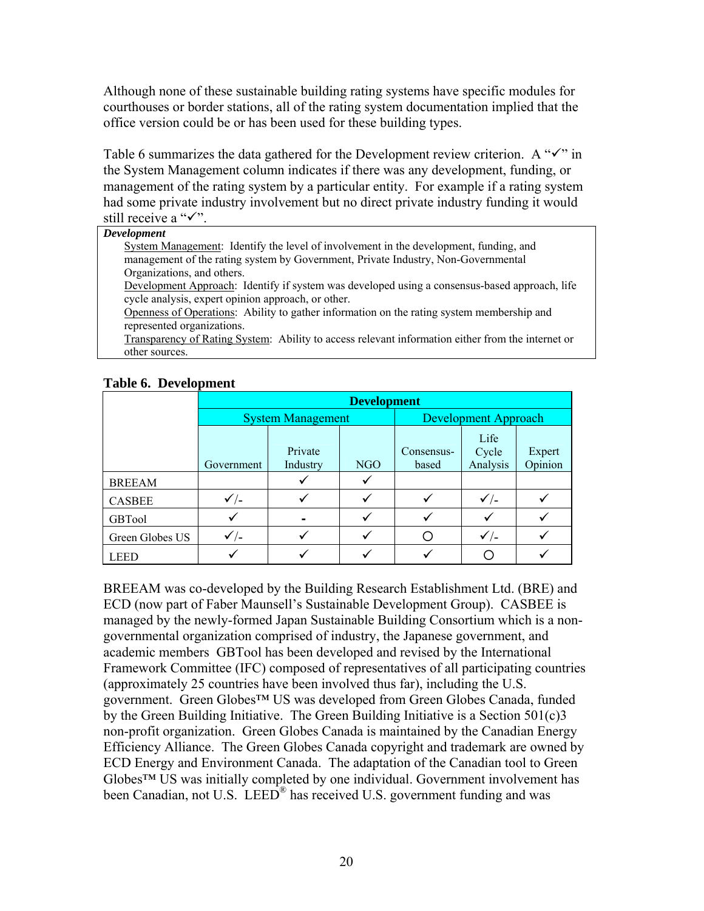Although none of these sustainable building rating systems have specific modules for courthouses or border stations, all of the rating system documentation implied that the office version could be or has been used for these building types.

Table 6 summarizes the data gathered for the Development review criterion. A "✓" in the System Management column indicates if there was any development, funding, or management of the rating system by a particular entity. For example if a rating system had some private industry involvement but no direct private industry funding it would still receive a "✓".

> ***Development***
>
> System Management: Identify the level of involvement in the development, funding, and management of the rating system by Government, Private Industry, Non-Governmental Organizations, and others.
>
> Development Approach: Identify if system was developed using a consensus-based approach, life cycle analysis, expert opinion approach, or other.
>
> Openness of Operations: Ability to gather information on the rating system membership and represented organizations.
>
> Transparency of Rating System: Ability to access relevant information either from the internet or other sources.

**Table 6. Development**

| | Development | | | | | |
|---|---|---|---|---|---|---|
| | System Management | | | Development Approach | | |
| | Government | Private Industry | NGO | Consensus-based | Life Cycle Analysis | Expert Opinion |
| BREEAM | | ✓ | ✓ | | | |
| CASBEE | ✓/- | ✓ | ✓ | ✓ | ✓/- | ✓ |
| GBTool | ✓ | - | ✓ | ✓ | ✓ | ✓ |
| Green Globes US | ✓/- | ✓ | ✓ | ○ | ✓/- | ✓ |
| LEED | ✓ | ✓ | ✓ | ✓ | ○ | ✓ |

BREEAM was co-developed by the Building Research Establishment Ltd. (BRE) and ECD (now part of Faber Maunsell's Sustainable Development Group). CASBEE is managed by the newly-formed Japan Sustainable Building Consortium which is a non-governmental organization comprised of industry, the Japanese government, and academic members GBTool has been developed and revised by the International Framework Committee (IFC) composed of representatives of all participating countries (approximately 25 countries have been involved thus far), including the U.S. government. Green Globes™ US was developed from Green Globes Canada, funded by the Green Building Initiative. The Green Building Initiative is a Section 501(c)3 non-profit organization. Green Globes Canada is maintained by the Canadian Energy Efficiency Alliance. The Green Globes Canada copyright and trademark are owned by ECD Energy and Environment Canada. The adaptation of the Canadian tool to Green Globes™ US was initially completed by one individual. Government involvement has been Canadian, not U.S. LEED® has received U.S. government funding and was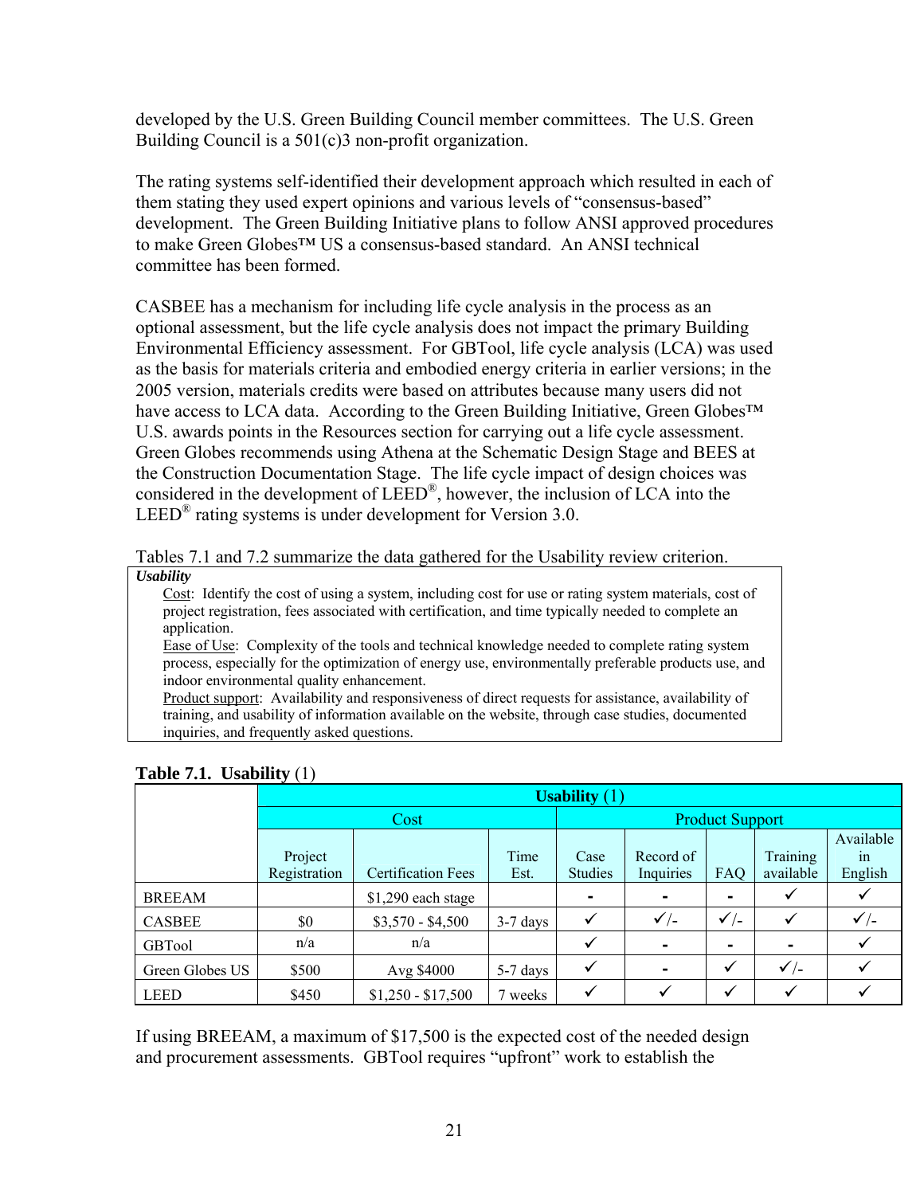developed by the U.S. Green Building Council member committees. The U.S. Green Building Council is a 501(c)3 non-profit organization.

The rating systems self-identified their development approach which resulted in each of them stating they used expert opinions and various levels of "consensus-based" development. The Green Building Initiative plans to follow ANSI approved procedures to make Green Globes™ US a consensus-based standard. An ANSI technical committee has been formed.

CASBEE has a mechanism for including life cycle analysis in the process as an optional assessment, but the life cycle analysis does not impact the primary Building Environmental Efficiency assessment. For GBTool, life cycle analysis (LCA) was used as the basis for materials criteria and embodied energy criteria in earlier versions; in the 2005 version, materials credits were based on attributes because many users did not have access to LCA data. According to the Green Building Initiative, Green Globes™ U.S. awards points in the Resources section for carrying out a life cycle assessment. Green Globes recommends using Athena at the Schematic Design Stage and BEES at the Construction Documentation Stage. The life cycle impact of design choices was considered in the development of LEED®, however, the inclusion of LCA into the LEED® rating systems is under development for Version 3.0.

Tables 7.1 and 7.2 summarize the data gathered for the Usability review criterion.

> ***Usability***
>
> Cost: Identify the cost of using a system, including cost for use or rating system materials, cost of project registration, fees associated with certification, and time typically needed to complete an application.
>
> Ease of Use: Complexity of the tools and technical knowledge needed to complete rating system process, especially for the optimization of energy use, environmentally preferable products use, and indoor environmental quality enhancement.
>
> Product support: Availability and responsiveness of direct requests for assistance, availability of training, and usability of information available on the website, through case studies, documented inquiries, and frequently asked questions.

**Table 7.1. Usability** (1)

| | **Usability** (1) | | | | | | | |
|---|---|---|---|---|---|---|---|---|
| | Cost | | | Product Support | | | | |
| | Project Registration | Certification Fees | Time Est. | Case Studies | Record of Inquiries | FAQ | Training available | Available in English |
| BREEAM | | $1,290 each stage | | - | - | - | ✓ | ✓ |
| CASBEE | $0 | $3,570 - $4,500 | 3-7 days | ✓ | ✓/- | ✓/- | ✓ | ✓/- |
| GBTool | n/a | n/a | | ✓ | - | - | - | ✓ |
| Green Globes US | $500 | Avg $4000 | 5-7 days | ✓ | - | ✓ | ✓/- | ✓ |
| LEED | $450 | $1,250 - $17,500 | 7 weeks | ✓ | ✓ | ✓ | ✓ | ✓ |

If using BREEAM, a maximum of $17,500 is the expected cost of the needed design and procurement assessments. GBTool requires "upfront" work to establish the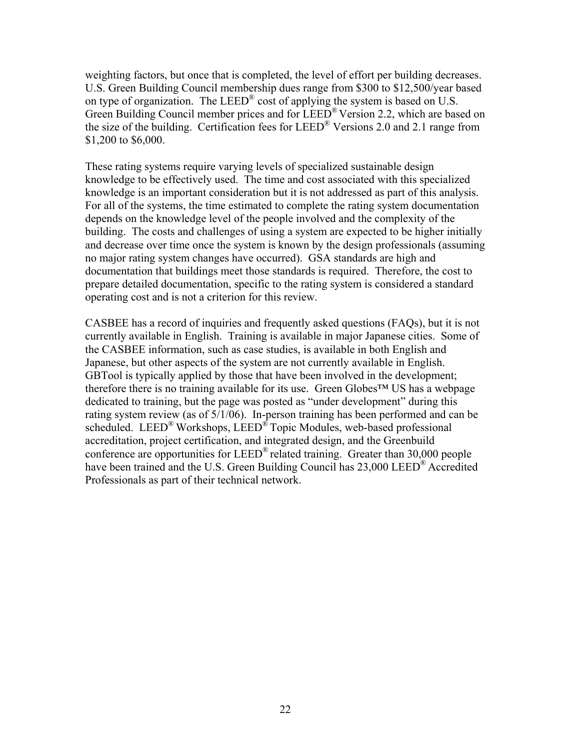weighting factors, but once that is completed, the level of effort per building decreases. U.S. Green Building Council membership dues range from \$300 to \$12,500/year based on type of organization. The LEED® cost of applying the system is based on U.S. Green Building Council member prices and for LEED® Version 2.2, which are based on the size of the building. Certification fees for LEED® Versions 2.0 and 2.1 range from \$1,200 to \$6,000.

These rating systems require varying levels of specialized sustainable design knowledge to be effectively used. The time and cost associated with this specialized knowledge is an important consideration but it is not addressed as part of this analysis. For all of the systems, the time estimated to complete the rating system documentation depends on the knowledge level of the people involved and the complexity of the building. The costs and challenges of using a system are expected to be higher initially and decrease over time once the system is known by the design professionals (assuming no major rating system changes have occurred). GSA standards are high and documentation that buildings meet those standards is required. Therefore, the cost to prepare detailed documentation, specific to the rating system is considered a standard operating cost and is not a criterion for this review.

CASBEE has a record of inquiries and frequently asked questions (FAQs), but it is not currently available in English. Training is available in major Japanese cities. Some of the CASBEE information, such as case studies, is available in both English and Japanese, but other aspects of the system are not currently available in English. GBTool is typically applied by those that have been involved in the development; therefore there is no training available for its use. Green Globes™ US has a webpage dedicated to training, but the page was posted as "under development" during this rating system review (as of 5/1/06). In-person training has been performed and can be scheduled. LEED® Workshops, LEED® Topic Modules, web-based professional accreditation, project certification, and integrated design, and the Greenbuild conference are opportunities for LEED® related training. Greater than 30,000 people have been trained and the U.S. Green Building Council has 23,000 LEED® Accredited Professionals as part of their technical network.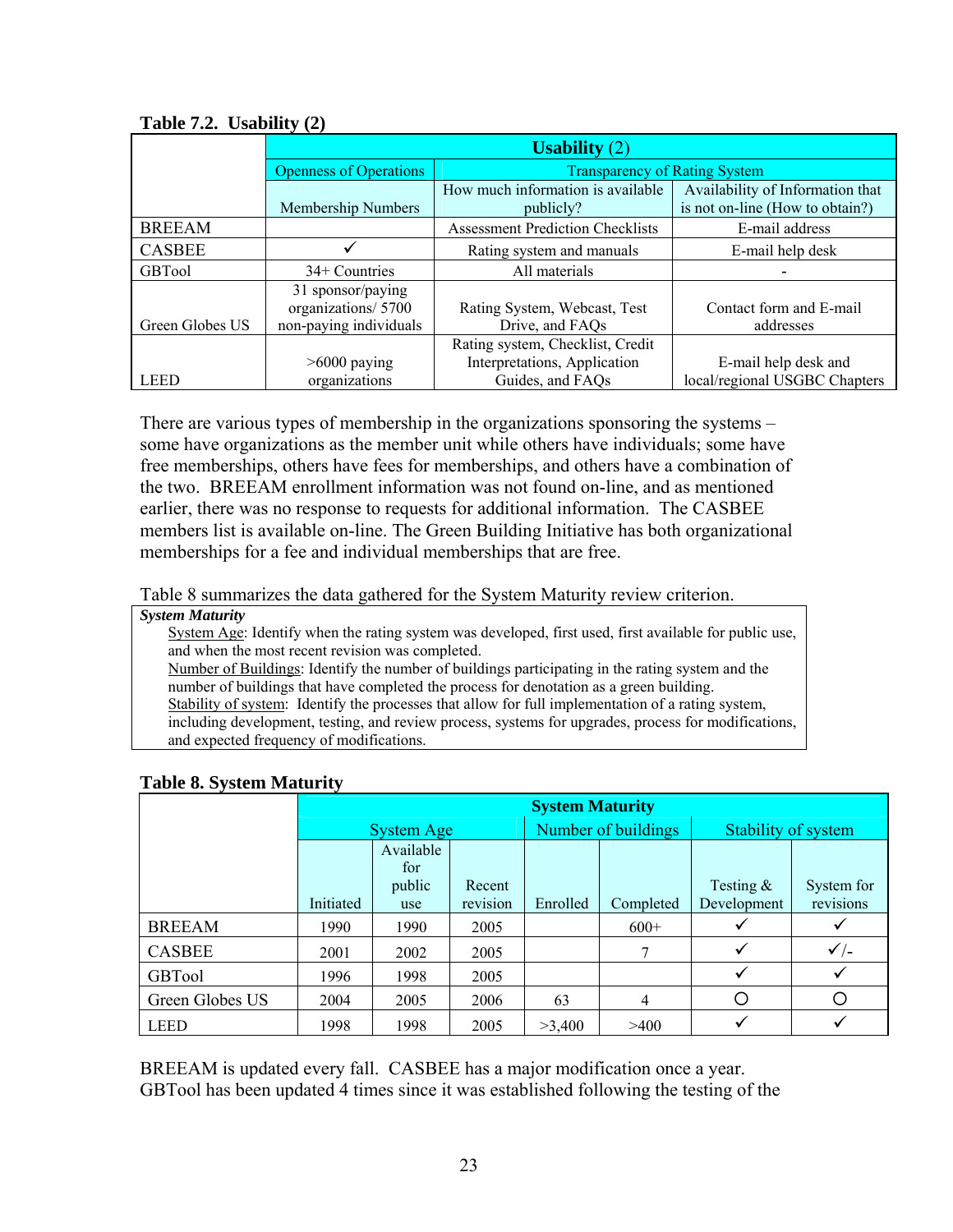**Table 7.2. Usability (2)**

| | Usability (2) | | |
|---|---|---|---|
| | Openness of Operations | Transparency of Rating System | |
| | Membership Numbers | How much information is available publicly? | Availability of Information that is not on-line (How to obtain?) |
| BREEAM | | Assessment Prediction Checklists | E-mail address |
| CASBEE | ✓ | Rating system and manuals | E-mail help desk |
| GBTool | 34+ Countries | All materials | - |
| Green Globes US | 31 sponsor/paying organizations/ 5700 non-paying individuals | Rating System, Webcast, Test Drive, and FAQs | Contact form and E-mail addresses |
| LEED | >6000 paying organizations | Rating system, Checklist, Credit Interpretations, Application Guides, and FAQs | E-mail help desk and local/regional USGBC Chapters |

There are various types of membership in the organizations sponsoring the systems – some have organizations as the member unit while others have individuals; some have free memberships, others have fees for memberships, and others have a combination of the two. BREEAM enrollment information was not found on-line, and as mentioned earlier, there was no response to requests for additional information. The CASBEE members list is available on-line. The Green Building Initiative has both organizational memberships for a fee and individual memberships that are free.

Table 8 summarizes the data gathered for the System Maturity review criterion.

> ***System Maturity***
>
> System Age: Identify when the rating system was developed, first used, first available for public use, and when the most recent revision was completed.
>
> Number of Buildings: Identify the number of buildings participating in the rating system and the number of buildings that have completed the process for denotation as a green building.
>
> Stability of system: Identify the processes that allow for full implementation of a rating system, including development, testing, and review process, systems for upgrades, process for modifications, and expected frequency of modifications.

**Table 8. System Maturity**

| | System Maturity | | | | | | |
|---|---|---|---|---|---|---|---|
| | System Age | | | Number of buildings | | Stability of system | |
| | Initiated | Available for public use | Recent revision | Enrolled | Completed | Testing & Development | System for revisions |
| BREEAM | 1990 | 1990 | 2005 | | 600+ | ✓ | ✓ |
| CASBEE | 2001 | 2002 | 2005 | | 7 | ✓ | ✓/- |
| GBTool | 1996 | 1998 | 2005 | | | ✓ | ✓ |
| Green Globes US | 2004 | 2005 | 2006 | 63 | 4 | ○ | ○ |
| LEED | 1998 | 1998 | 2005 | >3,400 | >400 | ✓ | ✓ |

BREEAM is updated every fall. CASBEE has a major modification once a year. GBTool has been updated 4 times since it was established following the testing of the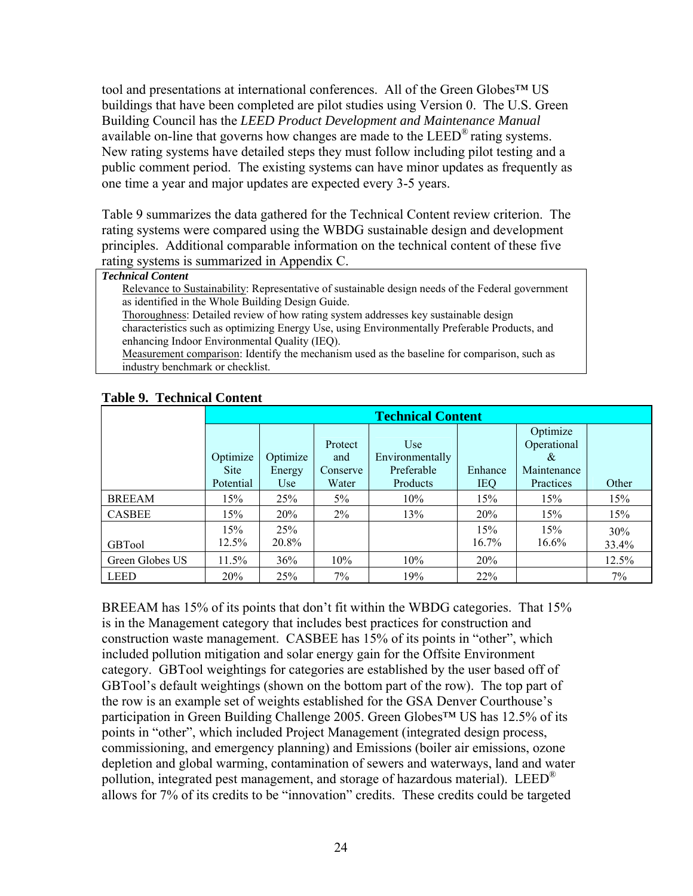tool and presentations at international conferences. All of the Green Globes™ US buildings that have been completed are pilot studies using Version 0. The U.S. Green Building Council has the *LEED Product Development and Maintenance Manual* available on-line that governs how changes are made to the LEED® rating systems. New rating systems have detailed steps they must follow including pilot testing and a public comment period. The existing systems can have minor updates as frequently as one time a year and major updates are expected every 3-5 years.

Table 9 summarizes the data gathered for the Technical Content review criterion. The rating systems were compared using the WBDG sustainable design and development principles. Additional comparable information on the technical content of these five rating systems is summarized in Appendix C.

> ***Technical Content***
>
> Relevance to Sustainability: Representative of sustainable design needs of the Federal government as identified in the Whole Building Design Guide.
>
> Thoroughness: Detailed review of how rating system addresses key sustainable design characteristics such as optimizing Energy Use, using Environmentally Preferable Products, and enhancing Indoor Environmental Quality (IEQ).
>
> Measurement comparison: Identify the mechanism used as the baseline for comparison, such as industry benchmark or checklist.

**Table 9. Technical Content**

| | Technical Content | | | | | | |
|---|---|---|---|---|---|---|---|
| | Optimize Site Potential | Optimize Energy Use | Protect and Conserve Water | Use Environmentally Preferable Products | Enhance IEQ | Optimize Operational & Maintenance Practices | Other |
| BREEAM | 15% | 25% | 5% | 10% | 15% | 15% | 15% |
| CASBEE | 15% | 20% | 2% | 13% | 20% | 15% | 15% |
| GBTool | 15%<br>12.5% | 25%<br>20.8% | | | 15%<br>16.7% | 15%<br>16.6% | 30%<br>33.4% |
| Green Globes US | 11.5% | 36% | 10% | 10% | 20% | | 12.5% |
| LEED | 20% | 25% | 7% | 19% | 22% | | 7% |

BREEAM has 15% of its points that don't fit within the WBDG categories. That 15% is in the Management category that includes best practices for construction and construction waste management. CASBEE has 15% of its points in "other", which included pollution mitigation and solar energy gain for the Offsite Environment category. GBTool weightings for categories are established by the user based off of GBTool's default weightings (shown on the bottom part of the row). The top part of the row is an example set of weights established for the GSA Denver Courthouse's participation in Green Building Challenge 2005. Green Globes™ US has 12.5% of its points in "other", which included Project Management (integrated design process, commissioning, and emergency planning) and Emissions (boiler air emissions, ozone depletion and global warming, contamination of sewers and waterways, land and water pollution, integrated pest management, and storage of hazardous material). LEED® allows for 7% of its credits to be "innovation" credits. These credits could be targeted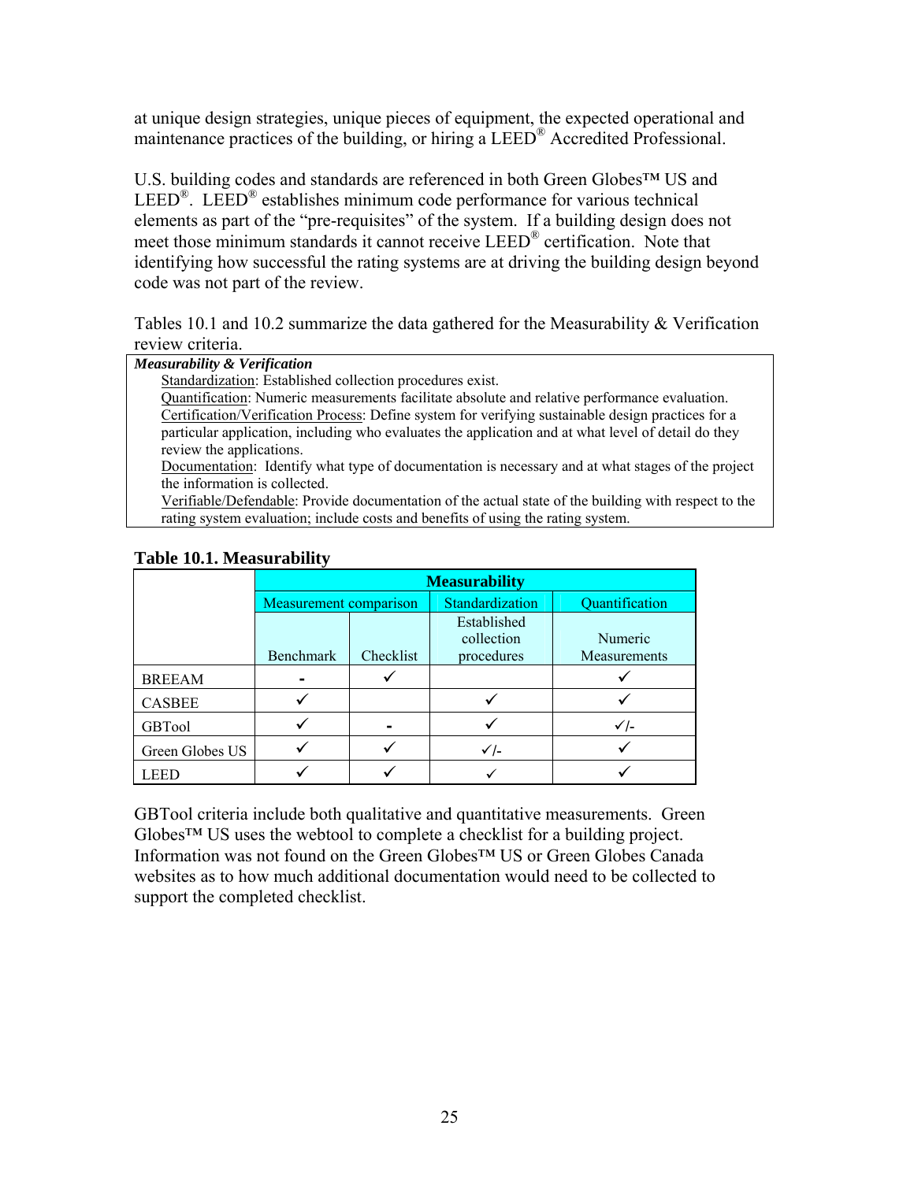at unique design strategies, unique pieces of equipment, the expected operational and maintenance practices of the building, or hiring a LEED® Accredited Professional.

U.S. building codes and standards are referenced in both Green Globes™ US and LEED®. LEED® establishes minimum code performance for various technical elements as part of the "pre-requisites" of the system. If a building design does not meet those minimum standards it cannot receive LEED® certification. Note that identifying how successful the rating systems are at driving the building design beyond code was not part of the review.

Tables 10.1 and 10.2 summarize the data gathered for the Measurability & Verification review criteria.

***Measurability & Verification***

- Standardization: Established collection procedures exist.
- Quantification: Numeric measurements facilitate absolute and relative performance evaluation.
- Certification/Verification Process: Define system for verifying sustainable design practices for a particular application, including who evaluates the application and at what level of detail do they review the applications.
- Documentation: Identify what type of documentation is necessary and at what stages of the project the information is collected.
- Verifiable/Defendable: Provide documentation of the actual state of the building with respect to the rating system evaluation; include costs and benefits of using the rating system.

**Table 10.1. Measurability**

| | Measurability | | | |
|---|---|---|---|---|
| | Measurement comparison | | Standardization | Quantification |
| | Benchmark | Checklist | Established collection procedures | Numeric Measurements |
| BREEAM | - | ✓ | | ✓ |
| CASBEE | ✓ | | ✓ | ✓ |
| GBTool | ✓ | - | ✓ | ✓/- |
| Green Globes US | ✓ | ✓ | ✓/- | ✓ |
| LEED | ✓ | ✓ | ✓ | ✓ |

GBTool criteria include both qualitative and quantitative measurements. Green Globes™ US uses the webtool to complete a checklist for a building project. Information was not found on the Green Globes™ US or Green Globes Canada websites as to how much additional documentation would need to be collected to support the completed checklist.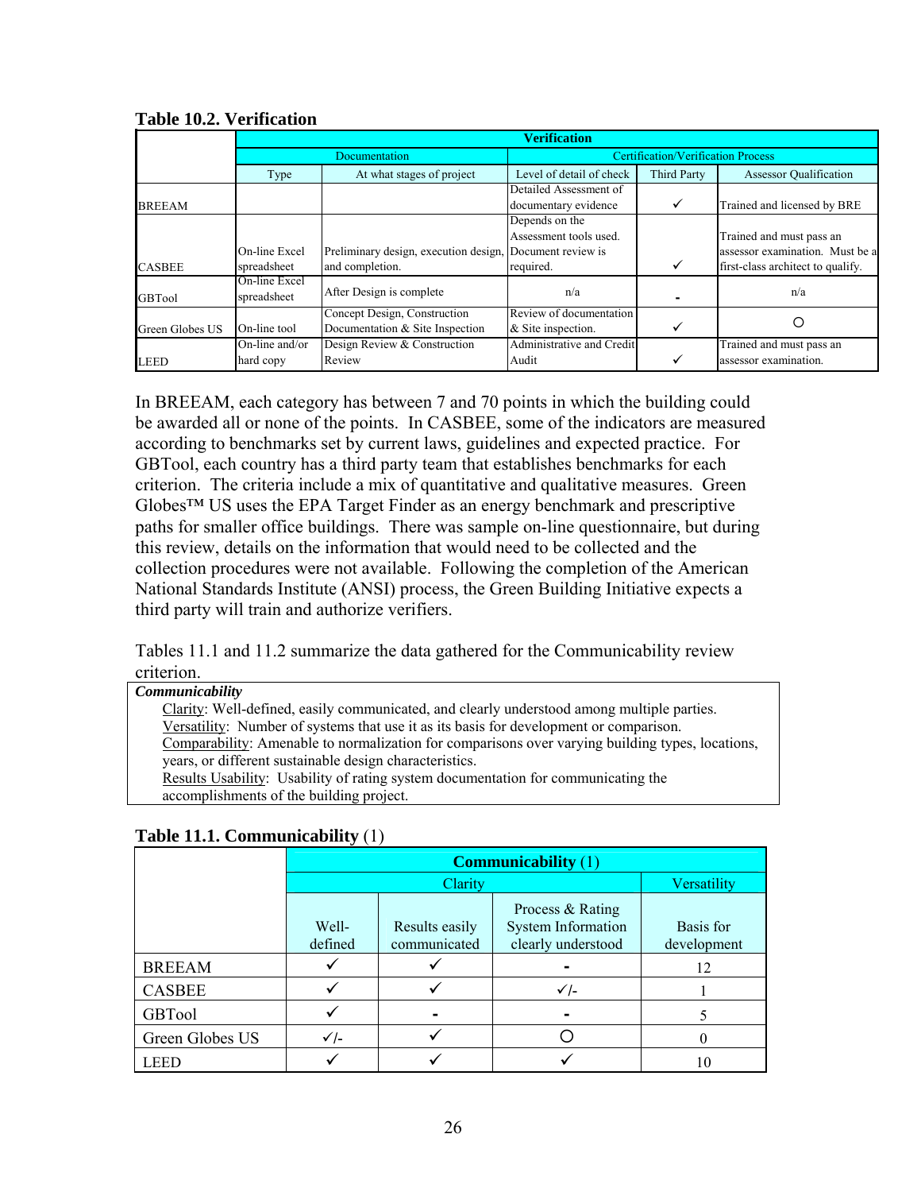**Table 10.2. Verification**

| | Verification | | | | |
|---|---|---|---|---|---|
| | Documentation | | Certification/Verification Process | | |
| | Type | At what stages of project | Level of detail of check | Third Party | Assessor Qualification |
| BREEAM | | | Detailed Assessment of documentary evidence | ✓ | Trained and licensed by BRE |
| CASBEE | On-line Excel spreadsheet | Preliminary design, execution design, and completion. | Depends on the Assessment tools used. Document review is required. | ✓ | Trained and must pass an assessor examination. Must be a first-class architect to qualify. |
| GBTool | On-line Excel spreadsheet | After Design is complete | n/a | - | n/a |
| Green Globes US | On-line tool | Concept Design, Construction Documentation & Site Inspection | Review of documentation & Site inspection. | ✓ | ○ |
| LEED | On-line and/or hard copy | Design Review & Construction Review | Administrative and Credit Audit | ✓ | Trained and must pass an assessor examination. |

In BREEAM, each category has between 7 and 70 points in which the building could be awarded all or none of the points. In CASBEE, some of the indicators are measured according to benchmarks set by current laws, guidelines and expected practice. For GBTool, each country has a third party team that establishes benchmarks for each criterion. The criteria include a mix of quantitative and qualitative measures. Green Globes™ US uses the EPA Target Finder as an energy benchmark and prescriptive paths for smaller office buildings. There was sample on-line questionnaire, but during this review, details on the information that would need to be collected and the collection procedures were not available. Following the completion of the American National Standards Institute (ANSI) process, the Green Building Initiative expects a third party will train and authorize verifiers.

Tables 11.1 and 11.2 summarize the data gathered for the Communicability review criterion.

> ***Communicability***
>
> Clarity: Well-defined, easily communicated, and clearly understood among multiple parties.
> Versatility: Number of systems that use it as its basis for development or comparison.
> Comparability: Amenable to normalization for comparisons over varying building types, locations, years, or different sustainable design characteristics.
> Results Usability: Usability of rating system documentation for communicating the accomplishments of the building project.

**Table 11.1. Communicability** (1)

| | Communicability (1) | | | |
|---|---|---|---|---|
| | Clarity | | | Versatility |
| | Well-defined | Results easily communicated | Process & Rating System Information clearly understood | Basis for development |
| BREEAM | ✓ | ✓ | - | 12 |
| CASBEE | ✓ | ✓ | ✓/- | 1 |
| GBTool | ✓ | - | - | 5 |
| Green Globes US | ✓/- | ✓ | ○ | 0 |
| LEED | ✓ | ✓ | ✓ | 10 |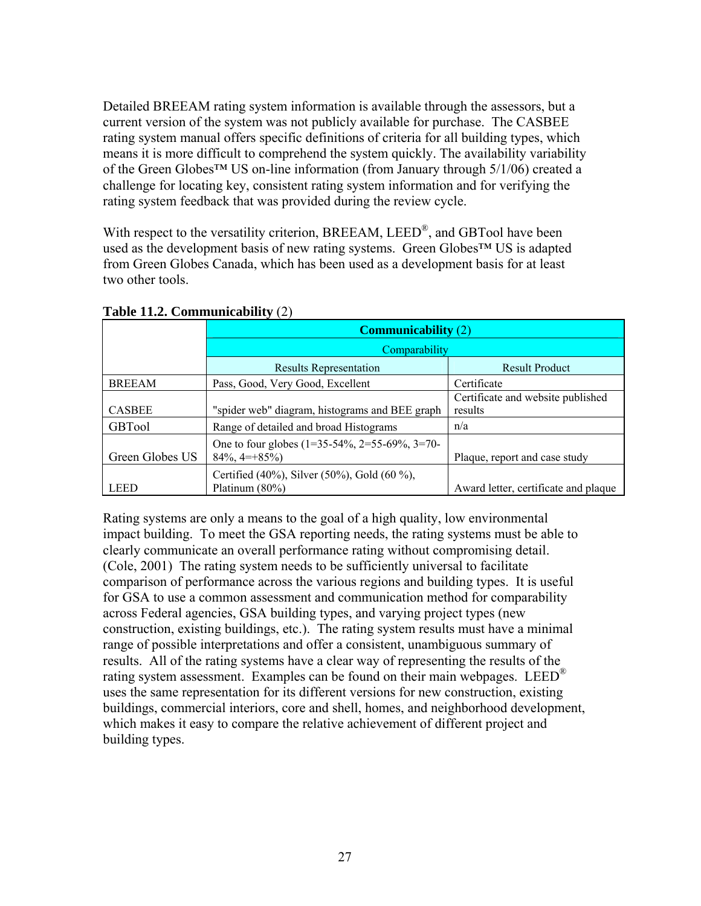Detailed BREEAM rating system information is available through the assessors, but a current version of the system was not publicly available for purchase. The CASBEE rating system manual offers specific definitions of criteria for all building types, which means it is more difficult to comprehend the system quickly. The availability variability of the Green Globes™ US on-line information (from January through 5/1/06) created a challenge for locating key, consistent rating system information and for verifying the rating system feedback that was provided during the review cycle.

With respect to the versatility criterion, BREEAM, LEED®, and GBTool have been used as the development basis of new rating systems. Green Globes™ US is adapted from Green Globes Canada, which has been used as a development basis for at least two other tools.

**Table 11.2. Communicability** (2)

| | **Communicability** (2) | |
|---|---|---|
| | Comparability | |
| | Results Representation | Result Product |
| BREEAM | Pass, Good, Very Good, Excellent | Certificate |
| CASBEE | "spider web" diagram, histograms and BEE graph | Certificate and website published results |
| GBTool | Range of detailed and broad Histograms | n/a |
| Green Globes US | One to four globes (1=35-54%, 2=55-69%, 3=70-84%, 4=+85%) | Plaque, report and case study |
| LEED | Certified (40%), Silver (50%), Gold (60 %), Platinum (80%) | Award letter, certificate and plaque |

Rating systems are only a means to the goal of a high quality, low environmental impact building. To meet the GSA reporting needs, the rating systems must be able to clearly communicate an overall performance rating without compromising detail. (Cole, 2001) The rating system needs to be sufficiently universal to facilitate comparison of performance across the various regions and building types. It is useful for GSA to use a common assessment and communication method for comparability across Federal agencies, GSA building types, and varying project types (new construction, existing buildings, etc.). The rating system results must have a minimal range of possible interpretations and offer a consistent, unambiguous summary of results. All of the rating systems have a clear way of representing the results of the rating system assessment. Examples can be found on their main webpages. LEED® uses the same representation for its different versions for new construction, existing buildings, commercial interiors, core and shell, homes, and neighborhood development, which makes it easy to compare the relative achievement of different project and building types.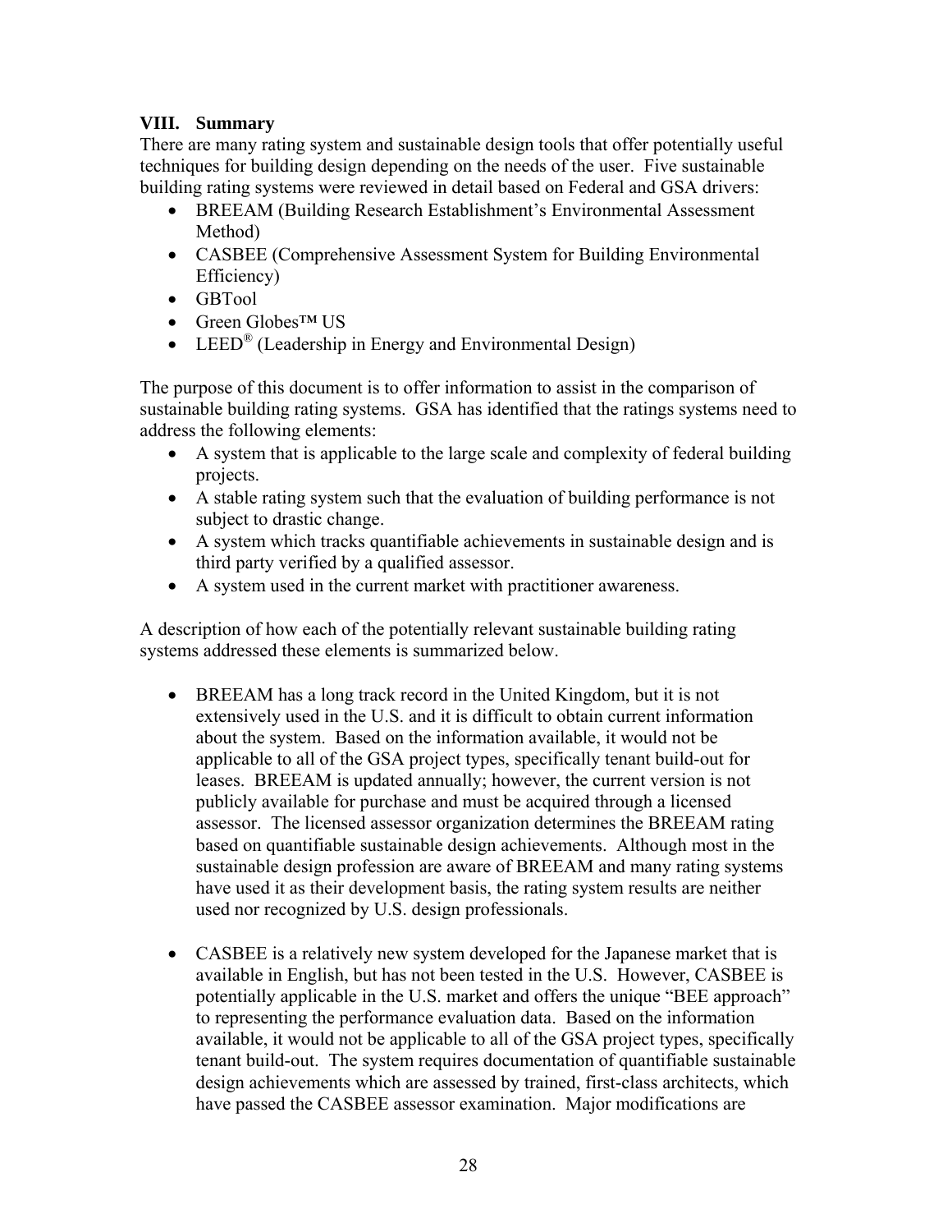## VIII. Summary

There are many rating system and sustainable design tools that offer potentially useful techniques for building design depending on the needs of the user. Five sustainable building rating systems were reviewed in detail based on Federal and GSA drivers:

- BREEAM (Building Research Establishment's Environmental Assessment Method)
- CASBEE (Comprehensive Assessment System for Building Environmental Efficiency)
- GBTool
- Green Globes™ US
- LEED® (Leadership in Energy and Environmental Design)

The purpose of this document is to offer information to assist in the comparison of sustainable building rating systems. GSA has identified that the ratings systems need to address the following elements:

- A system that is applicable to the large scale and complexity of federal building projects.
- A stable rating system such that the evaluation of building performance is not subject to drastic change.
- A system which tracks quantifiable achievements in sustainable design and is third party verified by a qualified assessor.
- A system used in the current market with practitioner awareness.

A description of how each of the potentially relevant sustainable building rating systems addressed these elements is summarized below.

- BREEAM has a long track record in the United Kingdom, but it is not extensively used in the U.S. and it is difficult to obtain current information about the system. Based on the information available, it would not be applicable to all of the GSA project types, specifically tenant build-out for leases. BREEAM is updated annually; however, the current version is not publicly available for purchase and must be acquired through a licensed assessor. The licensed assessor organization determines the BREEAM rating based on quantifiable sustainable design achievements. Although most in the sustainable design profession are aware of BREEAM and many rating systems have used it as their development basis, the rating system results are neither used nor recognized by U.S. design professionals.

- CASBEE is a relatively new system developed for the Japanese market that is available in English, but has not been tested in the U.S. However, CASBEE is potentially applicable in the U.S. market and offers the unique "BEE approach" to representing the performance evaluation data. Based on the information available, it would not be applicable to all of the GSA project types, specifically tenant build-out. The system requires documentation of quantifiable sustainable design achievements which are assessed by trained, first-class architects, which have passed the CASBEE assessor examination. Major modifications are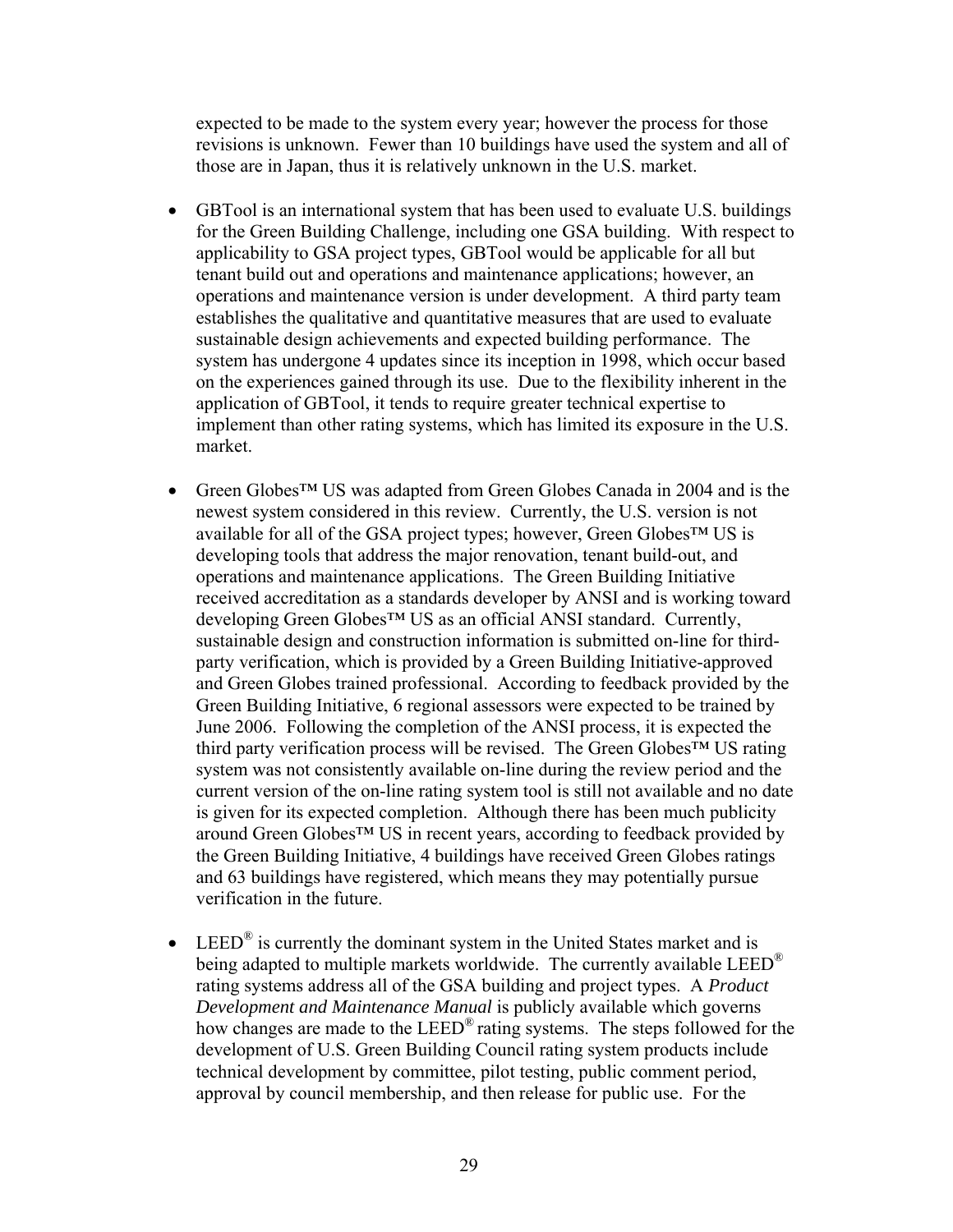expected to be made to the system every year; however the process for those revisions is unknown. Fewer than 10 buildings have used the system and all of those are in Japan, thus it is relatively unknown in the U.S. market.

- GBTool is an international system that has been used to evaluate U.S. buildings for the Green Building Challenge, including one GSA building. With respect to applicability to GSA project types, GBTool would be applicable for all but tenant build out and operations and maintenance applications; however, an operations and maintenance version is under development. A third party team establishes the qualitative and quantitative measures that are used to evaluate sustainable design achievements and expected building performance. The system has undergone 4 updates since its inception in 1998, which occur based on the experiences gained through its use. Due to the flexibility inherent in the application of GBTool, it tends to require greater technical expertise to implement than other rating systems, which has limited its exposure in the U.S. market.

- Green Globes™ US was adapted from Green Globes Canada in 2004 and is the newest system considered in this review. Currently, the U.S. version is not available for all of the GSA project types; however, Green Globes™ US is developing tools that address the major renovation, tenant build-out, and operations and maintenance applications. The Green Building Initiative received accreditation as a standards developer by ANSI and is working toward developing Green Globes™ US as an official ANSI standard. Currently, sustainable design and construction information is submitted on-line for third-party verification, which is provided by a Green Building Initiative-approved and Green Globes trained professional. According to feedback provided by the Green Building Initiative, 6 regional assessors were expected to be trained by June 2006. Following the completion of the ANSI process, it is expected the third party verification process will be revised. The Green Globes™ US rating system was not consistently available on-line during the review period and the current version of the on-line rating system tool is still not available and no date is given for its expected completion. Although there has been much publicity around Green Globes™ US in recent years, according to feedback provided by the Green Building Initiative, 4 buildings have received Green Globes ratings and 63 buildings have registered, which means they may potentially pursue verification in the future.

- LEED® is currently the dominant system in the United States market and is being adapted to multiple markets worldwide. The currently available LEED® rating systems address all of the GSA building and project types. A *Product Development and Maintenance Manual* is publicly available which governs how changes are made to the LEED® rating systems. The steps followed for the development of U.S. Green Building Council rating system products include technical development by committee, pilot testing, public comment period, approval by council membership, and then release for public use. For the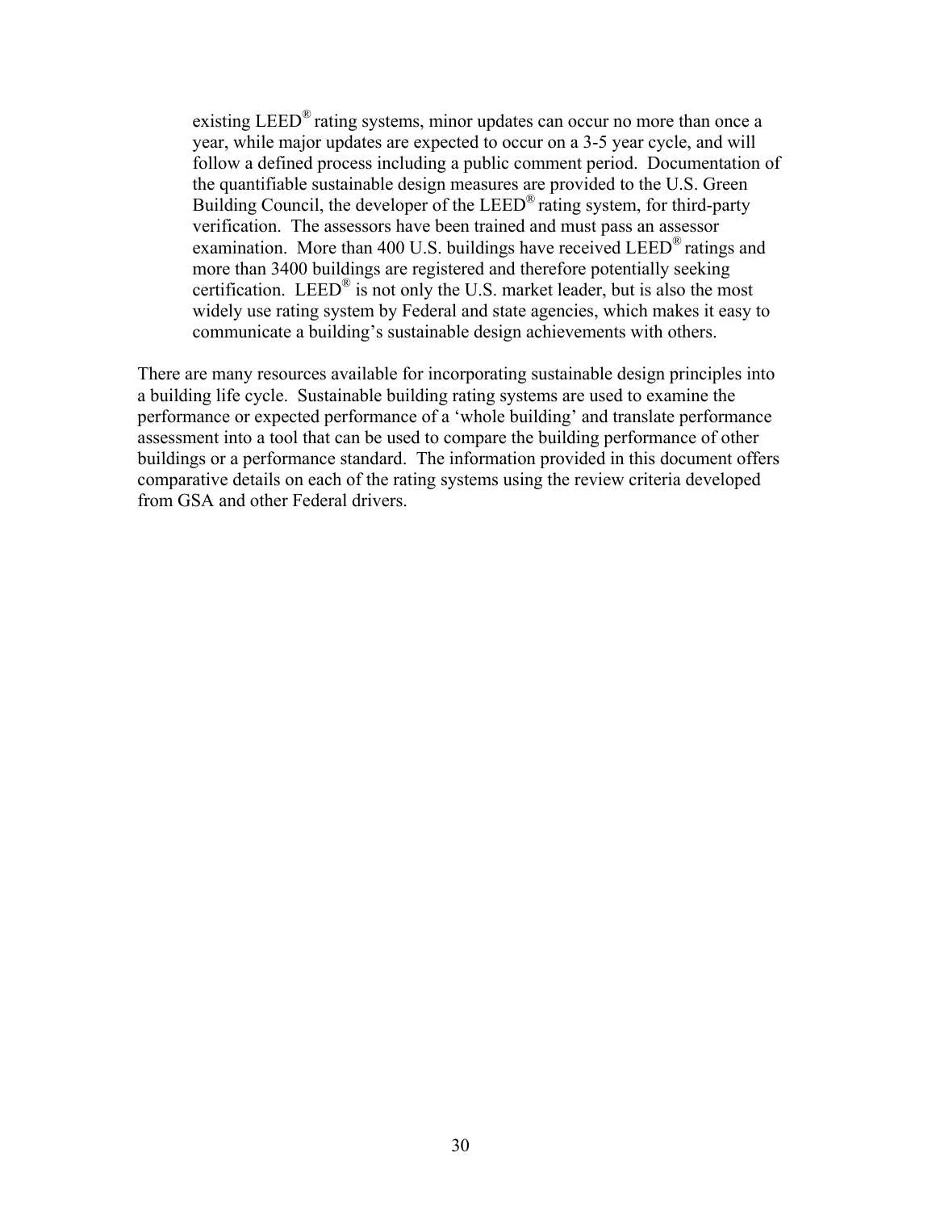existing LEED® rating systems, minor updates can occur no more than once a year, while major updates are expected to occur on a 3-5 year cycle, and will follow a defined process including a public comment period. Documentation of the quantifiable sustainable design measures are provided to the U.S. Green Building Council, the developer of the LEED® rating system, for third-party verification. The assessors have been trained and must pass an assessor examination. More than 400 U.S. buildings have received LEED® ratings and more than 3400 buildings are registered and therefore potentially seeking certification. LEED® is not only the U.S. market leader, but is also the most widely use rating system by Federal and state agencies, which makes it easy to communicate a building's sustainable design achievements with others.

There are many resources available for incorporating sustainable design principles into a building life cycle. Sustainable building rating systems are used to examine the performance or expected performance of a 'whole building' and translate performance assessment into a tool that can be used to compare the building performance of other buildings or a performance standard. The information provided in this document offers comparative details on each of the rating systems using the review criteria developed from GSA and other Federal drivers.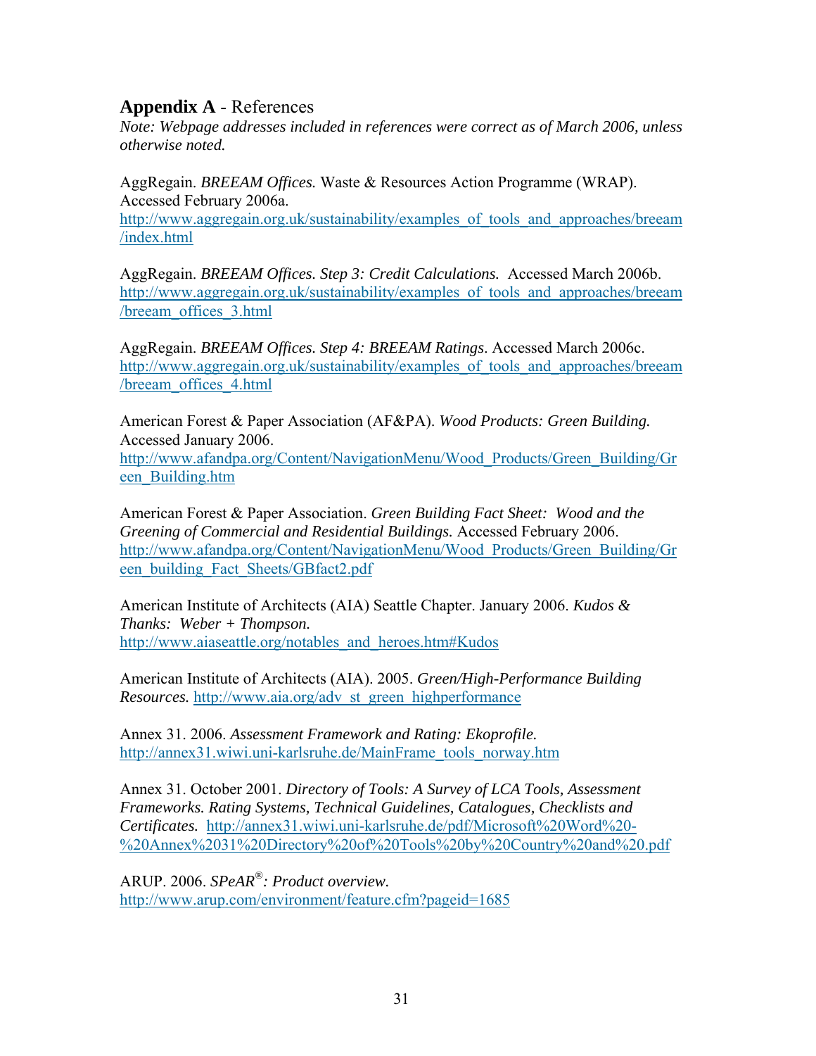## **Appendix A** - References

*Note: Webpage addresses included in references were correct as of March 2006, unless otherwise noted.*

AggRegain. *BREEAM Offices.* Waste & Resources Action Programme (WRAP). Accessed February 2006a. http://www.aggregain.org.uk/sustainability/examples_of_tools_and_approaches/breeam/index.html

AggRegain. *BREEAM Offices. Step 3: Credit Calculations.* Accessed March 2006b. http://www.aggregain.org.uk/sustainability/examples_of_tools_and_approaches/breeam/breeam_offices_3.html

AggRegain. *BREEAM Offices. Step 4: BREEAM Ratings*. Accessed March 2006c. http://www.aggregain.org.uk/sustainability/examples_of_tools_and_approaches/breeam/breeam_offices_4.html

American Forest & Paper Association (AF&PA). *Wood Products: Green Building.* Accessed January 2006. http://www.afandpa.org/Content/NavigationMenu/Wood_Products/Green_Building/Green_Building.htm

American Forest & Paper Association. *Green Building Fact Sheet: Wood and the Greening of Commercial and Residential Buildings.* Accessed February 2006. http://www.afandpa.org/Content/NavigationMenu/Wood_Products/Green_Building/Green_building_Fact_Sheets/GBfact2.pdf

American Institute of Architects (AIA) Seattle Chapter. January 2006. *Kudos & Thanks: Weber + Thompson.* http://www.aiaseattle.org/notables_and_heroes.htm#Kudos

American Institute of Architects (AIA). 2005. *Green/High-Performance Building Resources.* http://www.aia.org/adv_st_green_highperformance

Annex 31. 2006. *Assessment Framework and Rating: Ekoprofile.* http://annex31.wiwi.uni-karlsruhe.de/MainFrame_tools_norway.htm

Annex 31. October 2001. *Directory of Tools: A Survey of LCA Tools, Assessment Frameworks. Rating Systems, Technical Guidelines, Catalogues, Checklists and Certificates.* http://annex31.wiwi.uni-karlsruhe.de/pdf/Microsoft%20Word%20-%20Annex%2031%20Directory%20of%20Tools%20by%20Country%20and%20.pdf

ARUP. 2006. *SPeAR®: Product overview.* http://www.arup.com/environment/feature.cfm?pageid=1685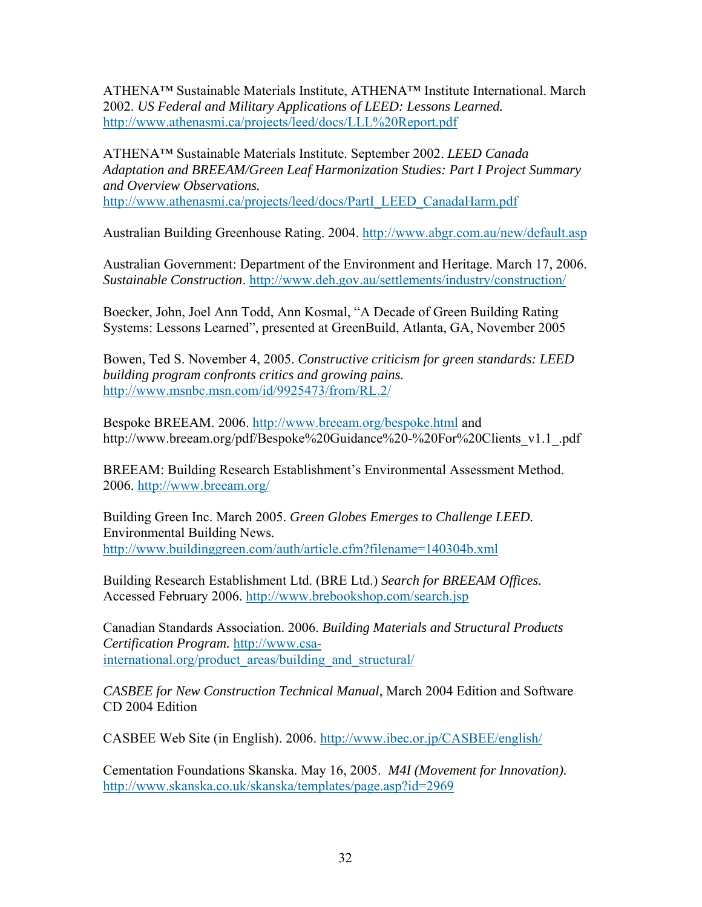ATHENA™ Sustainable Materials Institute, ATHENA™ Institute International. March 2002. *US Federal and Military Applications of LEED: Lessons Learned.* http://www.athenasmi.ca/projects/leed/docs/LLL%20Report.pdf

ATHENA™ Sustainable Materials Institute. September 2002. *LEED Canada Adaptation and BREEAM/Green Leaf Harmonization Studies: Part I Project Summary and Overview Observations.* http://www.athenasmi.ca/projects/leed/docs/PartI_LEED_CanadaHarm.pdf

Australian Building Greenhouse Rating. 2004. http://www.abgr.com.au/new/default.asp

Australian Government: Department of the Environment and Heritage. March 17, 2006. *Sustainable Construction*. http://www.deh.gov.au/settlements/industry/construction/

Boecker, John, Joel Ann Todd, Ann Kosmal, "A Decade of Green Building Rating Systems: Lessons Learned", presented at GreenBuild, Atlanta, GA, November 2005

Bowen, Ted S. November 4, 2005. *Constructive criticism for green standards: LEED building program confronts critics and growing pains.* http://www.msnbc.msn.com/id/9925473/from/RL.2/

Bespoke BREEAM. 2006. http://www.breeam.org/bespoke.html and http://www.breeam.org/pdf/Bespoke%20Guidance%20-%20For%20Clients_v1.1_.pdf

BREEAM: Building Research Establishment's Environmental Assessment Method. 2006. http://www.breeam.org/

Building Green Inc. March 2005. *Green Globes Emerges to Challenge LEED.* Environmental Building News. http://www.buildinggreen.com/auth/article.cfm?filename=140304b.xml

Building Research Establishment Ltd. (BRE Ltd.) *Search for BREEAM Offices.* Accessed February 2006. http://www.brebookshop.com/search.jsp

Canadian Standards Association. 2006. *Building Materials and Structural Products Certification Program.* http://www.csa-international.org/product_areas/building_and_structural/

*CASBEE for New Construction Technical Manual*, March 2004 Edition and Software CD 2004 Edition

CASBEE Web Site (in English). 2006. http://www.ibec.or.jp/CASBEE/english/

Cementation Foundations Skanska. May 16, 2005. *M4I (Movement for Innovation).* http://www.skanska.co.uk/skanska/templates/page.asp?id=2969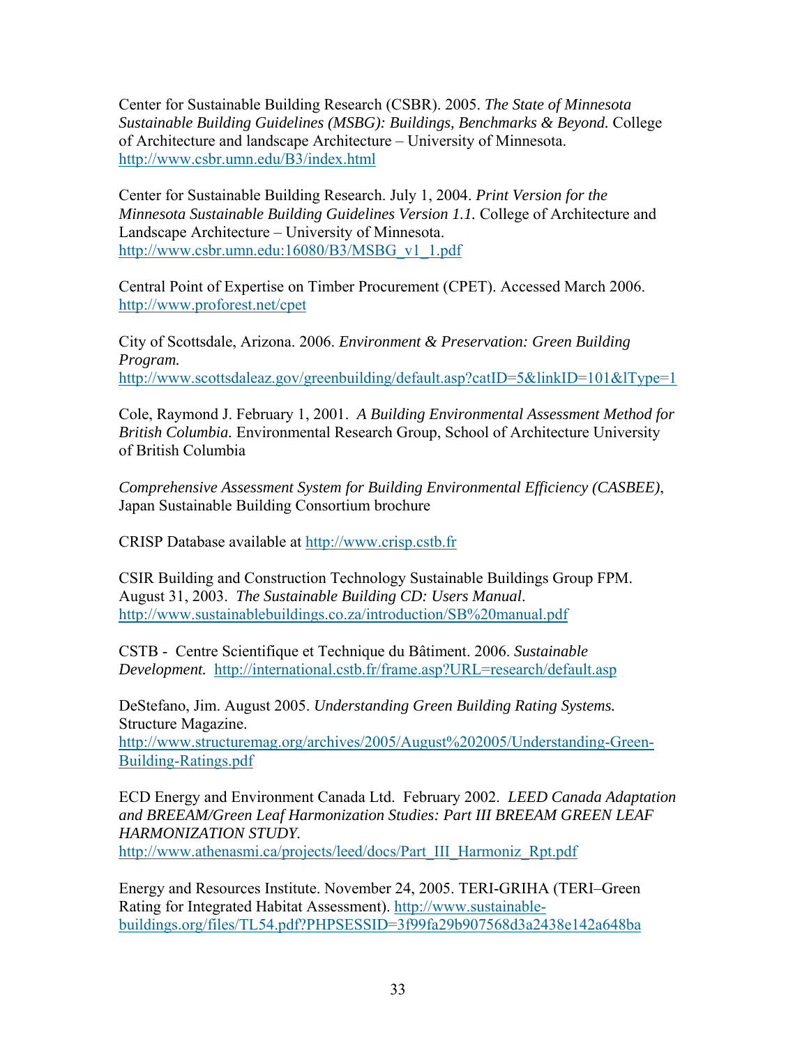Center for Sustainable Building Research (CSBR). 2005. *The State of Minnesota Sustainable Building Guidelines (MSBG): Buildings, Benchmarks & Beyond.* College of Architecture and landscape Architecture – University of Minnesota. http://www.csbr.umn.edu/B3/index.html

Center for Sustainable Building Research. July 1, 2004. *Print Version for the Minnesota Sustainable Building Guidelines Version 1.1.* College of Architecture and Landscape Architecture – University of Minnesota. http://www.csbr.umn.edu:16080/B3/MSBG_v1_1.pdf

Central Point of Expertise on Timber Procurement (CPET). Accessed March 2006. http://www.proforest.net/cpet

City of Scottsdale, Arizona. 2006. *Environment & Preservation: Green Building Program.* http://www.scottsdaleaz.gov/greenbuilding/default.asp?catID=5&linkID=101&lType=1

Cole, Raymond J. February 1, 2001. *A Building Environmental Assessment Method for British Columbia.* Environmental Research Group, School of Architecture University of British Columbia

*Comprehensive Assessment System for Building Environmental Efficiency (CASBEE)*, Japan Sustainable Building Consortium brochure

CRISP Database available at http://www.crisp.cstb.fr

CSIR Building and Construction Technology Sustainable Buildings Group FPM. August 31, 2003. *The Sustainable Building CD: Users Manual*. http://www.sustainablebuildings.co.za/introduction/SB%20manual.pdf

CSTB - Centre Scientifique et Technique du Bâtiment. 2006. *Sustainable Development.* http://international.cstb.fr/frame.asp?URL=research/default.asp

DeStefano, Jim. August 2005. *Understanding Green Building Rating Systems.* Structure Magazine. http://www.structuremag.org/archives/2005/August%202005/Understanding-Green-Building-Ratings.pdf

ECD Energy and Environment Canada Ltd. February 2002. *LEED Canada Adaptation and BREEAM/Green Leaf Harmonization Studies: Part III BREEAM GREEN LEAF HARMONIZATION STUDY.* http://www.athenasmi.ca/projects/leed/docs/Part_III_Harmoniz_Rpt.pdf

Energy and Resources Institute. November 24, 2005. TERI-GRIHA (TERI–Green Rating for Integrated Habitat Assessment). http://www.sustainable-buildings.org/files/TL54.pdf?PHPSESSID=3f99fa29b907568d3a2438e142a648ba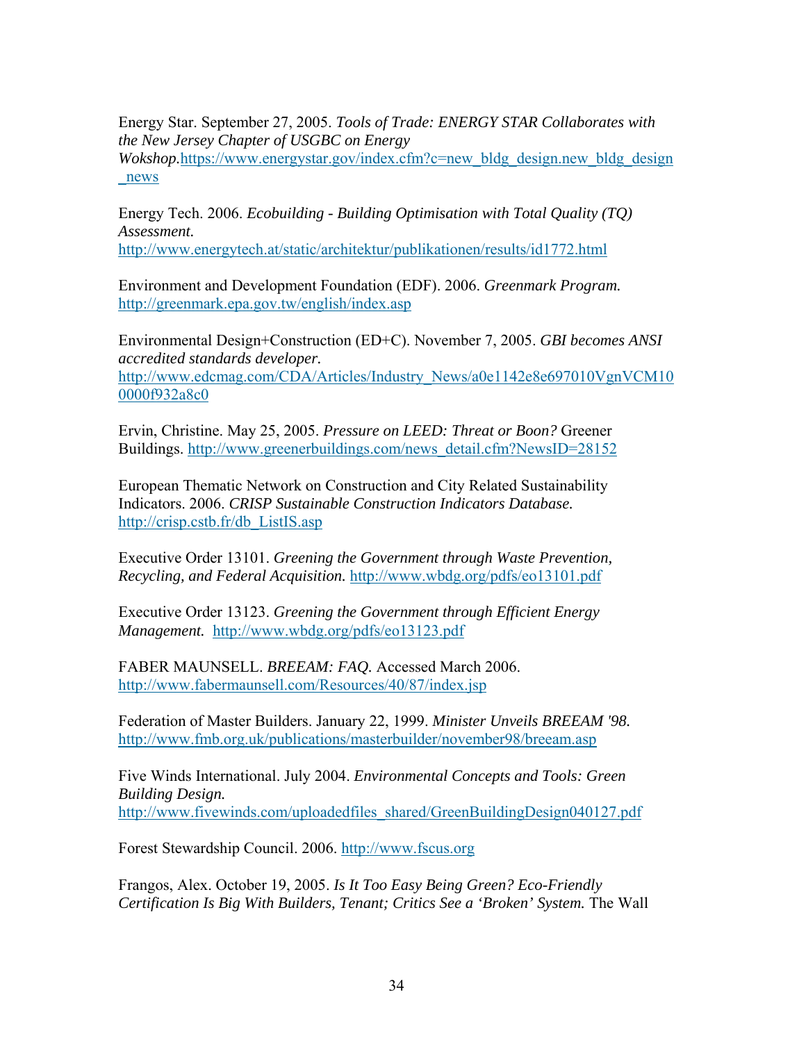Energy Star. September 27, 2005. *Tools of Trade: ENERGY STAR Collaborates with the New Jersey Chapter of USGBC on Energy Wokshop.*https://www.energystar.gov/index.cfm?c=new_bldg_design.new_bldg_design_news

Energy Tech. 2006. *Ecobuilding - Building Optimisation with Total Quality (TQ) Assessment.* http://www.energytech.at/static/architektur/publikationen/results/id1772.html

Environment and Development Foundation (EDF). 2006. *Greenmark Program.* http://greenmark.epa.gov.tw/english/index.asp

Environmental Design+Construction (ED+C). November 7, 2005. *GBI becomes ANSI accredited standards developer.* http://www.edcmag.com/CDA/Articles/Industry_News/a0e1142e8e697010VgnVCM100000f932a8c0

Ervin, Christine. May 25, 2005. *Pressure on LEED: Threat or Boon?* Greener Buildings. http://www.greenerbuildings.com/news_detail.cfm?NewsID=28152

European Thematic Network on Construction and City Related Sustainability Indicators. 2006. *CRISP Sustainable Construction Indicators Database.* http://crisp.cstb.fr/db_ListIS.asp

Executive Order 13101. *Greening the Government through Waste Prevention, Recycling, and Federal Acquisition.* http://www.wbdg.org/pdfs/eo13101.pdf

Executive Order 13123. *Greening the Government through Efficient Energy Management.* http://www.wbdg.org/pdfs/eo13123.pdf

FABER MAUNSELL. *BREEAM: FAQ.* Accessed March 2006. http://www.fabermaunsell.com/Resources/40/87/index.jsp

Federation of Master Builders. January 22, 1999. *Minister Unveils BREEAM '98.* http://www.fmb.org.uk/publications/masterbuilder/november98/breeam.asp

Five Winds International. July 2004. *Environmental Concepts and Tools: Green Building Design.* http://www.fivewinds.com/uploadedfiles_shared/GreenBuildingDesign040127.pdf

Forest Stewardship Council. 2006. http://www.fscus.org

Frangos, Alex. October 19, 2005. *Is It Too Easy Being Green? Eco-Friendly Certification Is Big With Builders, Tenant; Critics See a 'Broken' System.* The Wall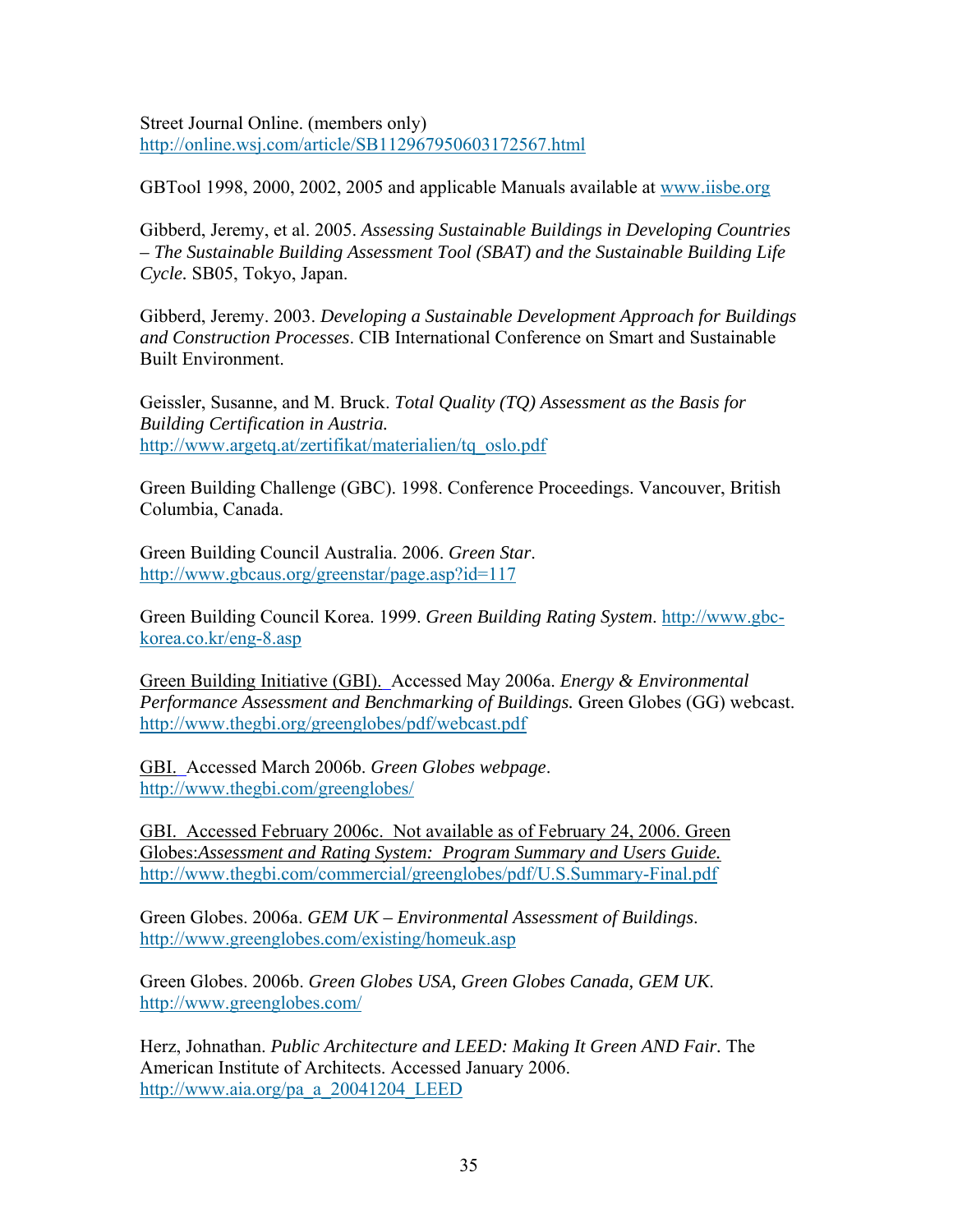Street Journal Online. (members only) http://online.wsj.com/article/SB112967950603172567.html

GBTool 1998, 2000, 2002, 2005 and applicable Manuals available at www.iisbe.org

Gibberd, Jeremy, et al. 2005. *Assessing Sustainable Buildings in Developing Countries – The Sustainable Building Assessment Tool (SBAT) and the Sustainable Building Life Cycle.* SB05, Tokyo, Japan.

Gibberd, Jeremy. 2003. *Developing a Sustainable Development Approach for Buildings and Construction Processes*. CIB International Conference on Smart and Sustainable Built Environment.

Geissler, Susanne, and M. Bruck. *Total Quality (TQ) Assessment as the Basis for Building Certification in Austria.* http://www.argetq.at/zertifikat/materialien/tq_oslo.pdf

Green Building Challenge (GBC). 1998. Conference Proceedings. Vancouver, British Columbia, Canada.

Green Building Council Australia. 2006. *Green Star*. http://www.gbcaus.org/greenstar/page.asp?id=117

Green Building Council Korea. 1999. *Green Building Rating System*. http://www.gbc-korea.co.kr/eng-8.asp

Green Building Initiative (GBI). Accessed May 2006a. *Energy & Environmental Performance Assessment and Benchmarking of Buildings.* Green Globes (GG) webcast. http://www.thegbi.org/greenglobes/pdf/webcast.pdf

GBI. Accessed March 2006b. *Green Globes webpage*. http://www.thegbi.com/greenglobes/

GBI. Accessed February 2006c. Not available as of February 24, 2006. Green Globes:*Assessment and Rating System: Program Summary and Users Guide.* http://www.thegbi.com/commercial/greenglobes/pdf/U.S.Summary-Final.pdf

Green Globes. 2006a. *GEM UK – Environmental Assessment of Buildings*. http://www.greenglobes.com/existing/homeuk.asp

Green Globes. 2006b. *Green Globes USA, Green Globes Canada, GEM UK*. http://www.greenglobes.com/

Herz, Johnathan. *Public Architecture and LEED: Making It Green AND Fair.* The American Institute of Architects. Accessed January 2006. http://www.aia.org/pa_a_20041204_LEED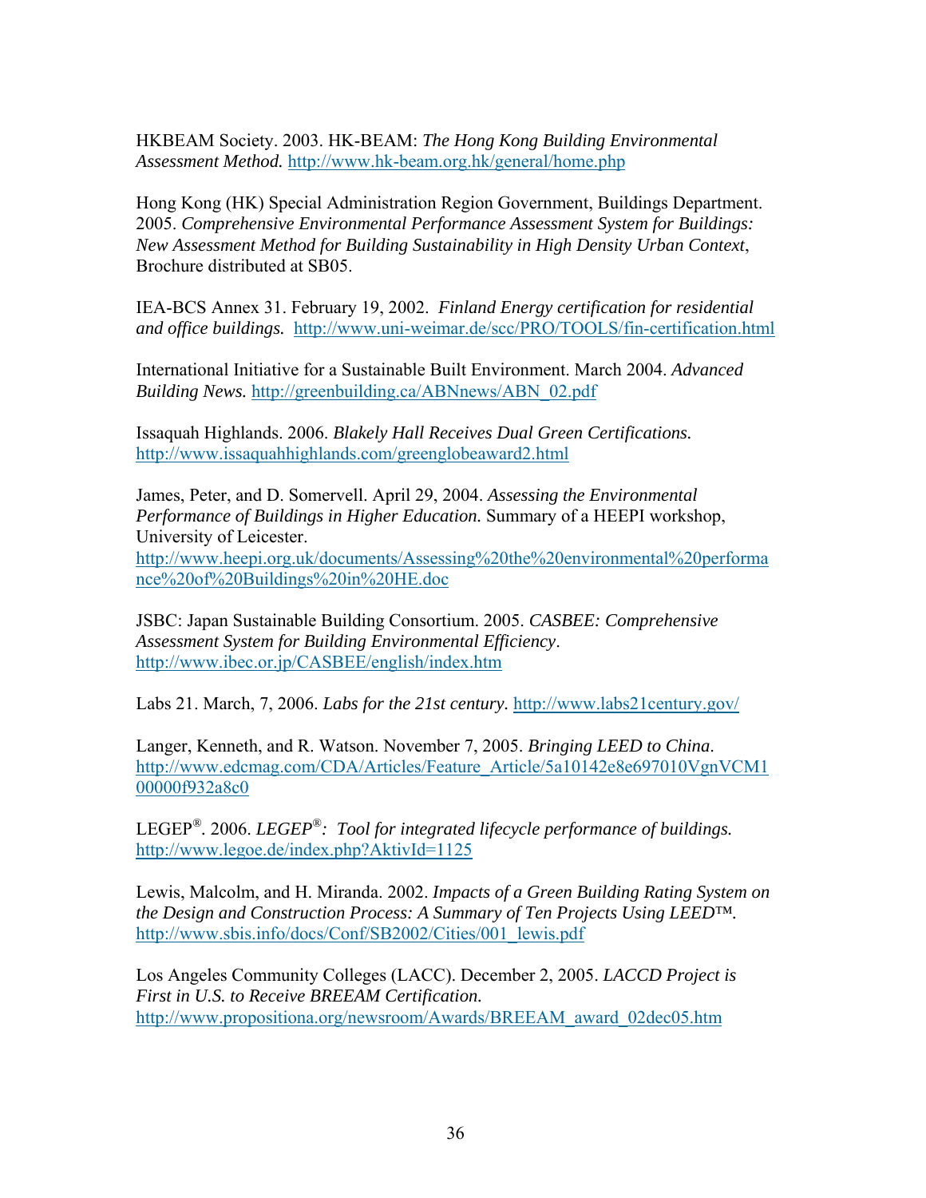HKBEAM Society. 2003. HK-BEAM: *The Hong Kong Building Environmental Assessment Method.* http://www.hk-beam.org.hk/general/home.php

Hong Kong (HK) Special Administration Region Government, Buildings Department. 2005. *Comprehensive Environmental Performance Assessment System for Buildings: New Assessment Method for Building Sustainability in High Density Urban Context*, Brochure distributed at SB05.

IEA-BCS Annex 31. February 19, 2002. *Finland Energy certification for residential and office buildings.* http://www.uni-weimar.de/scc/PRO/TOOLS/fin-certification.html

International Initiative for a Sustainable Built Environment. March 2004. *Advanced Building News.* http://greenbuilding.ca/ABNnews/ABN_02.pdf

Issaquah Highlands. 2006. *Blakely Hall Receives Dual Green Certifications.* http://www.issaquahhighlands.com/greenglobeaward2.html

James, Peter, and D. Somervell. April 29, 2004. *Assessing the Environmental Performance of Buildings in Higher Education.* Summary of a HEEPI workshop, University of Leicester. http://www.heepi.org.uk/documents/Assessing%20the%20environmental%20performance%20of%20Buildings%20in%20HE.doc

JSBC: Japan Sustainable Building Consortium. 2005. *CASBEE: Comprehensive Assessment System for Building Environmental Efficiency*. http://www.ibec.or.jp/CASBEE/english/index.htm

Labs 21. March, 7, 2006. *Labs for the 21st century.* http://www.labs21century.gov/

Langer, Kenneth, and R. Watson. November 7, 2005. *Bringing LEED to China*. http://www.edcmag.com/CDA/Articles/Feature_Article/5a10142e8e697010VgnVCM100000f932a8c0

LEGEP®. 2006. *LEGEP®: Tool for integrated lifecycle performance of buildings.* http://www.legoe.de/index.php?AktivId=1125

Lewis, Malcolm, and H. Miranda. 2002. *Impacts of a Green Building Rating System on the Design and Construction Process: A Summary of Ten Projects Using LEED™.* http://www.sbis.info/docs/Conf/SB2002/Cities/001_lewis.pdf

Los Angeles Community Colleges (LACC). December 2, 2005. *LACCD Project is First in U.S. to Receive BREEAM Certification.* http://www.propositiona.org/newsroom/Awards/BREEAM_award_02dec05.htm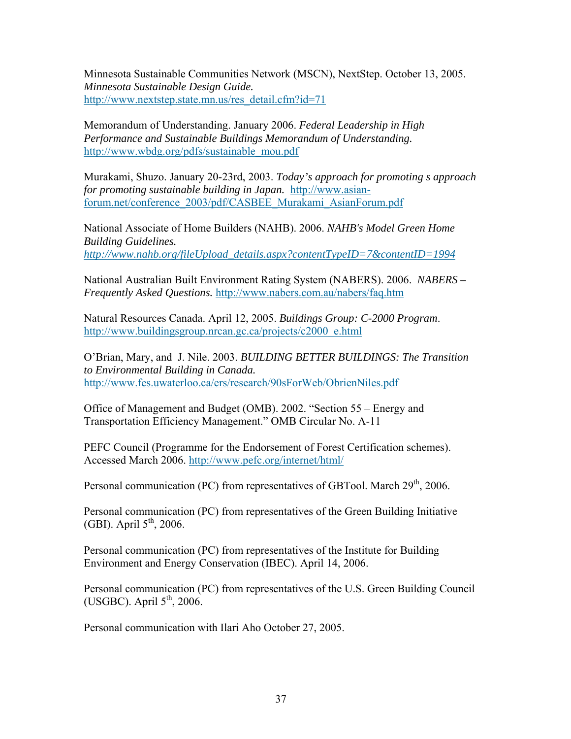Minnesota Sustainable Communities Network (MSCN), NextStep. October 13, 2005. *Minnesota Sustainable Design Guide.* http://www.nextstep.state.mn.us/res_detail.cfm?id=71

Memorandum of Understanding. January 2006. *Federal Leadership in High Performance and Sustainable Buildings Memorandum of Understanding.* http://www.wbdg.org/pdfs/sustainable_mou.pdf

Murakami, Shuzo. January 20-23rd, 2003. *Today's approach for promoting s approach for promoting sustainable building in Japan.* http://www.asian-forum.net/conference_2003/pdf/CASBEE_Murakami_AsianForum.pdf

National Associate of Home Builders (NAHB). 2006. *NAHB's Model Green Home Building Guidelines.* *http://www.nahb.org/fileUpload_details.aspx?contentTypeID=7&contentID=1994*

National Australian Built Environment Rating System (NABERS). 2006. *NABERS – Frequently Asked Questions.* http://www.nabers.com.au/nabers/faq.htm

Natural Resources Canada. April 12, 2005. *Buildings Group: C-2000 Program*. http://www.buildingsgroup.nrcan.gc.ca/projects/c2000_e.html

O'Brian, Mary, and J. Nile. 2003. *BUILDING BETTER BUILDINGS: The Transition to Environmental Building in Canada.* http://www.fes.uwaterloo.ca/ers/research/90sForWeb/ObrienNiles.pdf

Office of Management and Budget (OMB). 2002. "Section 55 – Energy and Transportation Efficiency Management." OMB Circular No. A-11

PEFC Council (Programme for the Endorsement of Forest Certification schemes). Accessed March 2006. http://www.pefc.org/internet/html/

Personal communication (PC) from representatives of GBTool. March 29th, 2006.

Personal communication (PC) from representatives of the Green Building Initiative (GBI). April 5th, 2006.

Personal communication (PC) from representatives of the Institute for Building Environment and Energy Conservation (IBEC). April 14, 2006.

Personal communication (PC) from representatives of the U.S. Green Building Council (USGBC). April 5th, 2006.

Personal communication with Ilari Aho October 27, 2005.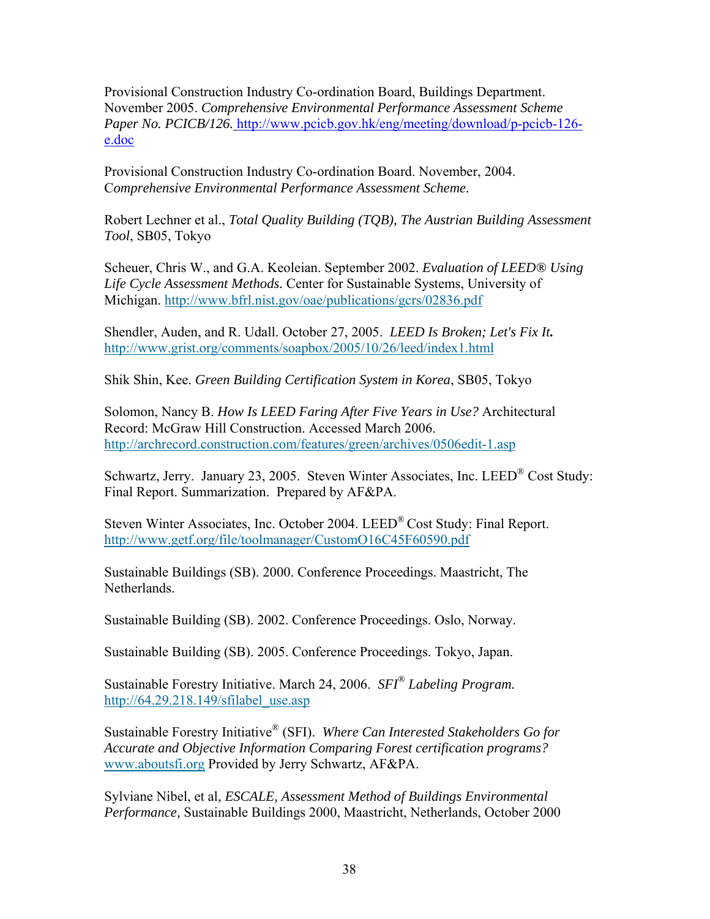Provisional Construction Industry Co-ordination Board, Buildings Department. November 2005. *Comprehensive Environmental Performance Assessment Scheme Paper No. PCICB/126.* http://www.pcicb.gov.hk/eng/meeting/download/p-pcicb-126-e.doc

Provisional Construction Industry Co-ordination Board. November, 2004. *Comprehensive Environmental Performance Assessment Scheme.*

Robert Lechner et al., *Total Quality Building (TQB), The Austrian Building Assessment Tool*, SB05, Tokyo

Scheuer, Chris W., and G.A. Keoleian. September 2002. *Evaluation of LEED® Using Life Cycle Assessment Methods.* Center for Sustainable Systems, University of Michigan. http://www.bfrl.nist.gov/oae/publications/gcrs/02836.pdf

Shendler, Auden, and R. Udall. October 27, 2005. *LEED Is Broken; Let's Fix It.* http://www.grist.org/comments/soapbox/2005/10/26/leed/index1.html

Shik Shin, Kee. *Green Building Certification System in Korea*, SB05, Tokyo

Solomon, Nancy B. *How Is LEED Faring After Five Years in Use?* Architectural Record: McGraw Hill Construction. Accessed March 2006. http://archrecord.construction.com/features/green/archives/0506edit-1.asp

Schwartz, Jerry. January 23, 2005. Steven Winter Associates, Inc. LEED® Cost Study: Final Report. Summarization. Prepared by AF&PA.

Steven Winter Associates, Inc. October 2004. LEED® Cost Study: Final Report. http://www.getf.org/file/toolmanager/CustomO16C45F60590.pdf

Sustainable Buildings (SB). 2000. Conference Proceedings. Maastricht, The Netherlands.

Sustainable Building (SB). 2002. Conference Proceedings. Oslo, Norway.

Sustainable Building (SB). 2005. Conference Proceedings. Tokyo, Japan.

Sustainable Forestry Initiative. March 24, 2006. *SFI® Labeling Program.* http://64.29.218.149/sfilabel_use.asp

Sustainable Forestry Initiative® (SFI). *Where Can Interested Stakeholders Go for Accurate and Objective Information Comparing Forest certification programs?* www.aboutsfi.org Provided by Jerry Schwartz, AF&PA.

Sylviane Nibel, et al, *ESCALE, Assessment Method of Buildings Environmental Performance,* Sustainable Buildings 2000, Maastricht, Netherlands, October 2000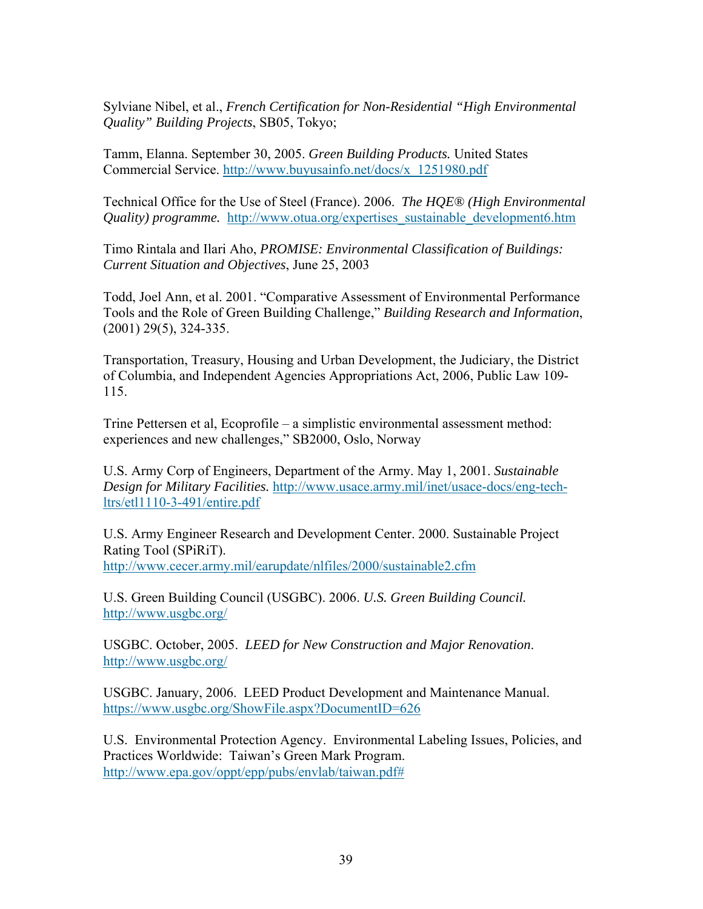Sylviane Nibel, et al., *French Certification for Non-Residential "High Environmental Quality" Building Projects*, SB05, Tokyo;

Tamm, Elanna. September 30, 2005. *Green Building Products.* United States Commercial Service. http://www.buyusainfo.net/docs/x_1251980.pdf

Technical Office for the Use of Steel (France). 2006. *The HQE® (High Environmental Quality) programme.* http://www.otua.org/expertises_sustainable_development6.htm

Timo Rintala and Ilari Aho, *PROMISE: Environmental Classification of Buildings: Current Situation and Objectives*, June 25, 2003

Todd, Joel Ann, et al. 2001. "Comparative Assessment of Environmental Performance Tools and the Role of Green Building Challenge," *Building Research and Information*, (2001) 29(5), 324-335.

Transportation, Treasury, Housing and Urban Development, the Judiciary, the District of Columbia, and Independent Agencies Appropriations Act, 2006, Public Law 109-115.

Trine Pettersen et al, Ecoprofile – a simplistic environmental assessment method: experiences and new challenges," SB2000, Oslo, Norway

U.S. Army Corp of Engineers, Department of the Army. May 1, 2001. *Sustainable Design for Military Facilities.* http://www.usace.army.mil/inet/usace-docs/eng-tech-ltrs/etl1110-3-491/entire.pdf

U.S. Army Engineer Research and Development Center. 2000. Sustainable Project Rating Tool (SPiRiT). http://www.cecer.army.mil/earupdate/nlfiles/2000/sustainable2.cfm

U.S. Green Building Council (USGBC). 2006. *U.S. Green Building Council.* http://www.usgbc.org/

USGBC. October, 2005. *LEED for New Construction and Major Renovation*. http://www.usgbc.org/

USGBC. January, 2006. LEED Product Development and Maintenance Manual. https://www.usgbc.org/ShowFile.aspx?DocumentID=626

U.S. Environmental Protection Agency. Environmental Labeling Issues, Policies, and Practices Worldwide: Taiwan's Green Mark Program. http://www.epa.gov/oppt/epp/pubs/envlab/taiwan.pdf#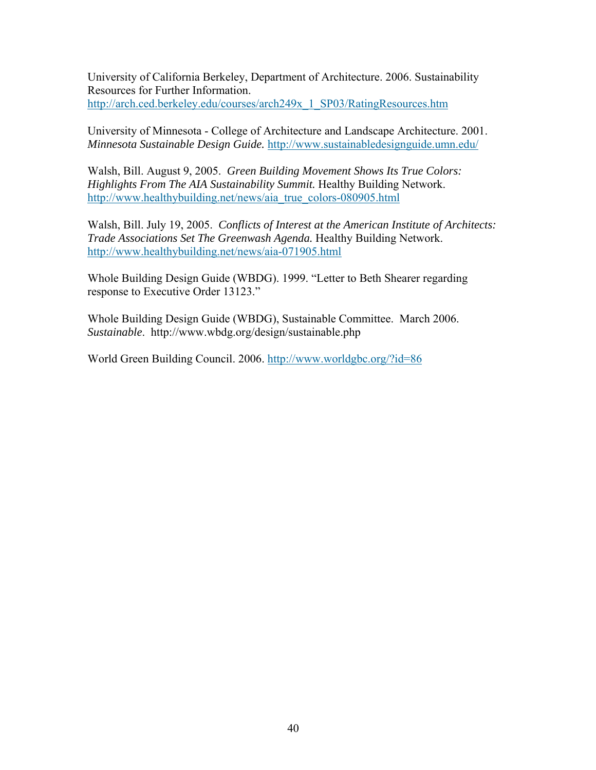University of California Berkeley, Department of Architecture. 2006. Sustainability Resources for Further Information. http://arch.ced.berkeley.edu/courses/arch249x_1_SP03/RatingResources.htm

University of Minnesota - College of Architecture and Landscape Architecture. 2001. *Minnesota Sustainable Design Guide.* http://www.sustainabledesignguide.umn.edu/

Walsh, Bill. August 9, 2005. *Green Building Movement Shows Its True Colors: Highlights From The AIA Sustainability Summit.* Healthy Building Network. http://www.healthybuilding.net/news/aia_true_colors-080905.html

Walsh, Bill. July 19, 2005. *Conflicts of Interest at the American Institute of Architects: Trade Associations Set The Greenwash Agenda.* Healthy Building Network. http://www.healthybuilding.net/news/aia-071905.html

Whole Building Design Guide (WBDG). 1999. "Letter to Beth Shearer regarding response to Executive Order 13123."

Whole Building Design Guide (WBDG), Sustainable Committee. March 2006. *Sustainable*. http://www.wbdg.org/design/sustainable.php

World Green Building Council. 2006. http://www.worldgbc.org/?id=86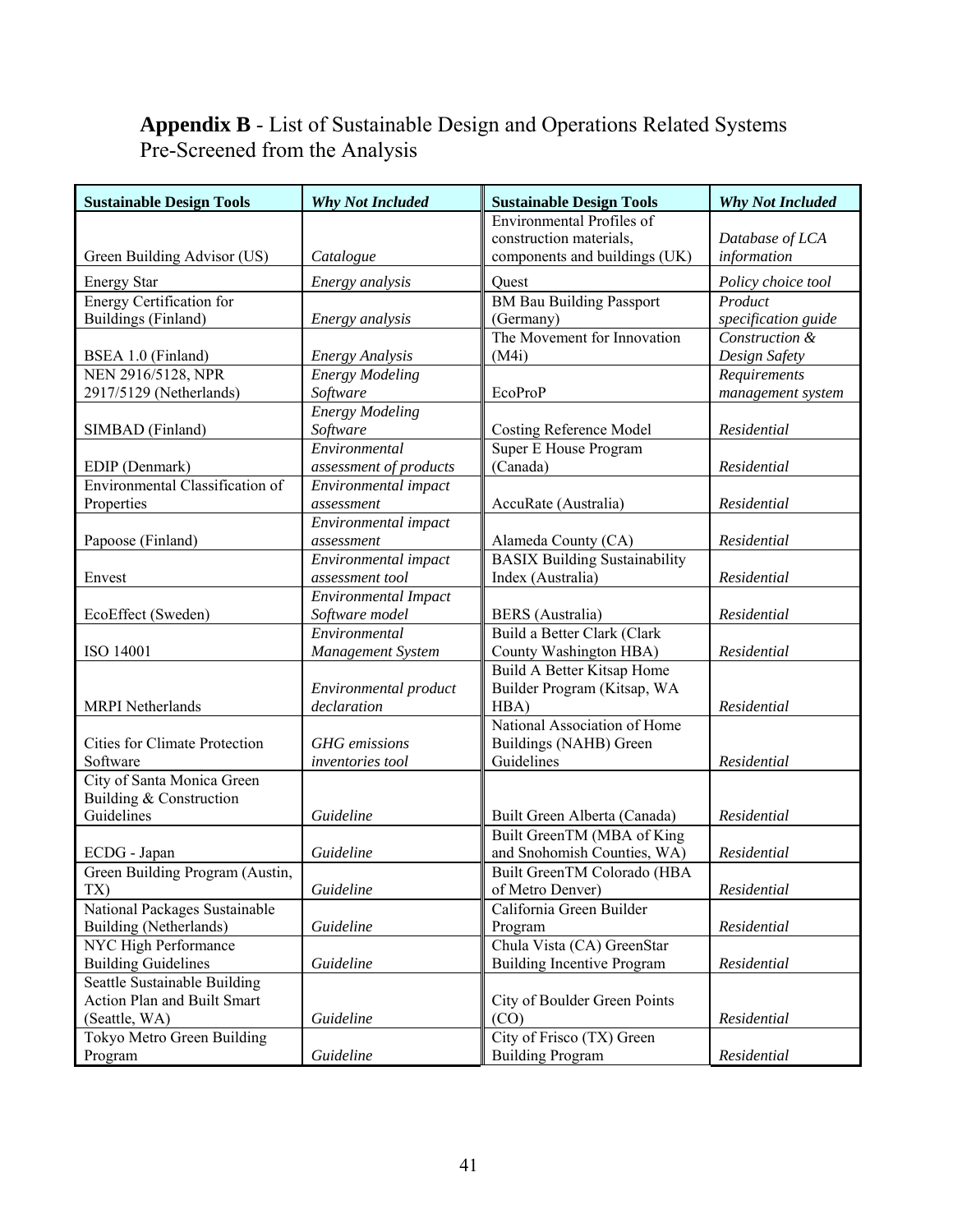**Appendix B** - List of Sustainable Design and Operations Related Systems Pre-Screened from the Analysis

| Sustainable Design Tools | Why Not Included | Sustainable Design Tools | Why Not Included |
|---|---|---|---|
| Green Building Advisor (US) | *Catalogue* | Environmental Profiles of construction materials, components and buildings (UK) | *Database of LCA information* |
| Energy Star | *Energy analysis* | Quest | *Policy choice tool* |
| Energy Certification for Buildings (Finland) | *Energy analysis* | BM Bau Building Passport (Germany) | *Product specification guide* |
| BSEA 1.0 (Finland) | *Energy Analysis* | The Movement for Innovation (M4i) | *Construction & Design Safety* |
| NEN 2916/5128, NPR 2917/5129 (Netherlands) | *Energy Modeling Software* | EcoProP | *Requirements management system* |
| SIMBAD (Finland) | *Energy Modeling Software* | Costing Reference Model | *Residential* |
| EDIP (Denmark) | *Environmental assessment of products* | Super E House Program (Canada) | *Residential* |
| Environmental Classification of Properties | *Environmental impact assessment* | AccuRate (Australia) | *Residential* |
| Papoose (Finland) | *Environmental impact assessment* | Alameda County (CA) | *Residential* |
| Envest | *Environmental impact assessment tool* | BASIX Building Sustainability Index (Australia) | *Residential* |
| EcoEffect (Sweden) | *Environmental Impact Software model* | BERS (Australia) | *Residential* |
| ISO 14001 | *Environmental Management System* | Build a Better Clark (Clark County Washington HBA) | *Residential* |
| MRPI Netherlands | *Environmental product declaration* | Build A Better Kitsap Home Builder Program (Kitsap, WA HBA) | *Residential* |
| Cities for Climate Protection Software | *GHG emissions inventories tool* | National Association of Home Buildings (NAHB) Green Guidelines | *Residential* |
| City of Santa Monica Green Building & Construction Guidelines | *Guideline* | Built Green Alberta (Canada) | *Residential* |
| ECDG - Japan | *Guideline* | Built GreenTM (MBA of King and Snohomish Counties, WA) | *Residential* |
| Green Building Program (Austin, TX) | *Guideline* | Built GreenTM Colorado (HBA of Metro Denver) | *Residential* |
| National Packages Sustainable Building (Netherlands) | *Guideline* | California Green Builder Program | *Residential* |
| NYC High Performance Building Guidelines | *Guideline* | Chula Vista (CA) GreenStar Building Incentive Program | *Residential* |
| Seattle Sustainable Building Action Plan and Built Smart (Seattle, WA) | *Guideline* | City of Boulder Green Points (CO) | *Residential* |
| Tokyo Metro Green Building Program | *Guideline* | City of Frisco (TX) Green Building Program | *Residential* |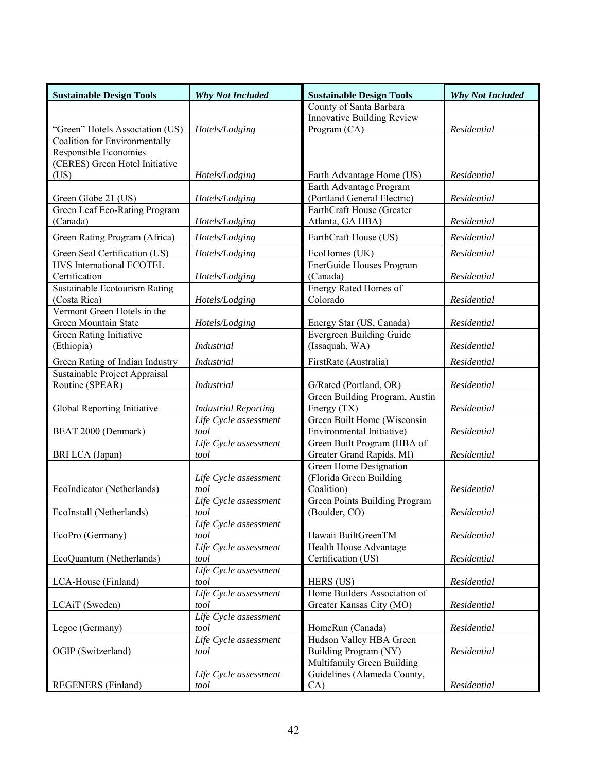| **Sustainable Design Tools** | ***Why Not Included*** | **Sustainable Design Tools** | ***Why Not Included*** |
|---|---|---|---|
| "Green" Hotels Association (US) | *Hotels/Lodging* | County of Santa Barbara Innovative Building Review Program (CA) | *Residential* |
| Coalition for Environmentally Responsible Economies (CERES) Green Hotel Initiative (US) | *Hotels/Lodging* | Earth Advantage Home (US) | *Residential* |
| Green Globe 21 (US) | *Hotels/Lodging* | Earth Advantage Program (Portland General Electric) | *Residential* |
| Green Leaf Eco-Rating Program (Canada) | *Hotels/Lodging* | EarthCraft House (Greater Atlanta, GA HBA) | *Residential* |
| Green Rating Program (Africa) | *Hotels/Lodging* | EarthCraft House (US) | *Residential* |
| Green Seal Certification (US) | *Hotels/Lodging* | EcoHomes (UK) | *Residential* |
| HVS International ECOTEL Certification | *Hotels/Lodging* | EnerGuide Houses Program (Canada) | *Residential* |
| Sustainable Ecotourism Rating (Costa Rica) | *Hotels/Lodging* | Energy Rated Homes of Colorado | *Residential* |
| Vermont Green Hotels in the Green Mountain State | *Hotels/Lodging* | Energy Star (US, Canada) | *Residential* |
| Green Rating Initiative (Ethiopia) | *Industrial* | Evergreen Building Guide (Issaquah, WA) | *Residential* |
| Green Rating of Indian Industry | *Industrial* | FirstRate (Australia) | *Residential* |
| Sustainable Project Appraisal Routine (SPEAR) | *Industrial* | G/Rated (Portland, OR) | *Residential* |
| Global Reporting Initiative | *Industrial Reporting* | Green Building Program, Austin Energy (TX) | *Residential* |
| BEAT 2000 (Denmark) | *Life Cycle assessment tool* | Green Built Home (Wisconsin Environmental Initiative) | *Residential* |
| BRI LCA (Japan) | *Life Cycle assessment tool* | Green Built Program (HBA of Greater Grand Rapids, MI) | *Residential* |
| EcoIndicator (Netherlands) | *Life Cycle assessment tool* | Green Home Designation (Florida Green Building Coalition) | *Residential* |
| EcoInstall (Netherlands) | *Life Cycle assessment tool* | Green Points Building Program (Boulder, CO) | *Residential* |
| EcoPro (Germany) | *Life Cycle assessment tool* | Hawaii BuiltGreenTM | *Residential* |
| EcoQuantum (Netherlands) | *Life Cycle assessment tool* | Health House Advantage Certification (US) | *Residential* |
| LCA-House (Finland) | *Life Cycle assessment tool* | HERS (US) | *Residential* |
| LCAiT (Sweden) | *Life Cycle assessment tool* | Home Builders Association of Greater Kansas City (MO) | *Residential* |
| Legoe (Germany) | *Life Cycle assessment tool* | HomeRun (Canada) | *Residential* |
| OGIP (Switzerland) | *Life Cycle assessment tool* | Hudson Valley HBA Green Building Program (NY) | *Residential* |
| REGENERS (Finland) | *Life Cycle assessment tool* | Multifamily Green Building Guidelines (Alameda County, CA) | *Residential* |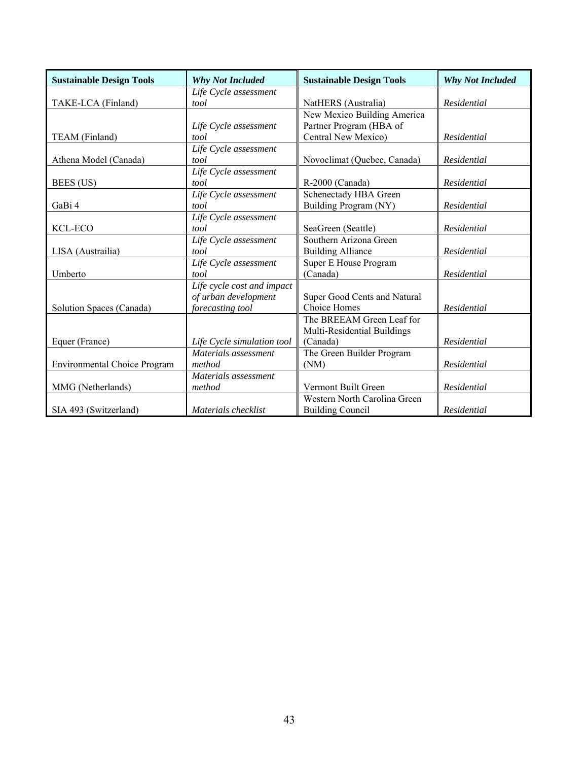| Sustainable Design Tools | *Why Not Included* | Sustainable Design Tools | *Why Not Included* |
|---|---|---|---|
| TAKE-LCA (Finland) | *Life Cycle assessment tool* | NatHERS (Australia) | *Residential* |
| TEAM (Finland) | *Life Cycle assessment tool* | New Mexico Building America Partner Program (HBA of Central New Mexico) | *Residential* |
| Athena Model (Canada) | *Life Cycle assessment tool* | Novoclimat (Quebec, Canada) | *Residential* |
| BEES (US) | *Life Cycle assessment tool* | R-2000 (Canada) | *Residential* |
| GaBi 4 | *Life Cycle assessment tool* | Schenectady HBA Green Building Program (NY) | *Residential* |
| KCL-ECO | *Life Cycle assessment tool* | SeaGreen (Seattle) | *Residential* |
| LISA (Austrailia) | *Life Cycle assessment tool* | Southern Arizona Green Building Alliance | *Residential* |
| Umberto | *Life Cycle assessment tool* | Super E House Program (Canada) | *Residential* |
| Solution Spaces (Canada) | *Life cycle cost and impact of urban development forecasting tool* | Super Good Cents and Natural Choice Homes | *Residential* |
| Equer (France) | *Life Cycle simulation tool* | The BREEAM Green Leaf for Multi-Residential Buildings (Canada) | *Residential* |
| Environmental Choice Program | *Materials assessment method* | The Green Builder Program (NM) | *Residential* |
| MMG (Netherlands) | *Materials assessment method* | Vermont Built Green | *Residential* |
| SIA 493 (Switzerland) | *Materials checklist* | Western North Carolina Green Building Council | *Residential* |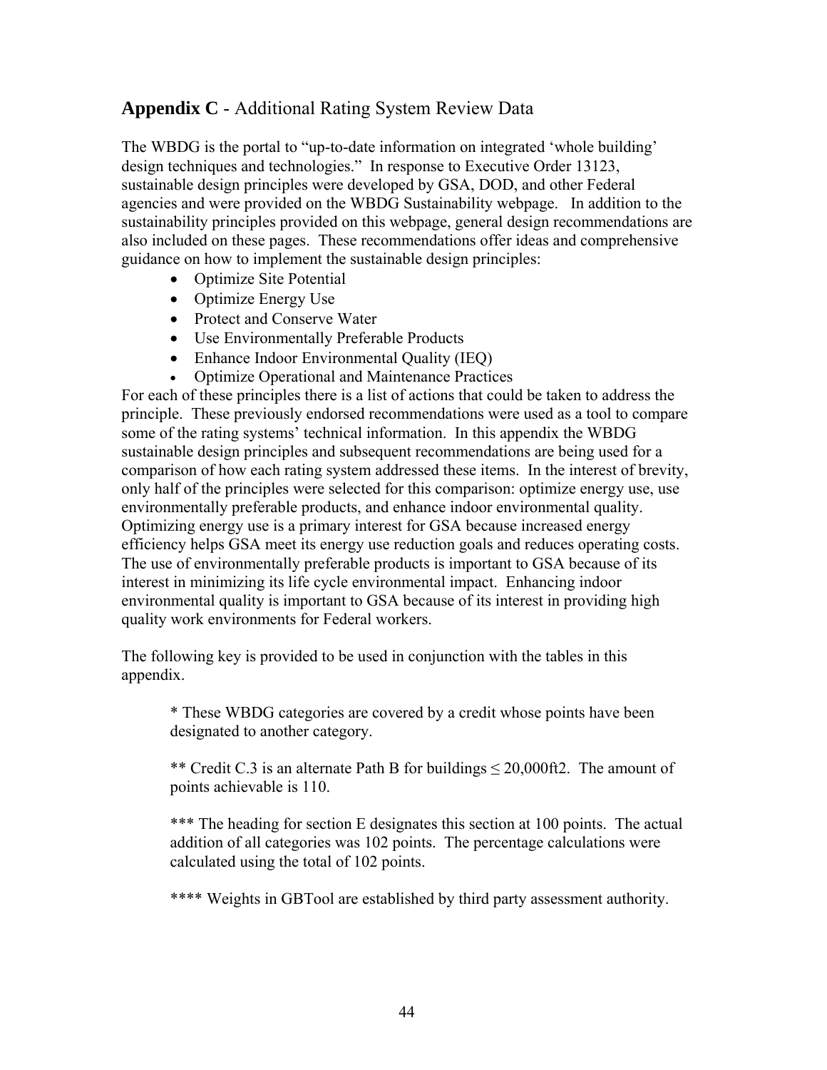## **Appendix C** - Additional Rating System Review Data

The WBDG is the portal to "up-to-date information on integrated 'whole building' design techniques and technologies." In response to Executive Order 13123, sustainable design principles were developed by GSA, DOD, and other Federal agencies and were provided on the WBDG Sustainability webpage. In addition to the sustainability principles provided on this webpage, general design recommendations are also included on these pages. These recommendations offer ideas and comprehensive guidance on how to implement the sustainable design principles:

- Optimize Site Potential
- Optimize Energy Use
- Protect and Conserve Water
- Use Environmentally Preferable Products
- Enhance Indoor Environmental Quality (IEQ)
- Optimize Operational and Maintenance Practices

For each of these principles there is a list of actions that could be taken to address the principle. These previously endorsed recommendations were used as a tool to compare some of the rating systems' technical information. In this appendix the WBDG sustainable design principles and subsequent recommendations are being used for a comparison of how each rating system addressed these items. In the interest of brevity, only half of the principles were selected for this comparison: optimize energy use, use environmentally preferable products, and enhance indoor environmental quality. Optimizing energy use is a primary interest for GSA because increased energy efficiency helps GSA meet its energy use reduction goals and reduces operating costs. The use of environmentally preferable products is important to GSA because of its interest in minimizing its life cycle environmental impact. Enhancing indoor environmental quality is important to GSA because of its interest in providing high quality work environments for Federal workers.

The following key is provided to be used in conjunction with the tables in this appendix.

> * These WBDG categories are covered by a credit whose points have been designated to another category.
>
> ** Credit C.3 is an alternate Path B for buildings ≤ 20,000ft2. The amount of points achievable is 110.
>
> *** The heading for section E designates this section at 100 points. The actual addition of all categories was 102 points. The percentage calculations were calculated using the total of 102 points.
>
> **** Weights in GBTool are established by third party assessment authority.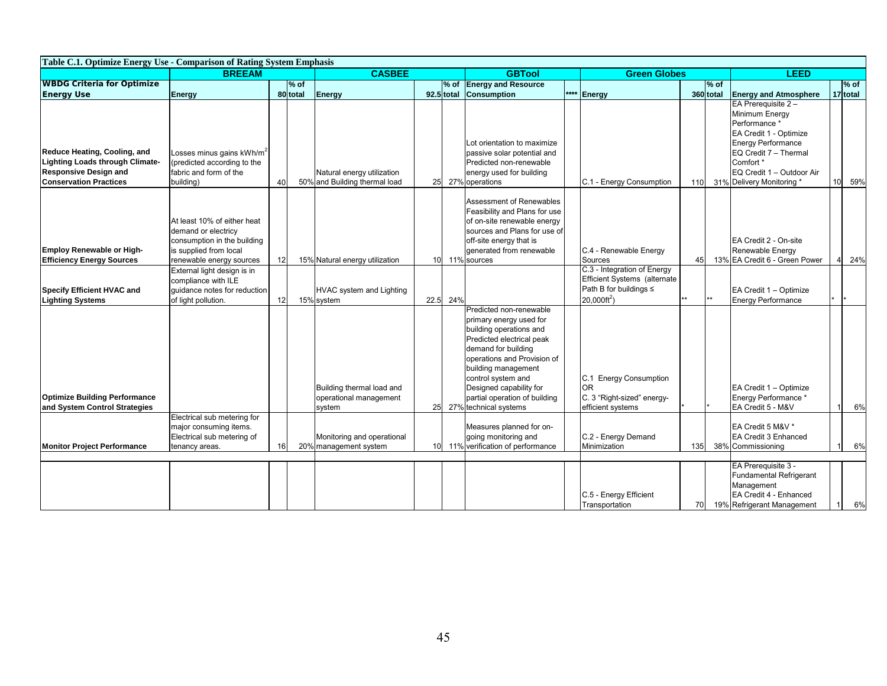**Table C.1. Optimize Energy Use - Comparison of Rating System Emphasis**

| | BREEAM | | | CASBEE | | | GBTool | | Green Globes | | | LEED | | |
|---|---|---|---|---|---|---|---|---|---|---|---|---|---|---|
| **WBDG Criteria for Optimize Energy Use** | **Energy** | **80** | **% of total** | **Energy** | **92.5** | **% of total** | **Energy and Resource Consumption** | **\*\*\*\*** | **Energy** | **360** | **% of total** | **Energy and Atmosphere** | **17** | **% of total** |
| **Reduce Heating, Cooling, and Lighting Loads through Climate-Responsive Design and Conservation Practices** | Losses minus gains kWh/$m^2$ (predicted according to the fabric and form of the building) | 40 | 50% | Natural energy utilization and Building thermal load | 25 | 27% | Lot orientation to maximize passive solar potential and Predicted non-renewable energy used for building operations | | C.1 - Energy Consumption | 110 | 31% | EA Prerequisite 2 – Minimum Energy Performance * EA Credit 1 - Optimize Energy Performance EQ Credit 7 – Thermal Comfort * EQ Credit 1 – Outdoor Air Delivery Monitoring * | 10 | 59% |
| **Employ Renewable or High-Efficiency Energy Sources** | At least 10% of either heat demand or electricy consumption in the building is supplied from local renewable energy sources | 12 | 15% | Natural energy utilization | 10 | 11% | Assessment of Renewables Feasibility and Plans for use of on-site renewable energy sources and Plans for use of off-site energy that is generated from renewable sources | | C.4 - Renewable Energy Sources | 45 | 13% | EA Credit 2 - On-site Renewable Energy EA Credit 6 - Green Power | 4 | 24% |
| **Specify Efficient HVAC and Lighting Systems** | External light design is in compliance with ILE guidance notes for reduction of light pollution. | 12 | 15% | HVAC system and Lighting system | 22.5 | 24% | | | C.3 - Integration of Energy Efficient Systems (alternate Path B for buildings ≤ 20,000ft$^2$) | ** | ** | EA Credit 1 – Optimize Energy Performance | * | * |
| **Optimize Building Performance and System Control Strategies** | | | | Building thermal load and operational management system | 25 | 27% | Predicted non-renewable primary energy used for building operations and Predicted electrical peak demand for building operations and Provision of building management control system and Designed capability for partial operation of building technical systems | | C.1 Energy Consumption OR C. 3 "Right-sized" energy-efficient systems | * | * | EA Credit 1 – Optimize Energy Performance * EA Credit 5 - M&V | 1 | 6% |
| **Monitor Project Performance** | Electrical sub metering for major consuming items. Electrical sub metering of tenancy areas. | 16 | 20% | Monitoring and operational management system | 10 | 11% | Measures planned for on-going monitoring and verification of performance | | C.2 - Energy Demand Minimization | 135 | 38% | EA Credit 5 M&V * EA Credit 3 Enhanced Commissioning | 1 | 6% |
| | | | | | | | | | C.5 - Energy Efficient Transportation | 70 | 19% | EA Prerequisite 3 - Fundamental Refrigerant Management EA Credit 4 - Enhanced Refrigerant Management | 1 | 6% |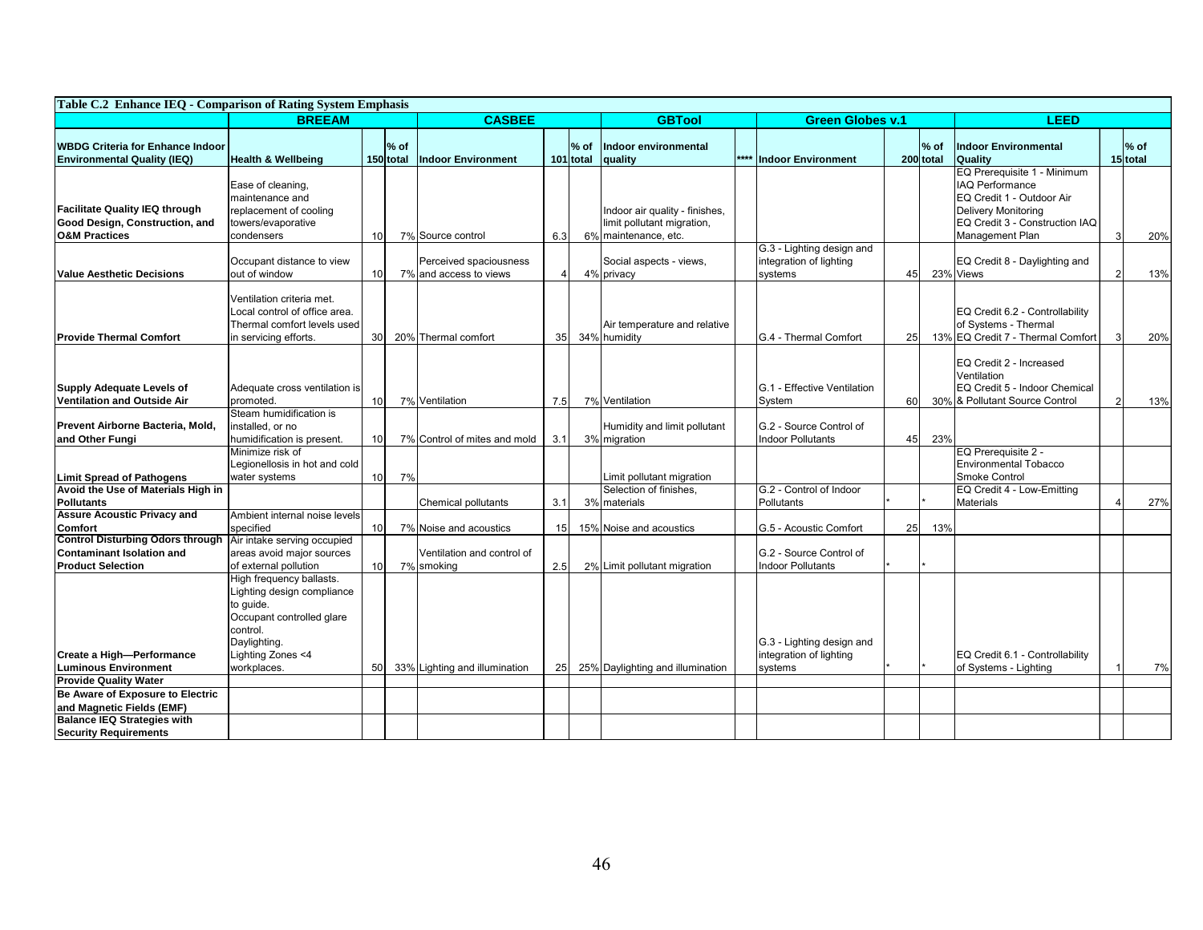**Table C.2 Enhance IEQ - Comparison of Rating System Emphasis**

| | BREEAM | | | CASBEE | | | GBTool | | Green Globes v.1 | | | LEED | | |
|---|---|---|---|---|---|---|---|---|---|---|---|---|---|---|
| **WBDG Criteria for Enhance Indoor Environmental Quality (IEQ)** | **Health & Wellbeing** | **150** | **% of total** | **Indoor Environment** | **101** | **% of total** | **Indoor environmental quality** | **\*\*\*\*** | **Indoor Environment** | **200** | **% of total** | **Indoor Environmental Quality** | **15** | **% of total** |
| **Facilitate Quality IEQ through Good Design, Construction, and O&M Practices** | Ease of cleaning, maintenance and replacement of cooling towers/evaporative condensers | 10 | 7% | Source control | 6.3 | 6% | Indoor air quality - finishes, limit pollutant migration, maintenance, etc. | | | | | EQ Prerequisite 1 - Minimum IAQ Performance EQ Credit 1 - Outdoor Air Delivery Monitoring EQ Credit 3 - Construction IAQ Management Plan | 3 | 20% |
| **Value Aesthetic Decisions** | Occupant distance to view out of window | 10 | 7% | Perceived spaciousness and access to views | 4 | 4% | Social aspects - views, privacy | | G.3 - Lighting design and integration of lighting systems | 45 | 23% | EQ Credit 8 - Daylighting and Views | 2 | 13% |
| **Provide Thermal Comfort** | Ventilation criteria met. Local control of office area. Thermal comfort levels used in servicing efforts. | 30 | 20% | Thermal comfort | 35 | 34% | Air temperature and relative humidity | | G.4 - Thermal Comfort | 25 | 13% | EQ Credit 6.2 - Controllability of Systems - Thermal EQ Credit 7 - Thermal Comfort | 3 | 20% |
| **Supply Adequate Levels of Ventilation and Outside Air** | Adequate cross ventilation is promoted. | 10 | 7% | Ventilation | 7.5 | 7% | Ventilation | | G.1 - Effective Ventilation System | 60 | 30% | EQ Credit 2 - Increased Ventilation EQ Credit 5 - Indoor Chemical & Pollutant Source Control | 2 | 13% |
| **Prevent Airborne Bacteria, Mold, and Other Fungi** | Steam humidification is installed, or no humidification is present. | 10 | 7% | Control of mites and mold | 3.1 | 3% | Humidity and limit pollutant migration | | G.2 - Source Control of Indoor Pollutants | 45 | 23% | | | |
| **Limit Spread of Pathogens** | Minimize risk of Legionellosis in hot and cold water systems | 10 | 7% | | | | Limit pollutant migration | | | | | EQ Prerequisite 2 - Environmental Tobacco Smoke Control | | |
| **Avoid the Use of Materials High in Pollutants** | | | | Chemical pollutants | 3.1 | 3% | Selection of finishes, materials | | G.2 - Control of Indoor Pollutants | * | * | EQ Credit 4 - Low-Emitting Materials | 4 | 27% |
| **Assure Acoustic Privacy and Comfort** | Ambient internal noise levels specified | 10 | 7% | Noise and acoustics | 15 | 15% | Noise and acoustics | | G.5 - Acoustic Comfort | 25 | 13% | | | |
| **Control Disturbing Odors through Contaminant Isolation and Product Selection** | Air intake serving occupied areas avoid major sources of external pollution | 10 | 7% | Ventilation and control of smoking | 2.5 | 2% | Limit pollutant migration | | G.2 - Source Control of Indoor Pollutants | * | * | | | |
| **Create a High—Performance Luminous Environment** | High frequency ballasts. Lighting design compliance to guide. Occupant controlled glare control. Daylighting. Lighting Zones <4 workplaces. | 50 | 33% | Lighting and illumination | 25 | 25% | Daylighting and illumination | | G.3 - Lighting design and integration of lighting systems | * | * | EQ Credit 6.1 - Controllability of Systems - Lighting | 1 | 7% |
| **Provide Quality Water** | | | | | | | | | | | | | | |
| **Be Aware of Exposure to Electric and Magnetic Fields (EMF)** | | | | | | | | | | | | | | |
| **Balance IEQ Strategies with Security Requirements** | | | | | | | | | | | | | | |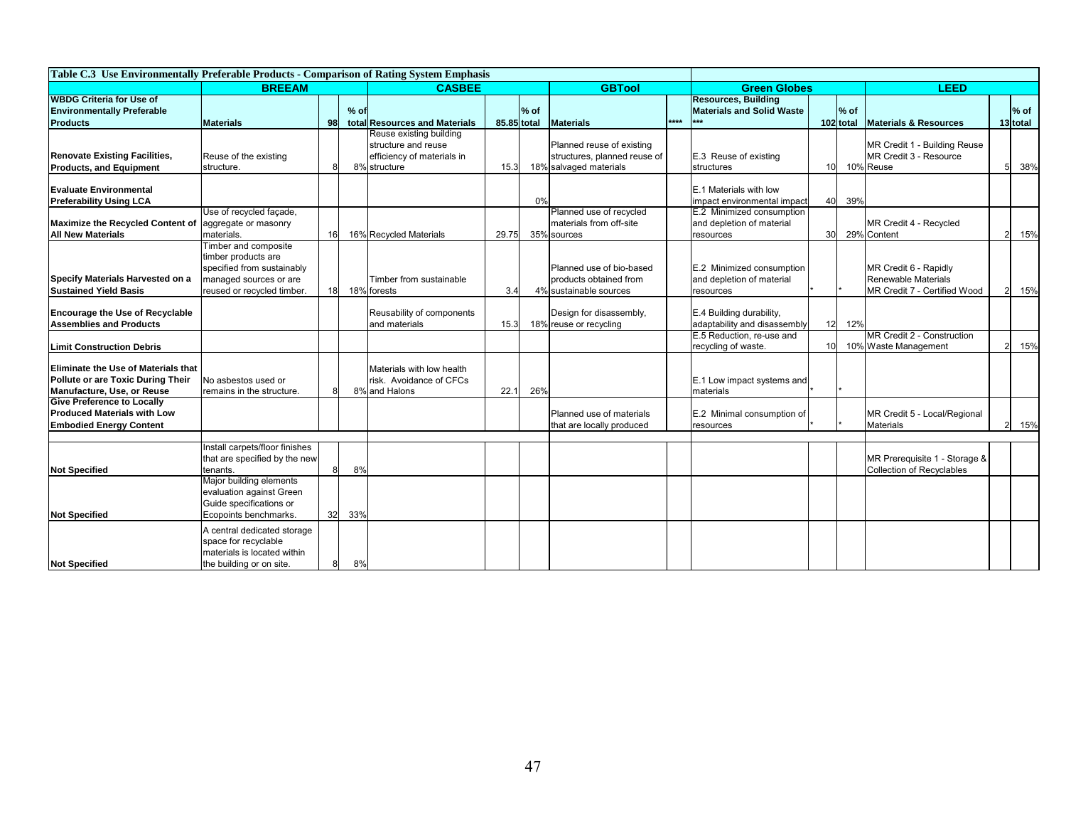| Table C.3 Use Environmentally Preferable Products - Comparison of Rating System Emphasis | | | | | | | | | | | | | | | |
|---|---|---|---|---|---|---|---|---|---|---|---|---|---|---|---|
| | BREEAM | | | CASBEE | | | GBTool | | Green Globes | | | LEED | | |
| WBDG Criteria for Use of Environmentally Preferable Products | Materials | 98 | % of total | Resources and Materials | 85.85 | % of total | Materials | **** | Resources, Building Materials and Solid Waste *** | 102 | % of total | Materials & Resources | 13 | % of total |
| Renovate Existing Facilities, Products, and Equipment | Reuse of the existing structure. | 8 | 8% | Reuse existing building structure and reuse efficiency of materials in structure | 15.3 | 18% | Planned reuse of existing structures, planned reuse of salvaged materials | | E.3 Reuse of existing structures | 10 | 10% | MR Credit 1 - Building Reuse MR Credit 3 - Resource Reuse | 5 | 38% |
| Evaluate Environmental Preferability Using LCA | | | | | | 0% | | | E.1 Materials with low impact environmental impact | 40 | 39% | | | |
| Maximize the Recycled Content of All New Materials | Use of recycled façade, aggregate or masonry materials. | 16 | 16% | Recycled Materials | 29.75 | 35% | Planned use of recycled materials from off-site sources | | E.2 Minimized consumption and depletion of material resources | 30 | 29% | MR Credit 4 - Recycled Content | 2 | 15% |
| Specify Materials Harvested on a Sustained Yield Basis | Timber and composite timber products are specified from sustainably managed sources or are reused or recycled timber. | 18 | 18% | Timber from sustainable forests | 3.4 | 4% | Planned use of bio-based products obtained from sustainable sources | | E.2 Minimized consumption and depletion of material resources | * | * | MR Credit 6 - Rapidly Renewable Materials MR Credit 7 - Certified Wood | 2 | 15% |
| Encourage the Use of Recyclable Assemblies and Products | | | | Reusability of components and materials | 15.3 | 18% | Design for disassembly, reuse or recycling | | E.4 Building durability, adaptability and disassembly | 12 | 12% | | | |
| Limit Construction Debris | | | | | | | | | E.5 Reduction, re-use and recycling of waste. | 10 | 10% | MR Credit 2 - Construction Waste Management | 2 | 15% |
| Eliminate the Use of Materials that Pollute or are Toxic During Their Manufacture, Use, or Reuse | No asbestos used or remains in the structure. | 8 | 8% | Materials with low health risk. Avoidance of CFCs and Halons | 22.1 | 26% | | | E.1 Low impact systems and materials | * | * | | | |
| Give Preference to Locally Produced Materials with Low Embodied Energy Content | | | | | | | Planned use of materials that are locally produced | | E.2 Minimal consumption of resources | * | * | MR Credit 5 - Local/Regional Materials | 2 | 15% |
| | | | | | | | | | | | | | | |
| Not Specified | Install carpets/floor finishes that are specified by the new tenants. | 8 | 8% | | | | | | | | | MR Prerequisite 1 - Storage & Collection of Recyclables | | |
| Not Specified | Major building elements evaluation against Green Guide specifications or Ecopoints benchmarks. | 32 | 33% | | | | | | | | | | | |
| Not Specified | A central dedicated storage space for recyclable materials is located within the building or on site. | 8 | 8% | | | | | | | | | | | |